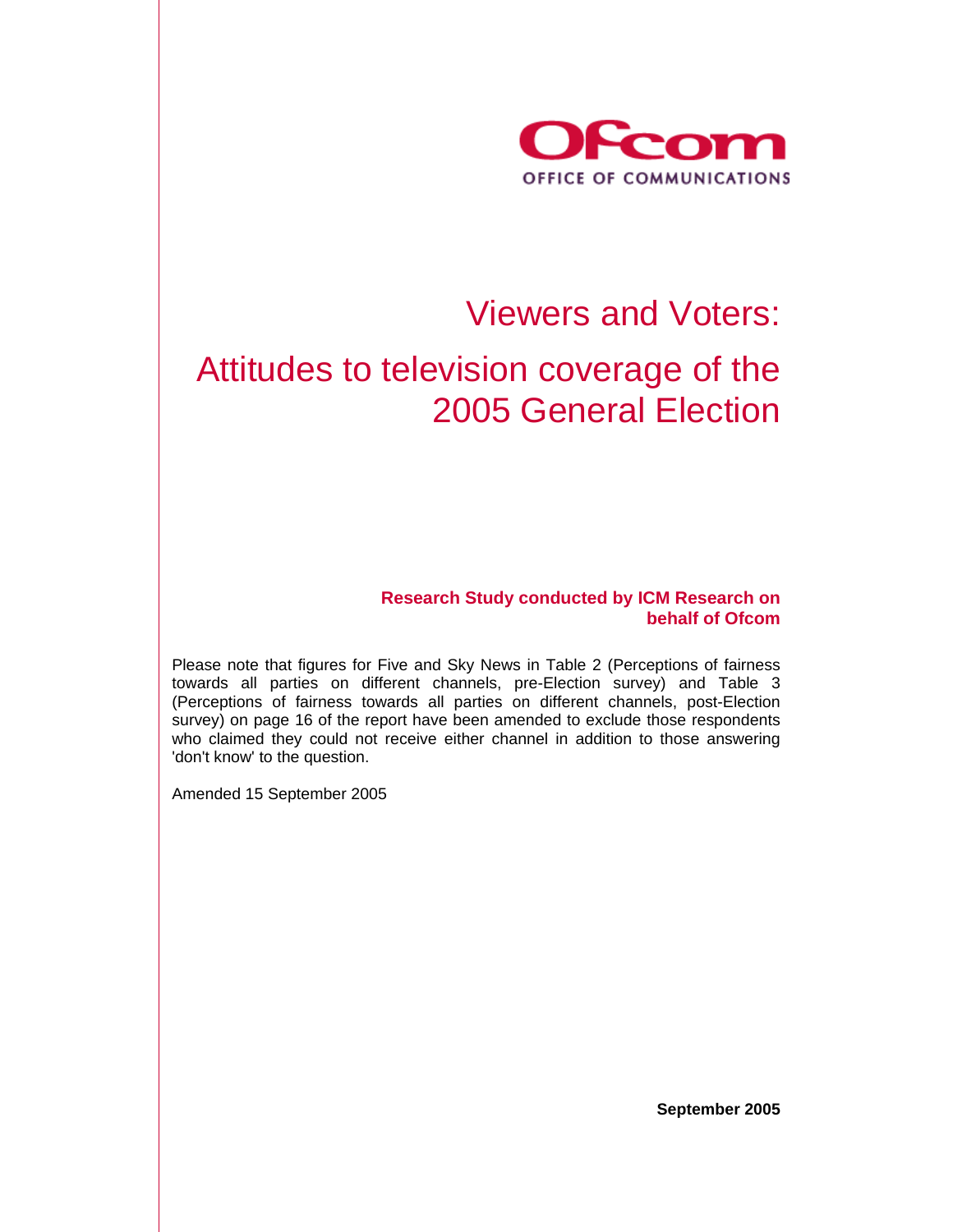Ofcom

OFFICE OF COMMUNICATIONS

# Viewers and Voters:

# Attitudes to television coverage of the 2005 General Election

**Research Study conducted by ICM Research on behalf of Ofcom**

Please note that figures for Five and Sky News in Table 2 (Perceptions of fairness towards all parties on different channels, pre-Election survey) and Table 3 (Perceptions of fairness towards all parties on different channels, post-Election survey) on page 16 of the report have been amended to exclude those respondents who claimed they could not receive either channel in addition to those answering 'don't know' to the question.

Amended 15 September 2005

**September 2005**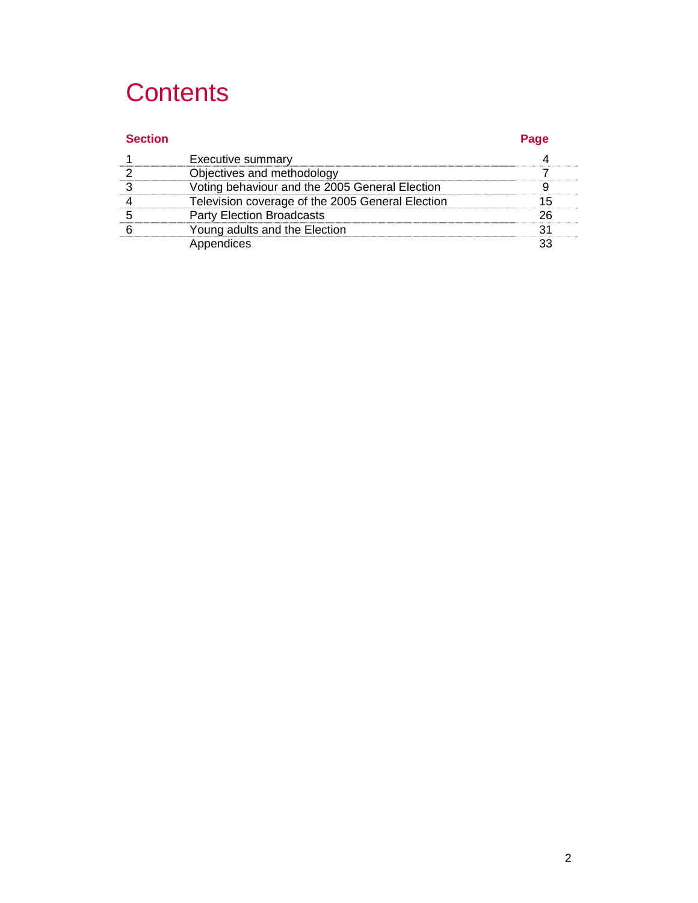# Contents

| Section | | Page |
|---|---|---|
| 1 | Executive summary | 4 |
| 2 | Objectives and methodology | 7 |
| 3 | Voting behaviour and the 2005 General Election | 9 |
| 4 | Television coverage of the 2005 General Election | 15 |
| 5 | Party Election Broadcasts | 26 |
| 6 | Young adults and the Election | 31 |
| | Appendices | 33 |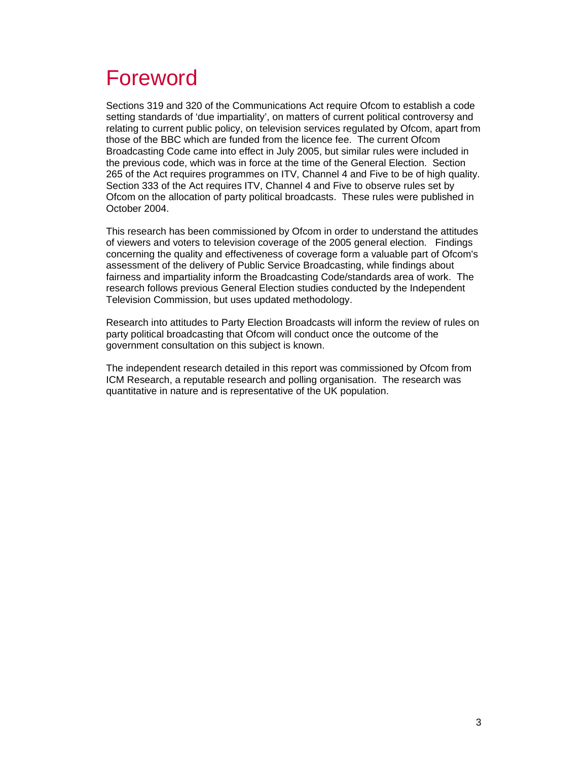# Foreword

Sections 319 and 320 of the Communications Act require Ofcom to establish a code setting standards of 'due impartiality', on matters of current political controversy and relating to current public policy, on television services regulated by Ofcom, apart from those of the BBC which are funded from the licence fee. The current Ofcom Broadcasting Code came into effect in July 2005, but similar rules were included in the previous code, which was in force at the time of the General Election. Section 265 of the Act requires programmes on ITV, Channel 4 and Five to be of high quality. Section 333 of the Act requires ITV, Channel 4 and Five to observe rules set by Ofcom on the allocation of party political broadcasts. These rules were published in October 2004.

This research has been commissioned by Ofcom in order to understand the attitudes of viewers and voters to television coverage of the 2005 general election. Findings concerning the quality and effectiveness of coverage form a valuable part of Ofcom's assessment of the delivery of Public Service Broadcasting, while findings about fairness and impartiality inform the Broadcasting Code/standards area of work. The research follows previous General Election studies conducted by the Independent Television Commission, but uses updated methodology.

Research into attitudes to Party Election Broadcasts will inform the review of rules on party political broadcasting that Ofcom will conduct once the outcome of the government consultation on this subject is known.

The independent research detailed in this report was commissioned by Ofcom from ICM Research, a reputable research and polling organisation. The research was quantitative in nature and is representative of the UK population.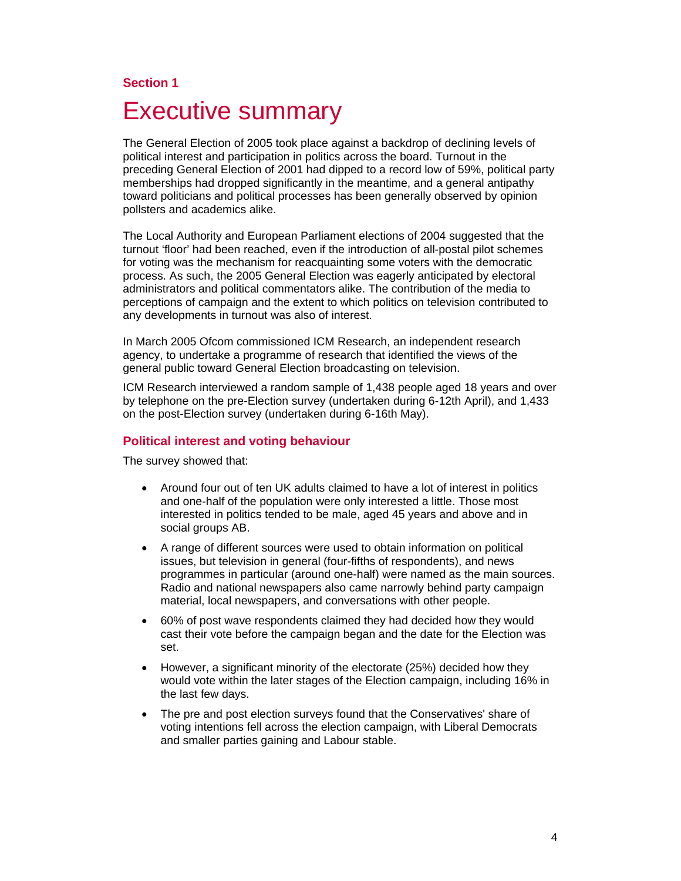**Section 1**

# Executive summary

The General Election of 2005 took place against a backdrop of declining levels of political interest and participation in politics across the board. Turnout in the preceding General Election of 2001 had dipped to a record low of 59%, political party memberships had dropped significantly in the meantime, and a general antipathy toward politicians and political processes has been generally observed by opinion pollsters and academics alike.

The Local Authority and European Parliament elections of 2004 suggested that the turnout 'floor' had been reached, even if the introduction of all-postal pilot schemes for voting was the mechanism for reacquainting some voters with the democratic process. As such, the 2005 General Election was eagerly anticipated by electoral administrators and political commentators alike. The contribution of the media to perceptions of campaign and the extent to which politics on television contributed to any developments in turnout was also of interest.

In March 2005 Ofcom commissioned ICM Research, an independent research agency, to undertake a programme of research that identified the views of the general public toward General Election broadcasting on television.

ICM Research interviewed a random sample of 1,438 people aged 18 years and over by telephone on the pre-Election survey (undertaken during 6-12th April), and 1,433 on the post-Election survey (undertaken during 6-16th May).

## Political interest and voting behaviour

The survey showed that:

- Around four out of ten UK adults claimed to have a lot of interest in politics and one-half of the population were only interested a little. Those most interested in politics tended to be male, aged 45 years and above and in social groups AB.
- A range of different sources were used to obtain information on political issues, but television in general (four-fifths of respondents), and news programmes in particular (around one-half) were named as the main sources. Radio and national newspapers also came narrowly behind party campaign material, local newspapers, and conversations with other people.
- 60% of post wave respondents claimed they had decided how they would cast their vote before the campaign began and the date for the Election was set.
- However, a significant minority of the electorate (25%) decided how they would vote within the later stages of the Election campaign, including 16% in the last few days.
- The pre and post election surveys found that the Conservatives' share of voting intentions fell across the election campaign, with Liberal Democrats and smaller parties gaining and Labour stable.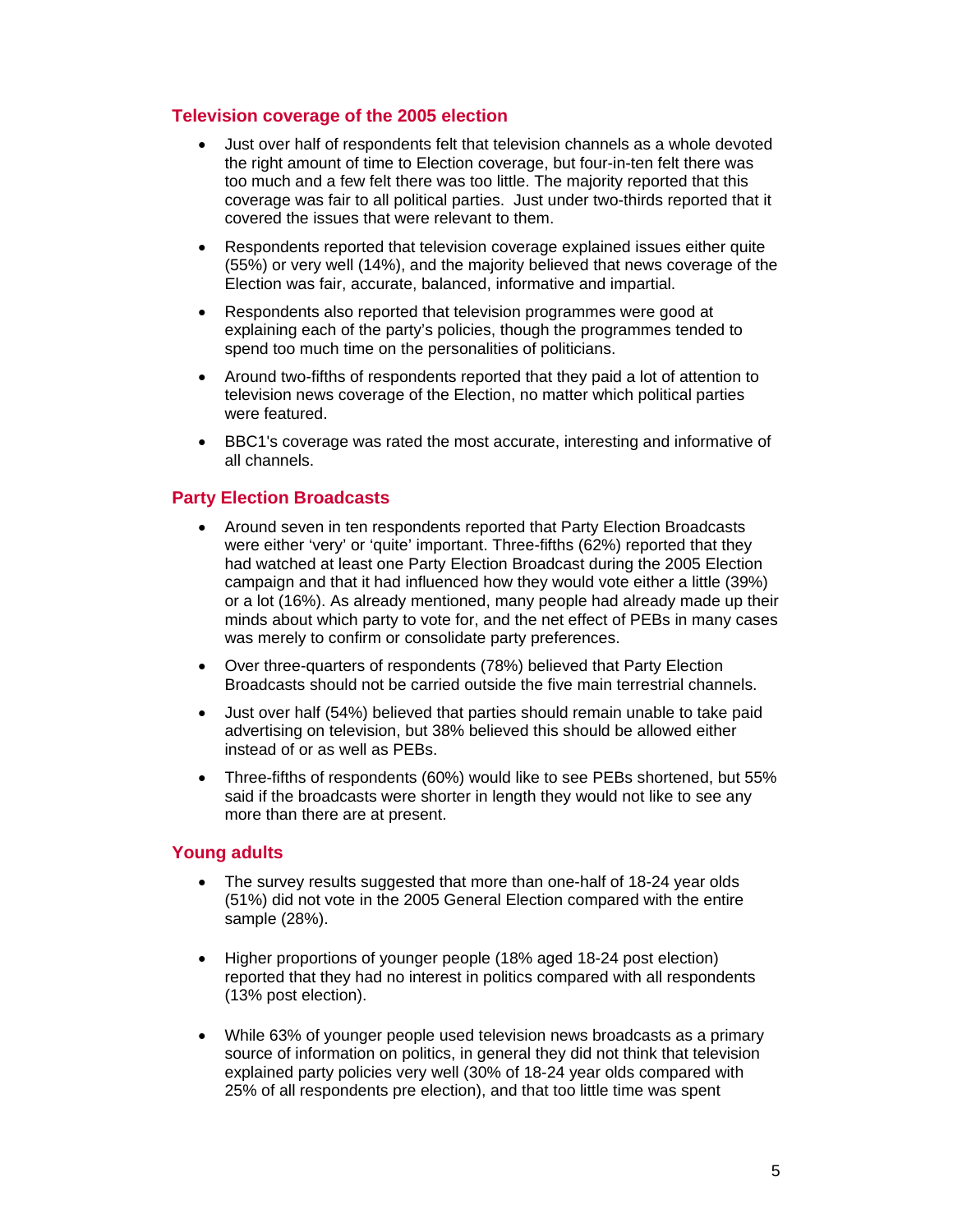## Television coverage of the 2005 election

- Just over half of respondents felt that television channels as a whole devoted the right amount of time to Election coverage, but four-in-ten felt there was too much and a few felt there was too little. The majority reported that this coverage was fair to all political parties. Just under two-thirds reported that it covered the issues that were relevant to them.
- Respondents reported that television coverage explained issues either quite (55%) or very well (14%), and the majority believed that news coverage of the Election was fair, accurate, balanced, informative and impartial.
- Respondents also reported that television programmes were good at explaining each of the party's policies, though the programmes tended to spend too much time on the personalities of politicians.
- Around two-fifths of respondents reported that they paid a lot of attention to television news coverage of the Election, no matter which political parties were featured.
- BBC1's coverage was rated the most accurate, interesting and informative of all channels.

## Party Election Broadcasts

- Around seven in ten respondents reported that Party Election Broadcasts were either 'very' or 'quite' important. Three-fifths (62%) reported that they had watched at least one Party Election Broadcast during the 2005 Election campaign and that it had influenced how they would vote either a little (39%) or a lot (16%). As already mentioned, many people had already made up their minds about which party to vote for, and the net effect of PEBs in many cases was merely to confirm or consolidate party preferences.
- Over three-quarters of respondents (78%) believed that Party Election Broadcasts should not be carried outside the five main terrestrial channels.
- Just over half (54%) believed that parties should remain unable to take paid advertising on television, but 38% believed this should be allowed either instead of or as well as PEBs.
- Three-fifths of respondents (60%) would like to see PEBs shortened, but 55% said if the broadcasts were shorter in length they would not like to see any more than there are at present.

## Young adults

- The survey results suggested that more than one-half of 18-24 year olds (51%) did not vote in the 2005 General Election compared with the entire sample (28%).
- Higher proportions of younger people (18% aged 18-24 post election) reported that they had no interest in politics compared with all respondents (13% post election).
- While 63% of younger people used television news broadcasts as a primary source of information on politics, in general they did not think that television explained party policies very well (30% of 18-24 year olds compared with 25% of all respondents pre election), and that too little time was spent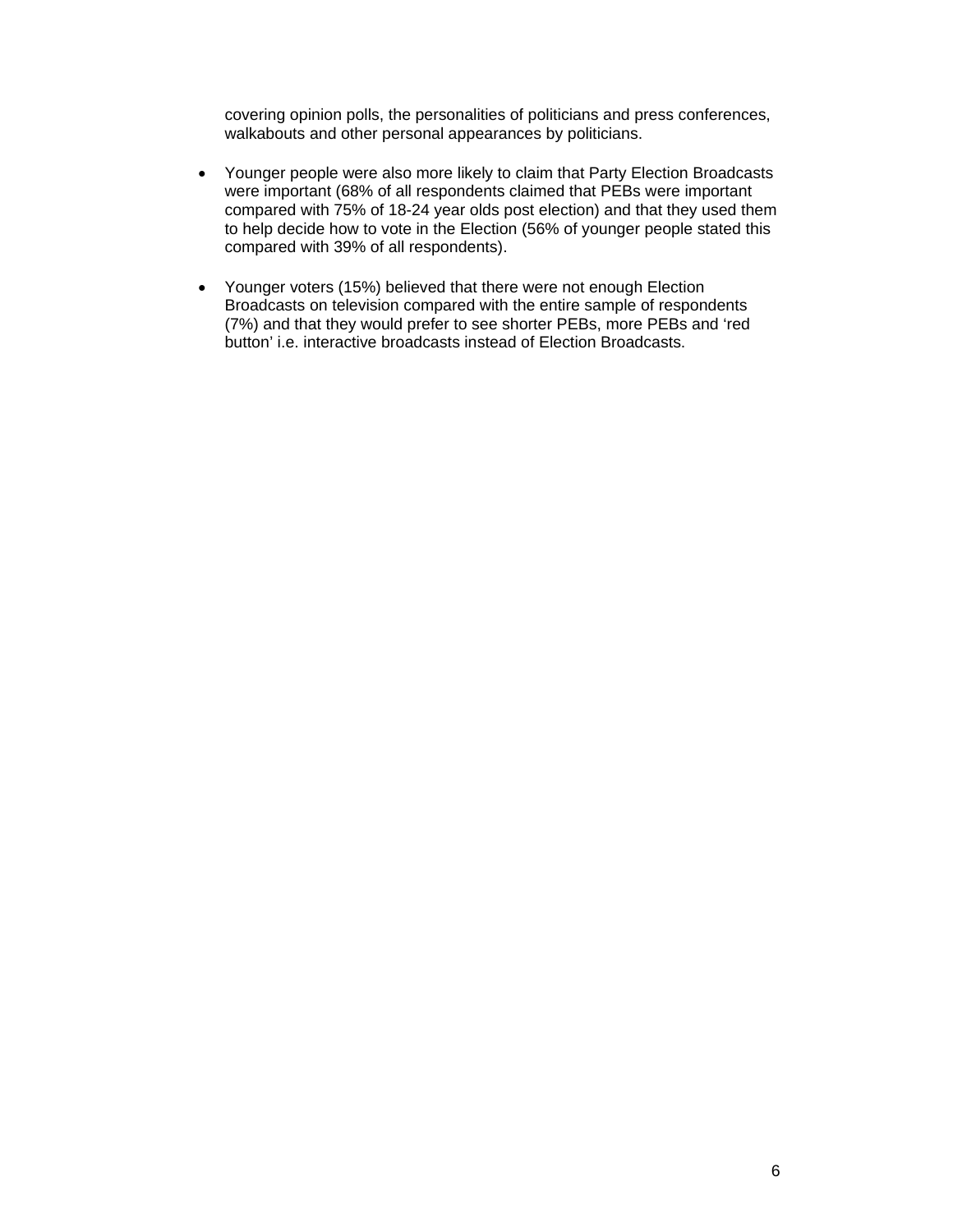covering opinion polls, the personalities of politicians and press conferences, walkabouts and other personal appearances by politicians.

- Younger people were also more likely to claim that Party Election Broadcasts were important (68% of all respondents claimed that PEBs were important compared with 75% of 18-24 year olds post election) and that they used them to help decide how to vote in the Election (56% of younger people stated this compared with 39% of all respondents).

- Younger voters (15%) believed that there were not enough Election Broadcasts on television compared with the entire sample of respondents (7%) and that they would prefer to see shorter PEBs, more PEBs and 'red button' i.e. interactive broadcasts instead of Election Broadcasts.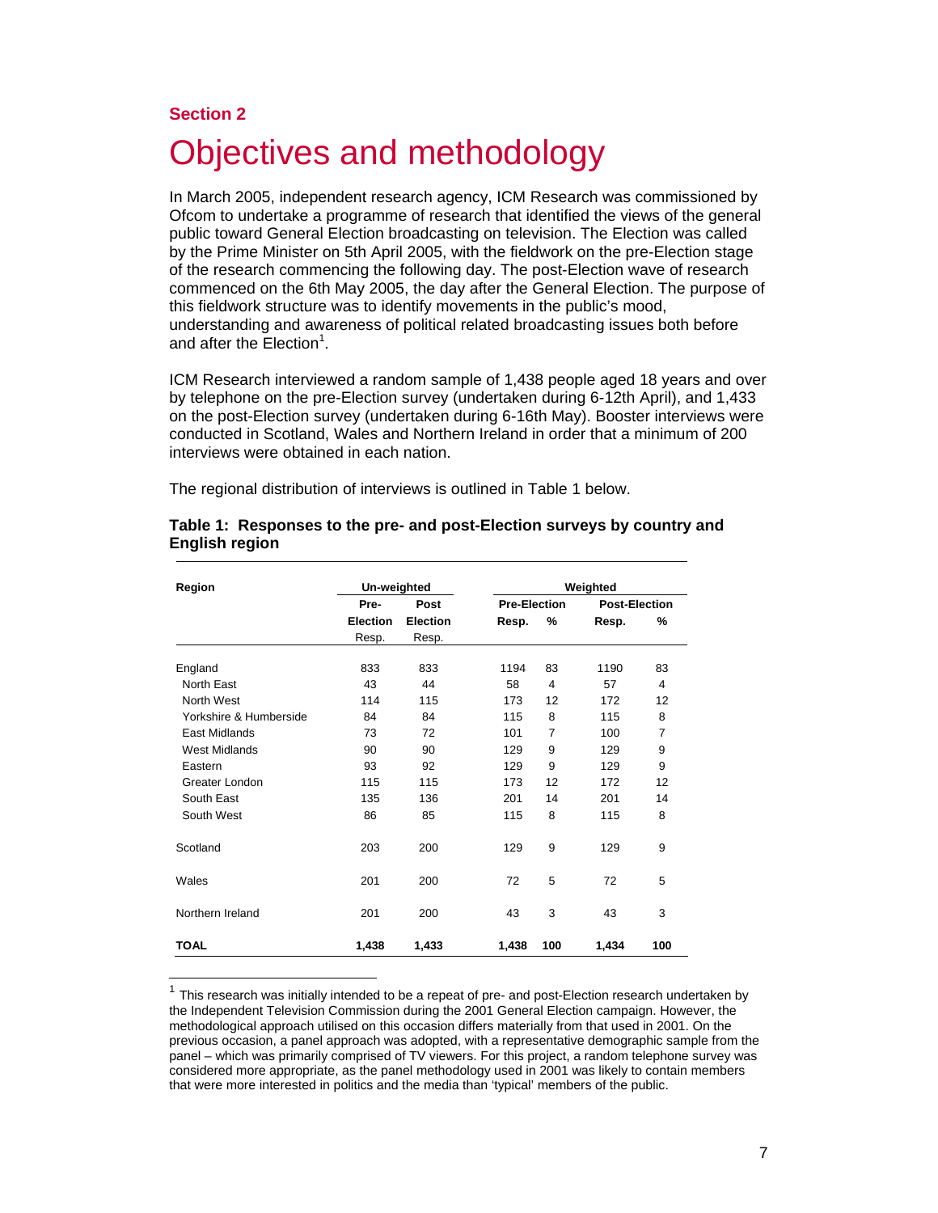## Section 2

# Objectives and methodology

In March 2005, independent research agency, ICM Research was commissioned by Ofcom to undertake a programme of research that identified the views of the general public toward General Election broadcasting on television. The Election was called by the Prime Minister on 5th April 2005, with the fieldwork on the pre-Election stage of the research commencing the following day. The post-Election wave of research commenced on the 6th May 2005, the day after the General Election. The purpose of this fieldwork structure was to identify movements in the public's mood, understanding and awareness of political related broadcasting issues both before and after the Election[1].

ICM Research interviewed a random sample of 1,438 people aged 18 years and over by telephone on the pre-Election survey (undertaken during 6-12th April), and 1,433 on the post-Election survey (undertaken during 6-16th May). Booster interviews were conducted in Scotland, Wales and Northern Ireland in order that a minimum of 200 interviews were obtained in each nation.

The regional distribution of interviews is outlined in Table 1 below.

**Table 1: Responses to the pre- and post-Election surveys by country and English region**

| Region | Un-weighted | | Weighted | | | |
|---|---|---|---|---|---|---|
| | Pre-Election Resp. | Post Election Resp. | Pre-Election Resp. | Pre-Election % | Post-Election Resp. | Post-Election % |
| England | 833 | 833 | 1194 | 83 | 1190 | 83 |
| North East | 43 | 44 | 58 | 4 | 57 | 4 |
| North West | 114 | 115 | 173 | 12 | 172 | 12 |
| Yorkshire & Humberside | 84 | 84 | 115 | 8 | 115 | 8 |
| East Midlands | 73 | 72 | 101 | 7 | 100 | 7 |
| West Midlands | 90 | 90 | 129 | 9 | 129 | 9 |
| Eastern | 93 | 92 | 129 | 9 | 129 | 9 |
| Greater London | 115 | 115 | 173 | 12 | 172 | 12 |
| South East | 135 | 136 | 201 | 14 | 201 | 14 |
| South West | 86 | 85 | 115 | 8 | 115 | 8 |
| Scotland | 203 | 200 | 129 | 9 | 129 | 9 |
| Wales | 201 | 200 | 72 | 5 | 72 | 5 |
| Northern Ireland | 201 | 200 | 43 | 3 | 43 | 3 |
| **TOAL** | **1,438** | **1,433** | **1,438** | **100** | **1,434** | **100** |

[1] This research was initially intended to be a repeat of pre- and post-Election research undertaken by the Independent Television Commission during the 2001 General Election campaign. However, the methodological approach utilised on this occasion differs materially from that used in 2001. On the previous occasion, a panel approach was adopted, with a representative demographic sample from the panel – which was primarily comprised of TV viewers. For this project, a random telephone survey was considered more appropriate, as the panel methodology used in 2001 was likely to contain members that were more interested in politics and the media than 'typical' members of the public.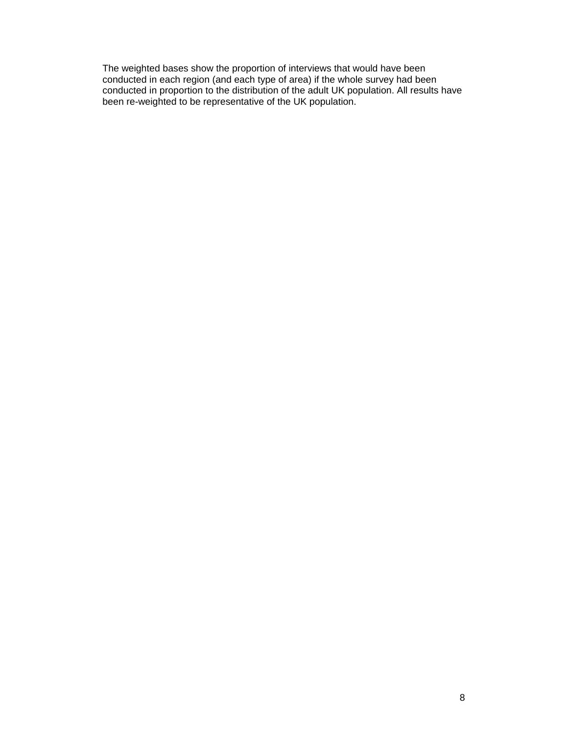The weighted bases show the proportion of interviews that would have been conducted in each region (and each type of area) if the whole survey had been conducted in proportion to the distribution of the adult UK population. All results have been re-weighted to be representative of the UK population.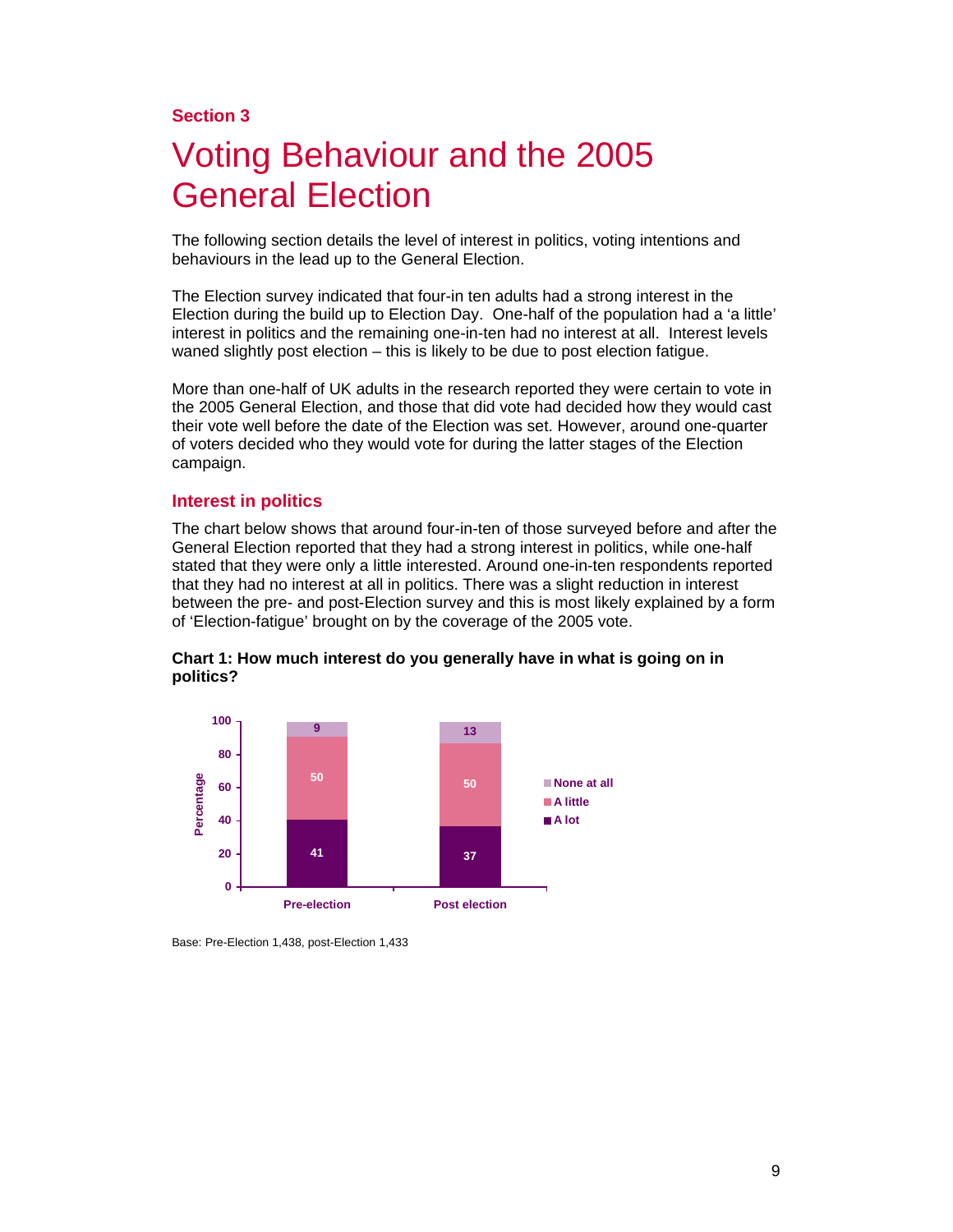**Section 3**

# Voting Behaviour and the 2005 General Election

The following section details the level of interest in politics, voting intentions and behaviours in the lead up to the General Election.

The Election survey indicated that four-in ten adults had a strong interest in the Election during the build up to Election Day. One-half of the population had a 'a little' interest in politics and the remaining one-in-ten had no interest at all. Interest levels waned slightly post election – this is likely to be due to post election fatigue.

More than one-half of UK adults in the research reported they were certain to vote in the 2005 General Election, and those that did vote had decided how they would cast their vote well before the date of the Election was set. However, around one-quarter of voters decided who they would vote for during the latter stages of the Election campaign.

## Interest in politics

The chart below shows that around four-in-ten of those surveyed before and after the General Election reported that they had a strong interest in politics, while one-half stated that they were only a little interested. Around one-in-ten respondents reported that they had no interest at all in politics. There was a slight reduction in interest between the pre- and post-Election survey and this is most likely explained by a form of 'Election-fatigue' brought on by the coverage of the 2005 vote.

**Chart 1: How much interest do you generally have in what is going on in politics?**

| Percentage | Pre-election | Post election |
|---|---|---|
| None at all | 9 | 13 |
| A little | 50 | 50 |
| A lot | 41 | 37 |

Base: Pre-Election 1,438, post-Election 1,433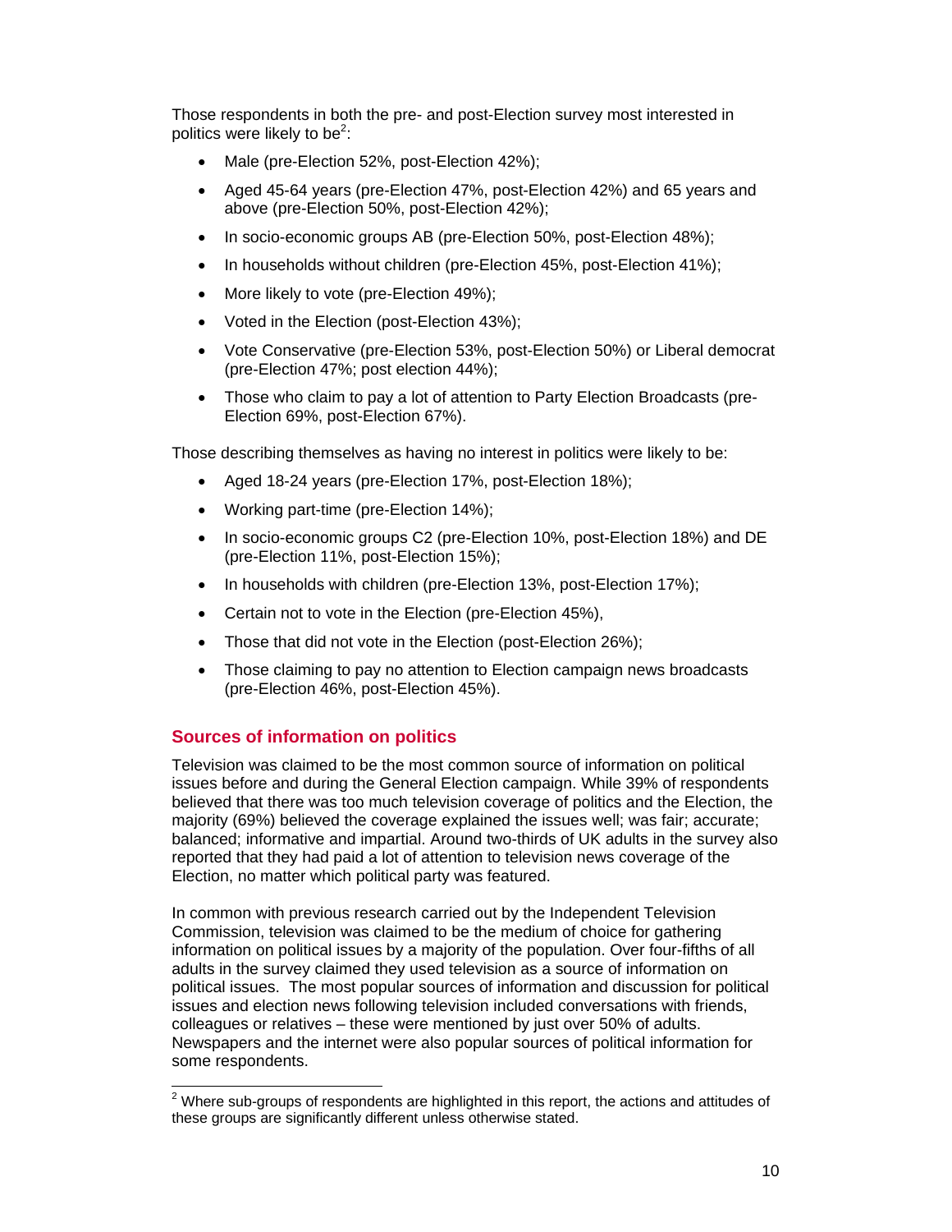Those respondents in both the pre- and post-Election survey most interested in politics were likely to be[2]:

- Male (pre-Election 52%, post-Election 42%);
- Aged 45-64 years (pre-Election 47%, post-Election 42%) and 65 years and above (pre-Election 50%, post-Election 42%);
- In socio-economic groups AB (pre-Election 50%, post-Election 48%);
- In households without children (pre-Election 45%, post-Election 41%);
- More likely to vote (pre-Election 49%);
- Voted in the Election (post-Election 43%);
- Vote Conservative (pre-Election 53%, post-Election 50%) or Liberal democrat (pre-Election 47%; post election 44%);
- Those who claim to pay a lot of attention to Party Election Broadcasts (pre-Election 69%, post-Election 67%).

Those describing themselves as having no interest in politics were likely to be:

- Aged 18-24 years (pre-Election 17%, post-Election 18%);
- Working part-time (pre-Election 14%);
- In socio-economic groups C2 (pre-Election 10%, post-Election 18%) and DE (pre-Election 11%, post-Election 15%);
- In households with children (pre-Election 13%, post-Election 17%);
- Certain not to vote in the Election (pre-Election 45%),
- Those that did not vote in the Election (post-Election 26%);
- Those claiming to pay no attention to Election campaign news broadcasts (pre-Election 46%, post-Election 45%).

## Sources of information on politics

Television was claimed to be the most common source of information on political issues before and during the General Election campaign. While 39% of respondents believed that there was too much television coverage of politics and the Election, the majority (69%) believed the coverage explained the issues well; was fair; accurate; balanced; informative and impartial. Around two-thirds of UK adults in the survey also reported that they had paid a lot of attention to television news coverage of the Election, no matter which political party was featured.

In common with previous research carried out by the Independent Television Commission, television was claimed to be the medium of choice for gathering information on political issues by a majority of the population. Over four-fifths of all adults in the survey claimed they used television as a source of information on political issues. The most popular sources of information and discussion for political issues and election news following television included conversations with friends, colleagues or relatives – these were mentioned by just over 50% of adults. Newspapers and the internet were also popular sources of political information for some respondents.

[2] Where sub-groups of respondents are highlighted in this report, the actions and attitudes of these groups are significantly different unless otherwise stated.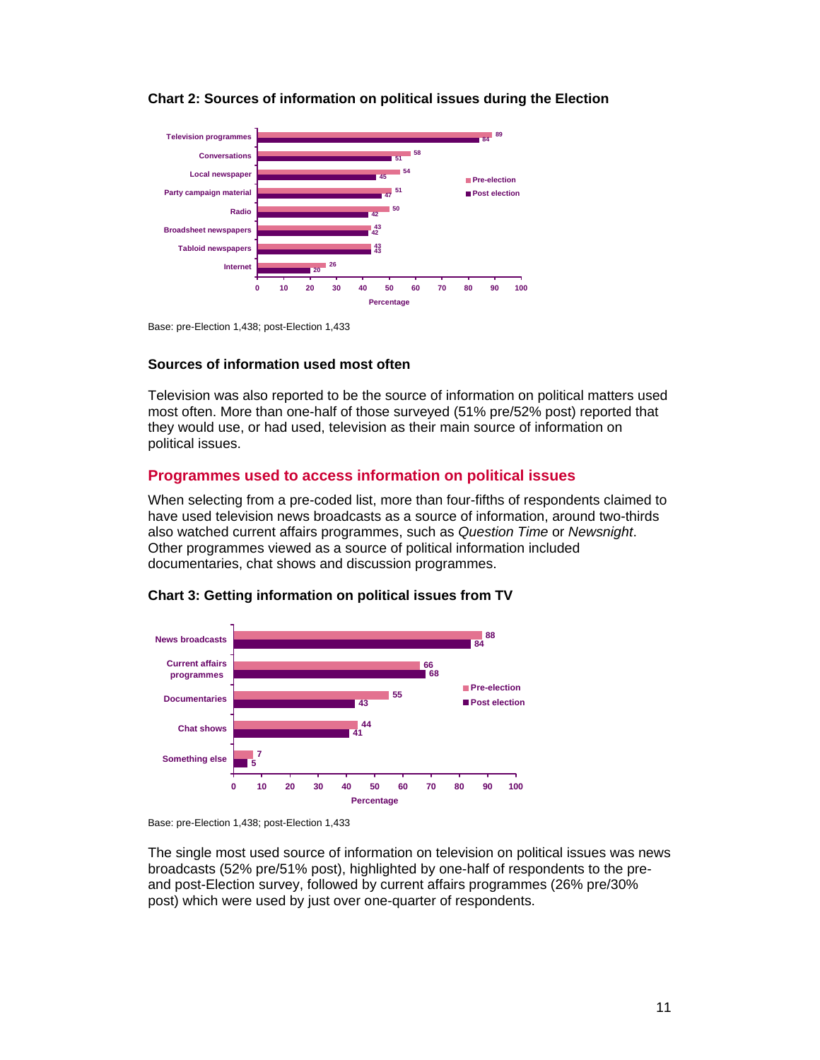**Chart 2: Sources of information on political issues during the Election**

| Source | Pre-election | Post election |
|---|---|---|
| Television programmes | 89 | 84 |
| Conversations | 58 | 51 |
| Local newspaper | 54 | 45 |
| Party campaign material | 51 | 47 |
| Radio | 50 | 42 |
| Broadsheet newspapers | 43 | 42 |
| Tabloid newspapers | 43 | 43 |
| Internet | 26 | 20 |

Percentage

Base: pre-Election 1,438; post-Election 1,433

### Sources of information used most often

Television was also reported to be the source of information on political matters used most often. More than one-half of those surveyed (51% pre/52% post) reported that they would use, or had used, television as their main source of information on political issues.

## Programmes used to access information on political issues

When selecting from a pre-coded list, more than four-fifths of respondents claimed to have used television news broadcasts as a source of information, around two-thirds also watched current affairs programmes, such as *Question Time* or *Newsnight*. Other programmes viewed as a source of political information included documentaries, chat shows and discussion programmes.

**Chart 3: Getting information on political issues from TV**

| Programme type | Pre-election | Post election |
|---|---|---|
| News broadcasts | 88 | 84 |
| Current affairs programmes | 66 | 68 |
| Documentaries | 55 | 43 |
| Chat shows | 44 | 41 |
| Something else | 7 | 5 |

Percentage

Base: pre-Election 1,438; post-Election 1,433

The single most used source of information on television on political issues was news broadcasts (52% pre/51% post), highlighted by one-half of respondents to the pre- and post-Election survey, followed by current affairs programmes (26% pre/30% post) which were used by just over one-quarter of respondents.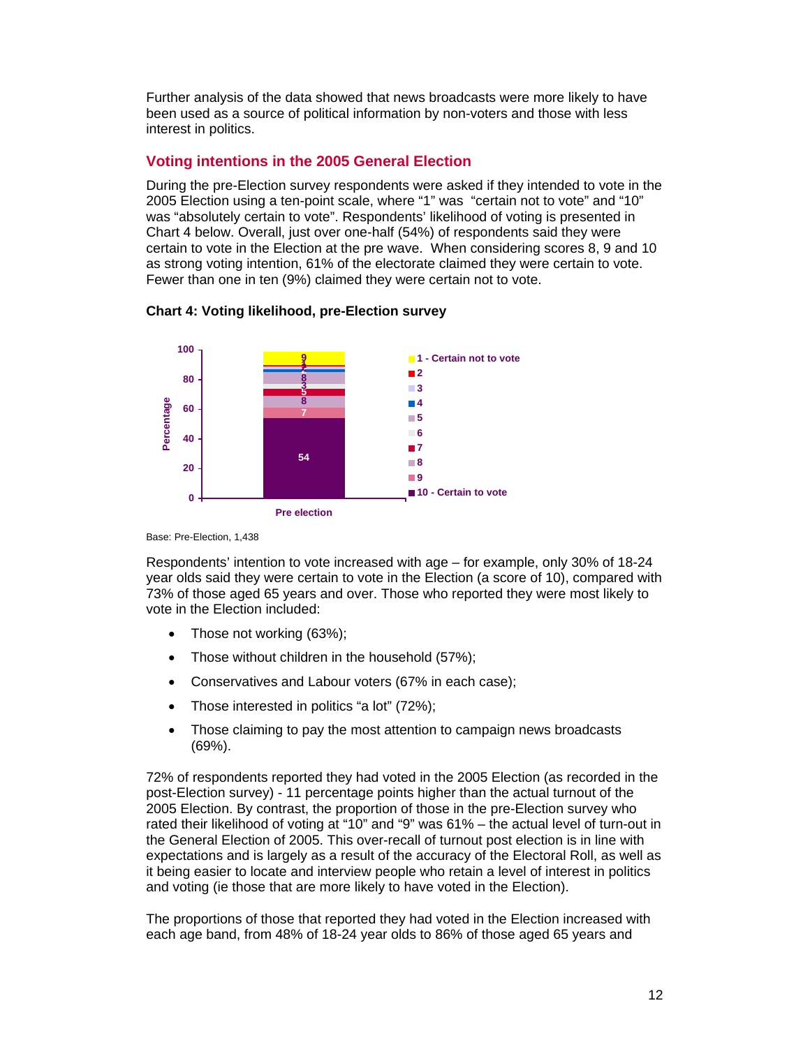Further analysis of the data showed that news broadcasts were more likely to have been used as a source of political information by non-voters and those with less interest in politics.

## Voting intentions in the 2005 General Election

During the pre-Election survey respondents were asked if they intended to vote in the 2005 Election using a ten-point scale, where "1" was "certain not to vote" and "10" was "absolutely certain to vote". Respondents' likelihood of voting is presented in Chart 4 below. Overall, just over one-half (54%) of respondents said they were certain to vote in the Election at the pre wave. When considering scores 8, 9 and 10 as strong voting intention, 61% of the electorate claimed they were certain to vote. Fewer than one in ten (9%) claimed they were certain not to vote.

**Chart 4: Voting likelihood, pre-Election survey**

| Likelihood of voting | Pre election (%) |
|---|---|
| 1 - Certain not to vote | 9 |
| 2 | 1 |
| 3 | 1 |
| 4 | 2 |
| 5 | 8 |
| 6 | 3 |
| 7 | 5 |
| 8 | 8 |
| 9 | 7 |
| 10 - Certain to vote | 54 |

Base: Pre-Election, 1,438

Respondents' intention to vote increased with age – for example, only 30% of 18-24 year olds said they were certain to vote in the Election (a score of 10), compared with 73% of those aged 65 years and over. Those who reported they were most likely to vote in the Election included:

- Those not working (63%);
- Those without children in the household (57%);
- Conservatives and Labour voters (67% in each case);
- Those interested in politics "a lot" (72%);
- Those claiming to pay the most attention to campaign news broadcasts (69%).

72% of respondents reported they had voted in the 2005 Election (as recorded in the post-Election survey) - 11 percentage points higher than the actual turnout of the 2005 Election. By contrast, the proportion of those in the pre-Election survey who rated their likelihood of voting at "10" and "9" was 61% – the actual level of turn-out in the General Election of 2005. This over-recall of turnout post election is in line with expectations and is largely as a result of the accuracy of the Electoral Roll, as well as it being easier to locate and interview people who retain a level of interest in politics and voting (ie those that are more likely to have voted in the Election).

The proportions of those that reported they had voted in the Election increased with each age band, from 48% of 18-24 year olds to 86% of those aged 65 years and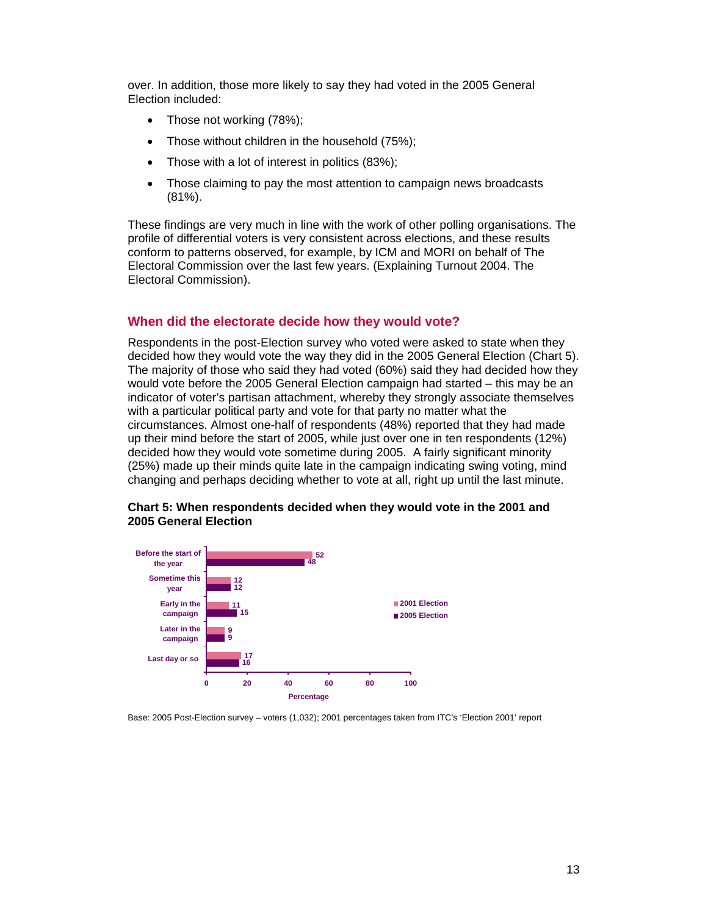over. In addition, those more likely to say they had voted in the 2005 General Election included:

- Those not working (78%);
- Those without children in the household (75%);
- Those with a lot of interest in politics (83%);
- Those claiming to pay the most attention to campaign news broadcasts (81%).

These findings are very much in line with the work of other polling organisations. The profile of differential voters is very consistent across elections, and these results conform to patterns observed, for example, by ICM and MORI on behalf of The Electoral Commission over the last few years. (Explaining Turnout 2004. The Electoral Commission).

## When did the electorate decide how they would vote?

Respondents in the post-Election survey who voted were asked to state when they decided how they would vote the way they did in the 2005 General Election (Chart 5). The majority of those who said they had voted (60%) said they had decided how they would vote before the 2005 General Election campaign had started – this may be an indicator of voter's partisan attachment, whereby they strongly associate themselves with a particular political party and vote for that party no matter what the circumstances. Almost one-half of respondents (48%) reported that they had made up their mind before the start of 2005, while just over one in ten respondents (12%) decided how they would vote sometime during 2005. A fairly significant minority (25%) made up their minds quite late in the campaign indicating swing voting, mind changing and perhaps deciding whether to vote at all, right up until the last minute.

**Chart 5: When respondents decided when they would vote in the 2001 and 2005 General Election**

| | 2001 Election | 2005 Election |
|---|---|---|
| Before the start of the year | 52 | 48 |
| Sometime this year | 12 | 12 |
| Early in the campaign | 11 | 15 |
| Later in the campaign | 9 | 9 |
| Last day or so | 17 | 16 |

Percentage

Base: 2005 Post-Election survey – voters (1,032); 2001 percentages taken from ITC's 'Election 2001' report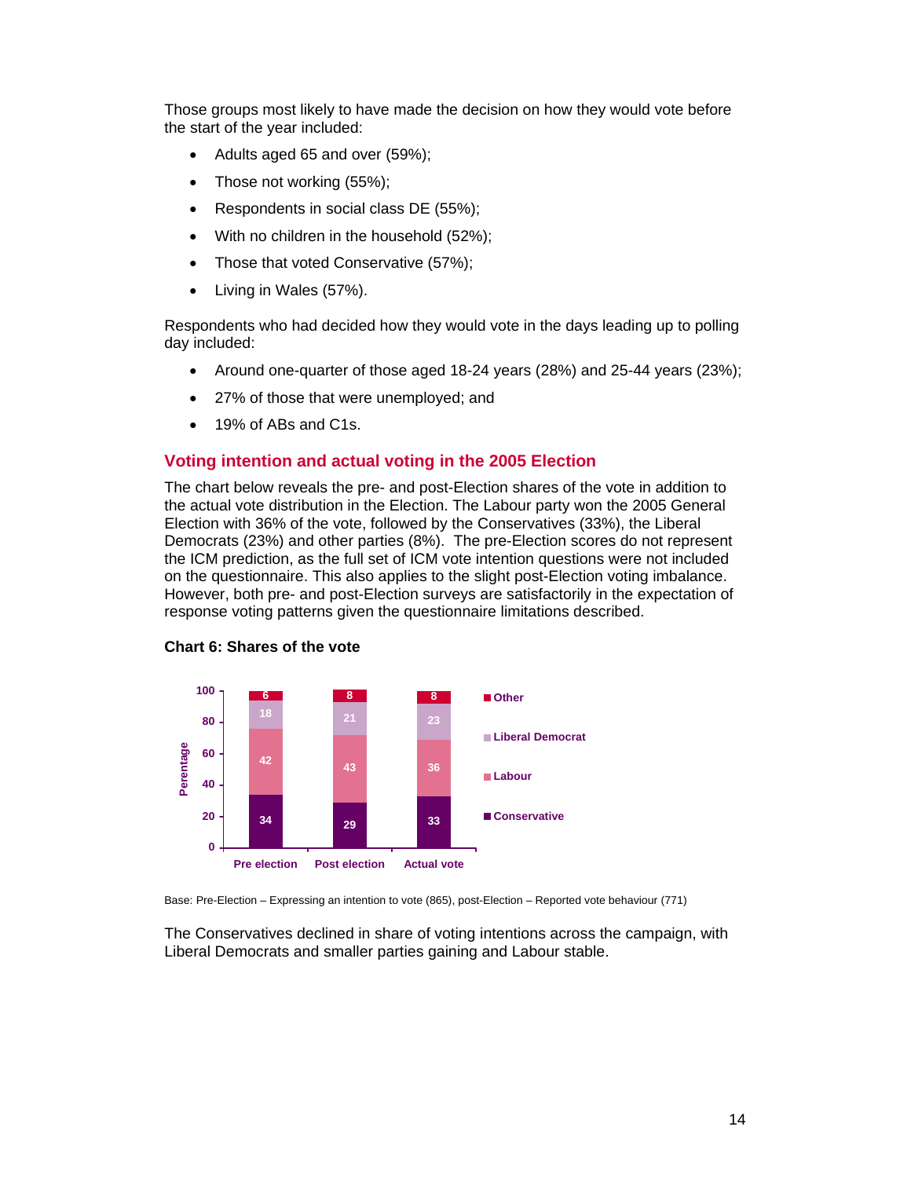Those groups most likely to have made the decision on how they would vote before the start of the year included:

- Adults aged 65 and over (59%);
- Those not working (55%);
- Respondents in social class DE (55%);
- With no children in the household (52%);
- Those that voted Conservative (57%);
- Living in Wales (57%).

Respondents who had decided how they would vote in the days leading up to polling day included:

- Around one-quarter of those aged 18-24 years (28%) and 25-44 years (23%);
- 27% of those that were unemployed; and
- 19% of ABs and C1s.

## Voting intention and actual voting in the 2005 Election

The chart below reveals the pre- and post-Election shares of the vote in addition to the actual vote distribution in the Election. The Labour party won the 2005 General Election with 36% of the vote, followed by the Conservatives (33%), the Liberal Democrats (23%) and other parties (8%). The pre-Election scores do not represent the ICM prediction, as the full set of ICM vote intention questions were not included on the questionnaire. This also applies to the slight post-Election voting imbalance. However, both pre- and post-Election surveys are satisfactorily in the expectation of response voting patterns given the questionnaire limitations described.

**Chart 6: Shares of the vote**

| Perentage | Pre election | Post election | Actual vote |
|---|---|---|---|
| Other | 6 | 8 | 8 |
| Liberal Democrat | 18 | 21 | 23 |
| Labour | 42 | 43 | 36 |
| Conservative | 34 | 29 | 33 |

Base: Pre-Election – Expressing an intention to vote (865), post-Election – Reported vote behaviour (771)

The Conservatives declined in share of voting intentions across the campaign, with Liberal Democrats and smaller parties gaining and Labour stable.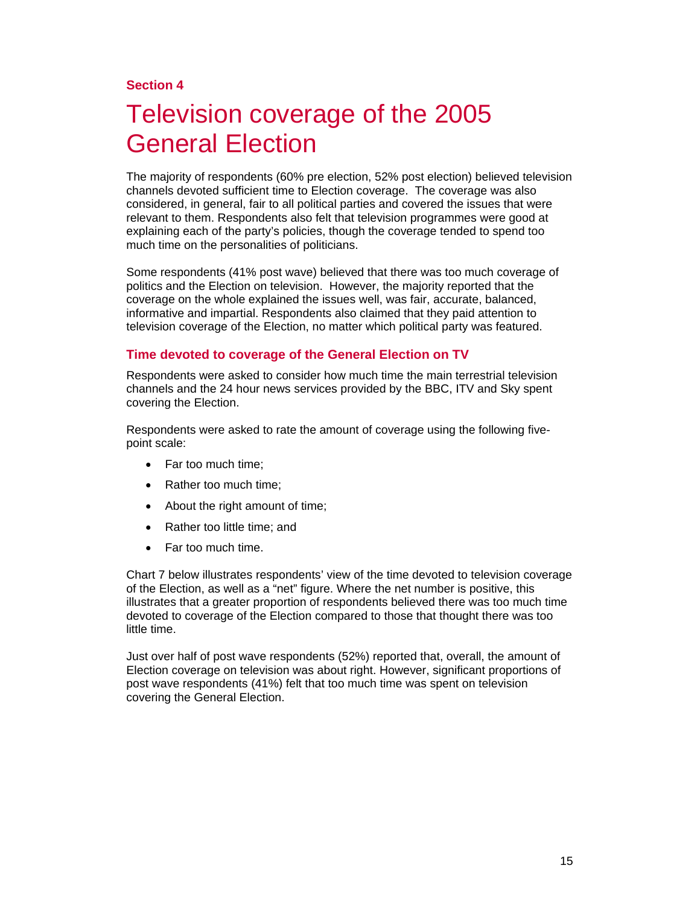**Section 4**

# Television coverage of the 2005 General Election

The majority of respondents (60% pre election, 52% post election) believed television channels devoted sufficient time to Election coverage. The coverage was also considered, in general, fair to all political parties and covered the issues that were relevant to them. Respondents also felt that television programmes were good at explaining each of the party's policies, though the coverage tended to spend too much time on the personalities of politicians.

Some respondents (41% post wave) believed that there was too much coverage of politics and the Election on television. However, the majority reported that the coverage on the whole explained the issues well, was fair, accurate, balanced, informative and impartial. Respondents also claimed that they paid attention to television coverage of the Election, no matter which political party was featured.

## Time devoted to coverage of the General Election on TV

Respondents were asked to consider how much time the main terrestrial television channels and the 24 hour news services provided by the BBC, ITV and Sky spent covering the Election.

Respondents were asked to rate the amount of coverage using the following five-point scale:

- Far too much time;
- Rather too much time;
- About the right amount of time;
- Rather too little time; and
- Far too much time.

Chart 7 below illustrates respondents' view of the time devoted to television coverage of the Election, as well as a "net" figure. Where the net number is positive, this illustrates that a greater proportion of respondents believed there was too much time devoted to coverage of the Election compared to those that thought there was too little time.

Just over half of post wave respondents (52%) reported that, overall, the amount of Election coverage on television was about right. However, significant proportions of post wave respondents (41%) felt that too much time was spent on television covering the General Election.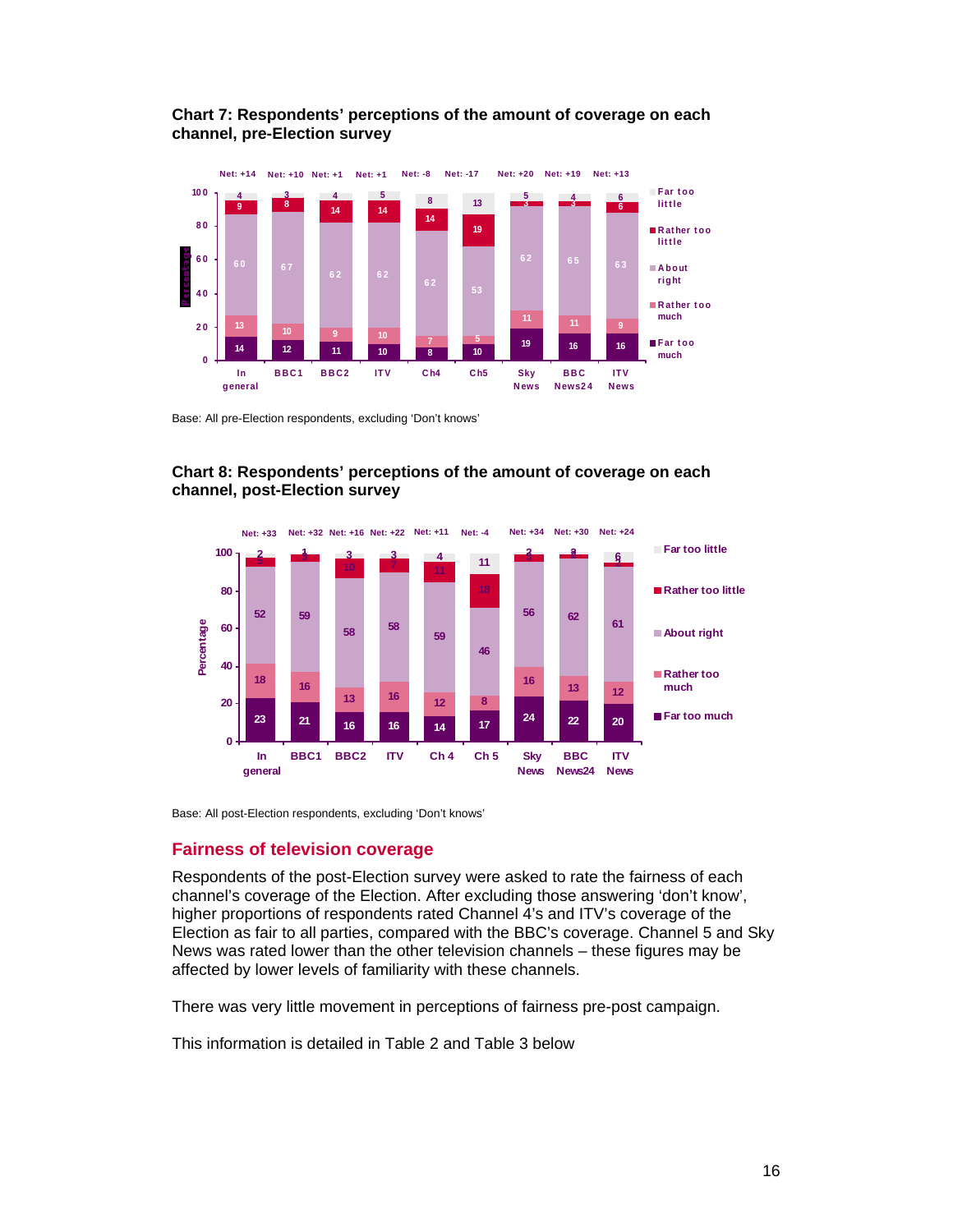**Chart 7: Respondents' perceptions of the amount of coverage on each channel, pre-Election survey**

| | In general | BBC1 | BBC2 | ITV | Ch4 | Ch5 | Sky News | BBC News24 | ITV News |
|---|---|---|---|---|---|---|---|---|---|
| Net | +14 | +10 | +1 | +1 | -8 | -17 | +20 | +19 | +13 |
| Far too little | 4 | 3 | 4 | 5 | 8 | 13 | 5 | 4 | 6 |
| Rather too little | 9 | 8 | 14 | 14 | 14 | 19 | 3 | 3 | 6 |
| About right | 60 | 67 | 62 | 62 | 62 | 53 | 62 | 65 | 63 |
| Rather too much | 13 | 10 | 9 | 10 | 7 | 5 | 11 | 11 | 9 |
| Far too much | 14 | 12 | 11 | 10 | 8 | 10 | 19 | 16 | 16 |

Base: All pre-Election respondents, excluding 'Don't knows'

**Chart 8: Respondents' perceptions of the amount of coverage on each channel, post-Election survey**

| | In general | BBC1 | BBC2 | ITV | Ch 4 | Ch 5 | Sky News | BBC News24 | ITV News |
|---|---|---|---|---|---|---|---|---|---|
| Net | +33 | +32 | +16 | +22 | +11 | -4 | +34 | +30 | +24 |
| Far too little | 2 | 1 | 3 | 3 | 4 | 11 | 2 | 2 | 6 |
| Rather too little | 5 | 3 | 10 | 7 | 11 | 18 | 3 | 2 | 2 |
| About right | 52 | 59 | 58 | 58 | 59 | 46 | 56 | 62 | 61 |
| Rather too much | 18 | 16 | 13 | 16 | 12 | 8 | 16 | 13 | 12 |
| Far too much | 23 | 21 | 16 | 16 | 14 | 17 | 24 | 22 | 20 |

Base: All post-Election respondents, excluding 'Don't knows'

## Fairness of television coverage

Respondents of the post-Election survey were asked to rate the fairness of each channel's coverage of the Election. After excluding those answering 'don't know', higher proportions of respondents rated Channel 4's and ITV's coverage of the Election as fair to all parties, compared with the BBC's coverage. Channel 5 and Sky News was rated lower than the other television channels – these figures may be affected by lower levels of familiarity with these channels.

There was very little movement in perceptions of fairness pre-post campaign.

This information is detailed in Table 2 and Table 3 below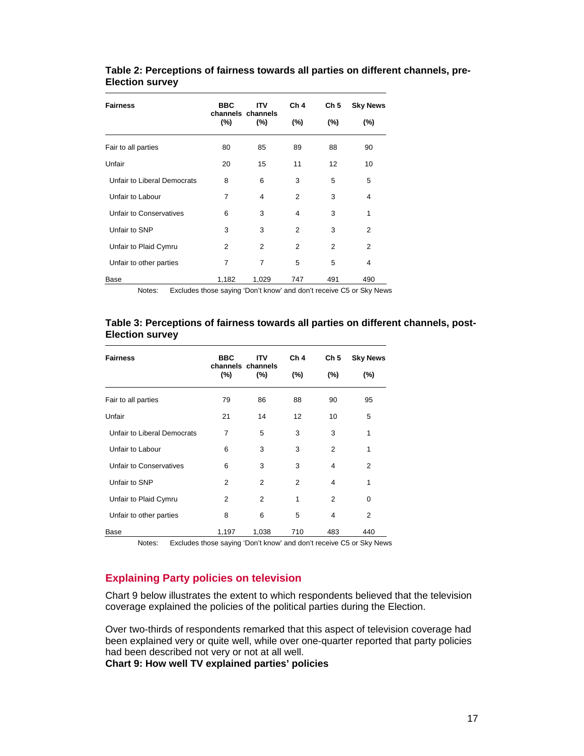**Table 2: Perceptions of fairness towards all parties on different channels, pre-Election survey**

| Fairness | BBC channels (%) | ITV channels (%) | Ch 4 (%) | Ch 5 (%) | Sky News (%) |
|---|---|---|---|---|---|
| Fair to all parties | 80 | 85 | 89 | 88 | 90 |
| Unfair | 20 | 15 | 11 | 12 | 10 |
| Unfair to Liberal Democrats | 8 | 6 | 3 | 5 | 5 |
| Unfair to Labour | 7 | 4 | 2 | 3 | 4 |
| Unfair to Conservatives | 6 | 3 | 4 | 3 | 1 |
| Unfair to SNP | 3 | 3 | 2 | 3 | 2 |
| Unfair to Plaid Cymru | 2 | 2 | 2 | 2 | 2 |
| Unfair to other parties | 7 | 7 | 5 | 5 | 4 |
| Base | 1,182 | 1,029 | 747 | 491 | 490 |

Notes: Excludes those saying 'Don't know' and don't receive C5 or Sky News

**Table 3: Perceptions of fairness towards all parties on different channels, post-Election survey**

| Fairness | BBC channels (%) | ITV channels (%) | Ch 4 (%) | Ch 5 (%) | Sky News (%) |
|---|---|---|---|---|---|
| Fair to all parties | 79 | 86 | 88 | 90 | 95 |
| Unfair | 21 | 14 | 12 | 10 | 5 |
| Unfair to Liberal Democrats | 7 | 5 | 3 | 3 | 1 |
| Unfair to Labour | 6 | 3 | 3 | 2 | 1 |
| Unfair to Conservatives | 6 | 3 | 3 | 4 | 2 |
| Unfair to SNP | 2 | 2 | 2 | 4 | 1 |
| Unfair to Plaid Cymru | 2 | 2 | 1 | 2 | 0 |
| Unfair to other parties | 8 | 6 | 5 | 4 | 2 |
| Base | 1,197 | 1,038 | 710 | 483 | 440 |

Notes: Excludes those saying 'Don't know' and don't receive C5 or Sky News

## Explaining Party policies on television

Chart 9 below illustrates the extent to which respondents believed that the television coverage explained the policies of the political parties during the Election.

Over two-thirds of respondents remarked that this aspect of television coverage had been explained very or quite well, while over one-quarter reported that party policies had been described not very or not at all well.

**Chart 9: How well TV explained parties' policies**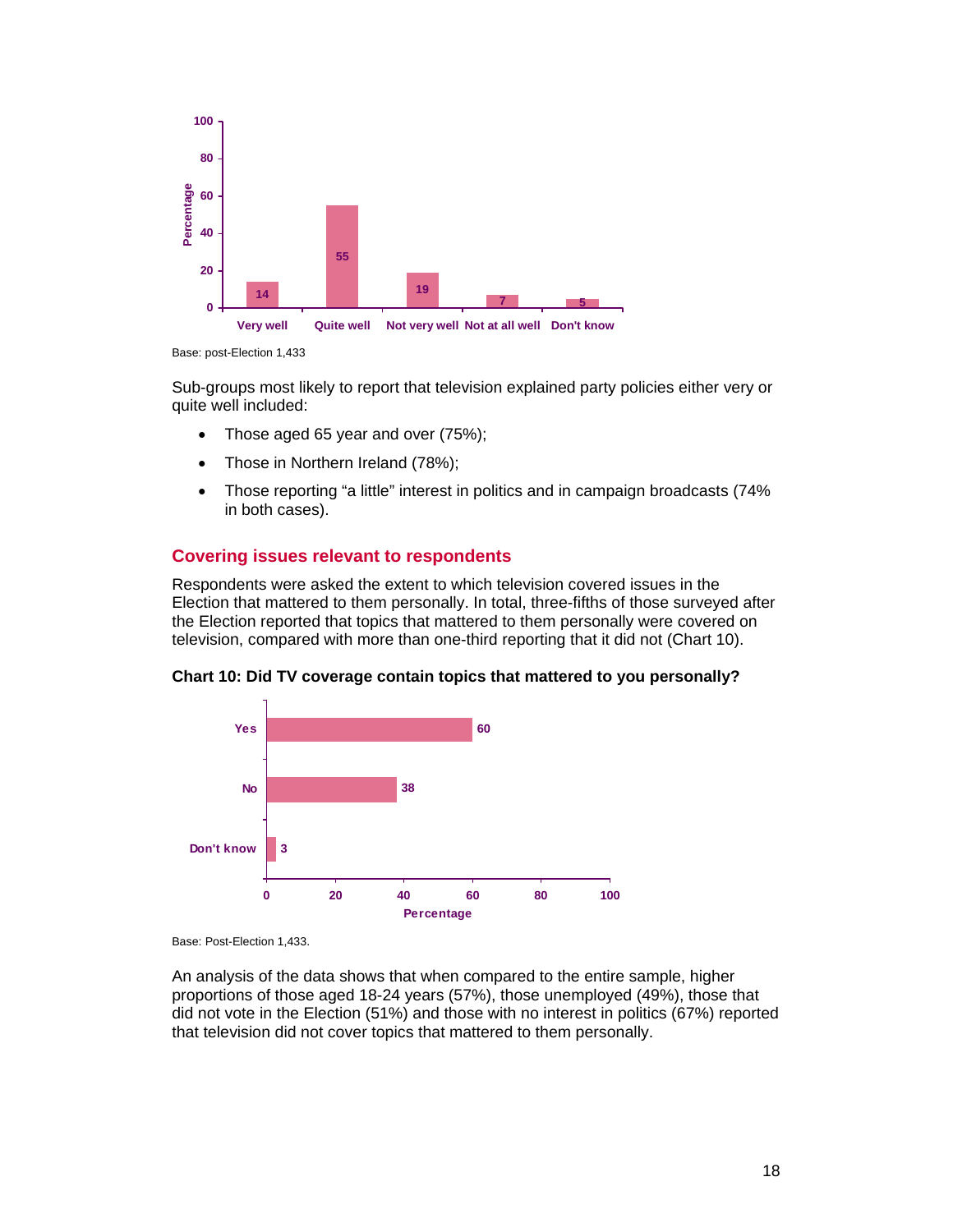| | Very well | Quite well | Not very well | Not at all well | Don't know |
|---|---|---|---|---|---|
| Percentage | 14 | 55 | 19 | 7 | 5 |

Base: post-Election 1,433

Sub-groups most likely to report that television explained party policies either very or quite well included:

- Those aged 65 year and over (75%);
- Those in Northern Ireland (78%);
- Those reporting "a little" interest in politics and in campaign broadcasts (74% in both cases).

## Covering issues relevant to respondents

Respondents were asked the extent to which television covered issues in the Election that mattered to them personally. In total, three-fifths of those surveyed after the Election reported that topics that mattered to them personally were covered on television, compared with more than one-third reporting that it did not (Chart 10).

**Chart 10: Did TV coverage contain topics that mattered to you personally?**

| | Percentage |
|---|---|
| Yes | 60 |
| No | 38 |
| Don't know | 3 |

Base: Post-Election 1,433.

An analysis of the data shows that when compared to the entire sample, higher proportions of those aged 18-24 years (57%), those unemployed (49%), those that did not vote in the Election (51%) and those with no interest in politics (67%) reported that television did not cover topics that mattered to them personally.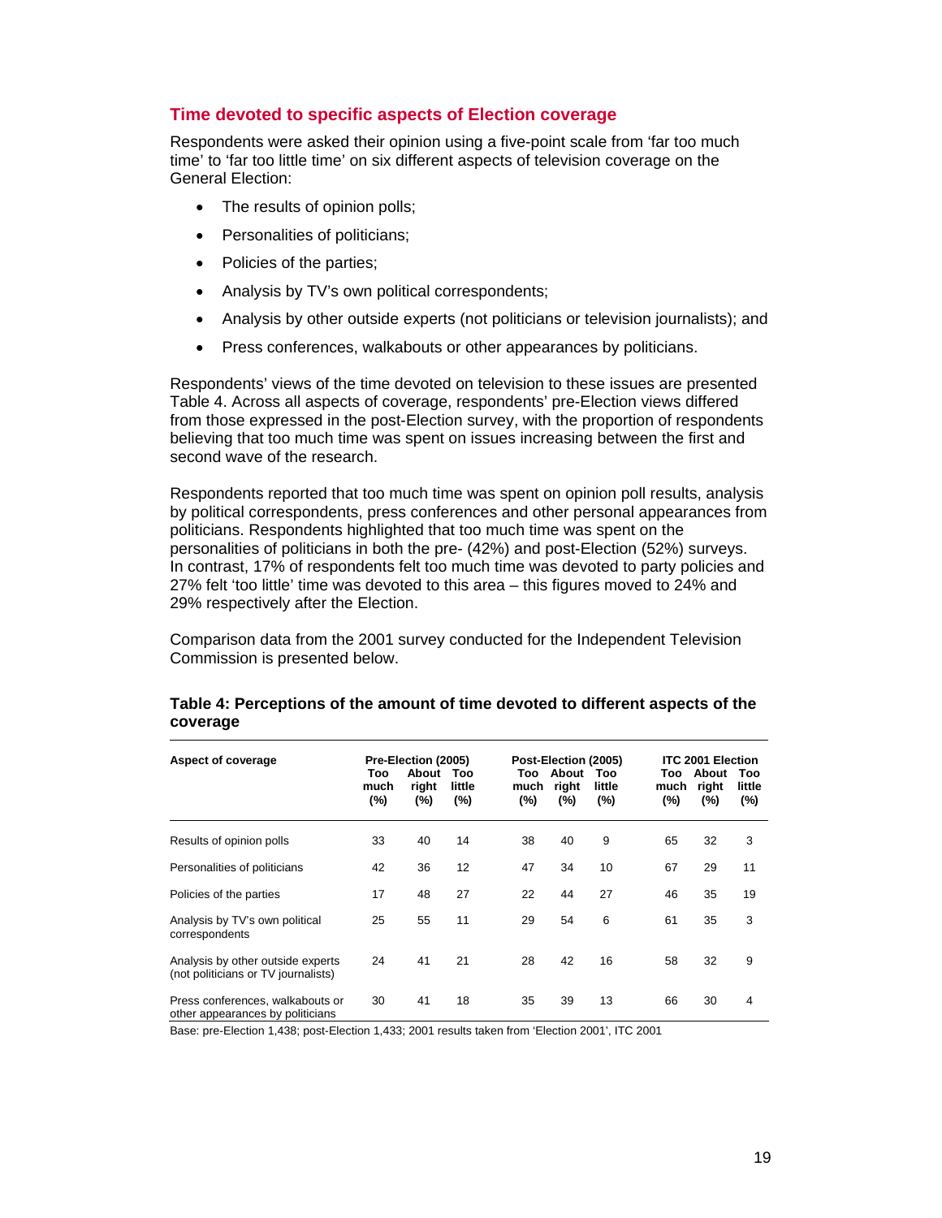## Time devoted to specific aspects of Election coverage

Respondents were asked their opinion using a five-point scale from 'far too much time' to 'far too little time' on six different aspects of television coverage on the General Election:

- The results of opinion polls;
- Personalities of politicians;
- Policies of the parties;
- Analysis by TV's own political correspondents;
- Analysis by other outside experts (not politicians or television journalists); and
- Press conferences, walkabouts or other appearances by politicians.

Respondents' views of the time devoted on television to these issues are presented Table 4. Across all aspects of coverage, respondents' pre-Election views differed from those expressed in the post-Election survey, with the proportion of respondents believing that too much time was spent on issues increasing between the first and second wave of the research.

Respondents reported that too much time was spent on opinion poll results, analysis by political correspondents, press conferences and other personal appearances from politicians. Respondents highlighted that too much time was spent on the personalities of politicians in both the pre- (42%) and post-Election (52%) surveys. In contrast, 17% of respondents felt too much time was devoted to party policies and 27% felt 'too little' time was devoted to this area – this figures moved to 24% and 29% respectively after the Election.

Comparison data from the 2001 survey conducted for the Independent Television Commission is presented below.

**Table 4: Perceptions of the amount of time devoted to different aspects of the coverage**

| Aspect of coverage | Pre-Election (2005) | | | Post-Election (2005) | | | ITC 2001 Election | | |
|---|---|---|---|---|---|---|---|---|---|
| | Too much (%) | About right (%) | Too little (%) | Too much (%) | About right (%) | Too little (%) | Too much (%) | About right (%) | Too little (%) |
| Results of opinion polls | 33 | 40 | 14 | 38 | 40 | 9 | 65 | 32 | 3 |
| Personalities of politicians | 42 | 36 | 12 | 47 | 34 | 10 | 67 | 29 | 11 |
| Policies of the parties | 17 | 48 | 27 | 22 | 44 | 27 | 46 | 35 | 19 |
| Analysis by TV's own political correspondents | 25 | 55 | 11 | 29 | 54 | 6 | 61 | 35 | 3 |
| Analysis by other outside experts (not politicians or TV journalists) | 24 | 41 | 21 | 28 | 42 | 16 | 58 | 32 | 9 |
| Press conferences, walkabouts or other appearances by politicians | 30 | 41 | 18 | 35 | 39 | 13 | 66 | 30 | 4 |

Base: pre-Election 1,438; post-Election 1,433; 2001 results taken from 'Election 2001', ITC 2001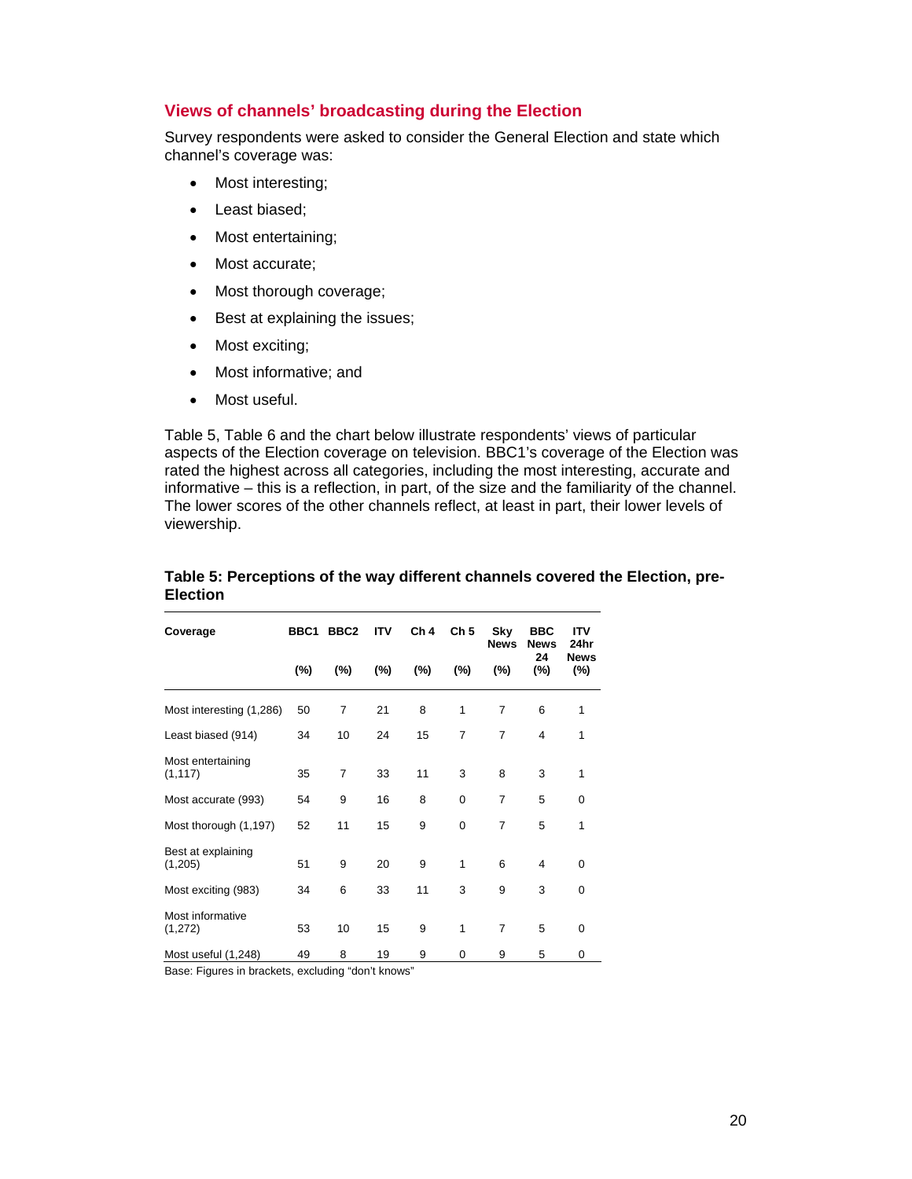### Views of channels' broadcasting during the Election

Survey respondents were asked to consider the General Election and state which channel's coverage was:

- Most interesting;
- Least biased;
- Most entertaining;
- Most accurate;
- Most thorough coverage;
- Best at explaining the issues;
- Most exciting;
- Most informative; and
- Most useful.

Table 5, Table 6 and the chart below illustrate respondents' views of particular aspects of the Election coverage on television. BBC1's coverage of the Election was rated the highest across all categories, including the most interesting, accurate and informative – this is a reflection, in part, of the size and the familiarity of the channel. The lower scores of the other channels reflect, at least in part, their lower levels of viewership.

**Table 5: Perceptions of the way different channels covered the Election, pre-Election**

| Coverage | BBC1 (%) | BBC2 (%) | ITV (%) | Ch 4 (%) | Ch 5 (%) | Sky News (%) | BBC News 24 (%) | ITV 24hr News (%) |
|---|---|---|---|---|---|---|---|---|
| Most interesting (1,286) | 50 | 7 | 21 | 8 | 1 | 7 | 6 | 1 |
| Least biased (914) | 34 | 10 | 24 | 15 | 7 | 7 | 4 | 1 |
| Most entertaining (1,117) | 35 | 7 | 33 | 11 | 3 | 8 | 3 | 1 |
| Most accurate (993) | 54 | 9 | 16 | 8 | 0 | 7 | 5 | 0 |
| Most thorough (1,197) | 52 | 11 | 15 | 9 | 0 | 7 | 5 | 1 |
| Best at explaining (1,205) | 51 | 9 | 20 | 9 | 1 | 6 | 4 | 0 |
| Most exciting (983) | 34 | 6 | 33 | 11 | 3 | 9 | 3 | 0 |
| Most informative (1,272) | 53 | 10 | 15 | 9 | 1 | 7 | 5 | 0 |
| Most useful (1,248) | 49 | 8 | 19 | 9 | 0 | 9 | 5 | 0 |

Base: Figures in brackets, excluding "don't knows"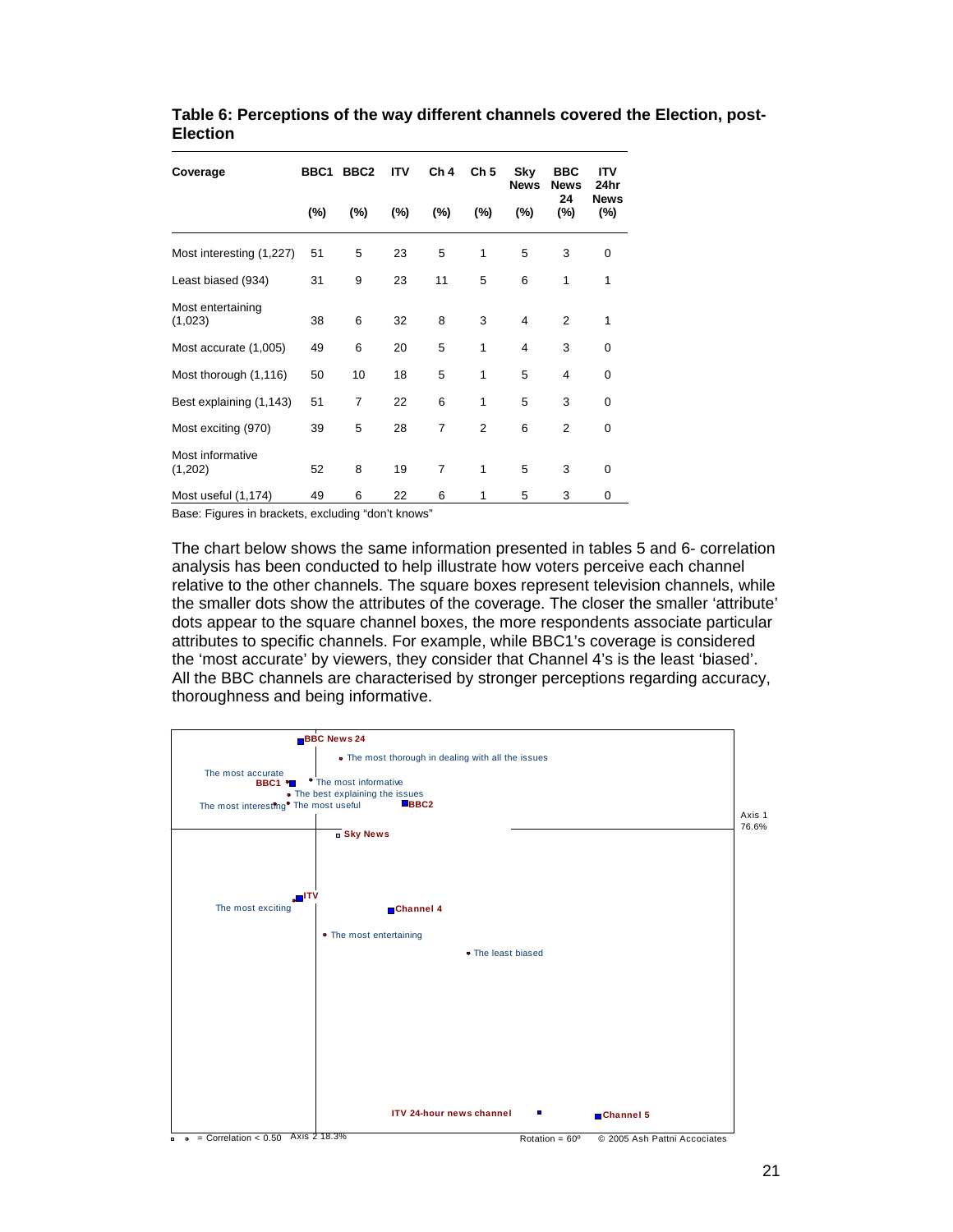**Table 6: Perceptions of the way different channels covered the Election, post-Election**

| Coverage | BBC1 (%) | BBC2 (%) | ITV (%) | Ch 4 (%) | Ch 5 (%) | Sky News (%) | BBC News 24 (%) | ITV 24hr News (%) |
|---|---|---|---|---|---|---|---|---|
| Most interesting (1,227) | 51 | 5 | 23 | 5 | 1 | 5 | 3 | 0 |
| Least biased (934) | 31 | 9 | 23 | 11 | 5 | 6 | 1 | 1 |
| Most entertaining (1,023) | 38 | 6 | 32 | 8 | 3 | 4 | 2 | 1 |
| Most accurate (1,005) | 49 | 6 | 20 | 5 | 1 | 4 | 3 | 0 |
| Most thorough (1,116) | 50 | 10 | 18 | 5 | 1 | 5 | 4 | 0 |
| Best explaining (1,143) | 51 | 7 | 22 | 6 | 1 | 5 | 3 | 0 |
| Most exciting (970) | 39 | 5 | 28 | 7 | 2 | 6 | 2 | 0 |
| Most informative (1,202) | 52 | 8 | 19 | 7 | 1 | 5 | 3 | 0 |
| Most useful (1,174) | 49 | 6 | 22 | 6 | 1 | 5 | 3 | 0 |

Base: Figures in brackets, excluding "don't knows"

The chart below shows the same information presented in tables 5 and 6- correlation analysis has been conducted to help illustrate how voters perceive each channel relative to the other channels. The square boxes represent television channels, while the smaller dots show the attributes of the coverage. The closer the smaller 'attribute' dots appear to the square channel boxes, the more respondents associate particular attributes to specific channels. For example, while BBC1's coverage is considered the 'most accurate' by viewers, they consider that Channel 4's is the least 'biased'. All the BBC channels are characterised by stronger perceptions regarding accuracy, thoroughness and being informative.

BBC News 24 · The most thorough in dealing with all the issues · The most accurate · BBC1 · The most informative · The best explaining the issues · The most interesting · The most useful · BBC2 · Sky News · ITV · The most exciting · Channel 4 · The most entertaining · The least biased · ITV 24-hour news channel · Channel 5

Axis 1 76.6% · Axis 2 18.3%

= Correlation < 0.50 · Rotation = 60º · © 2005 Ash Pattni Accociates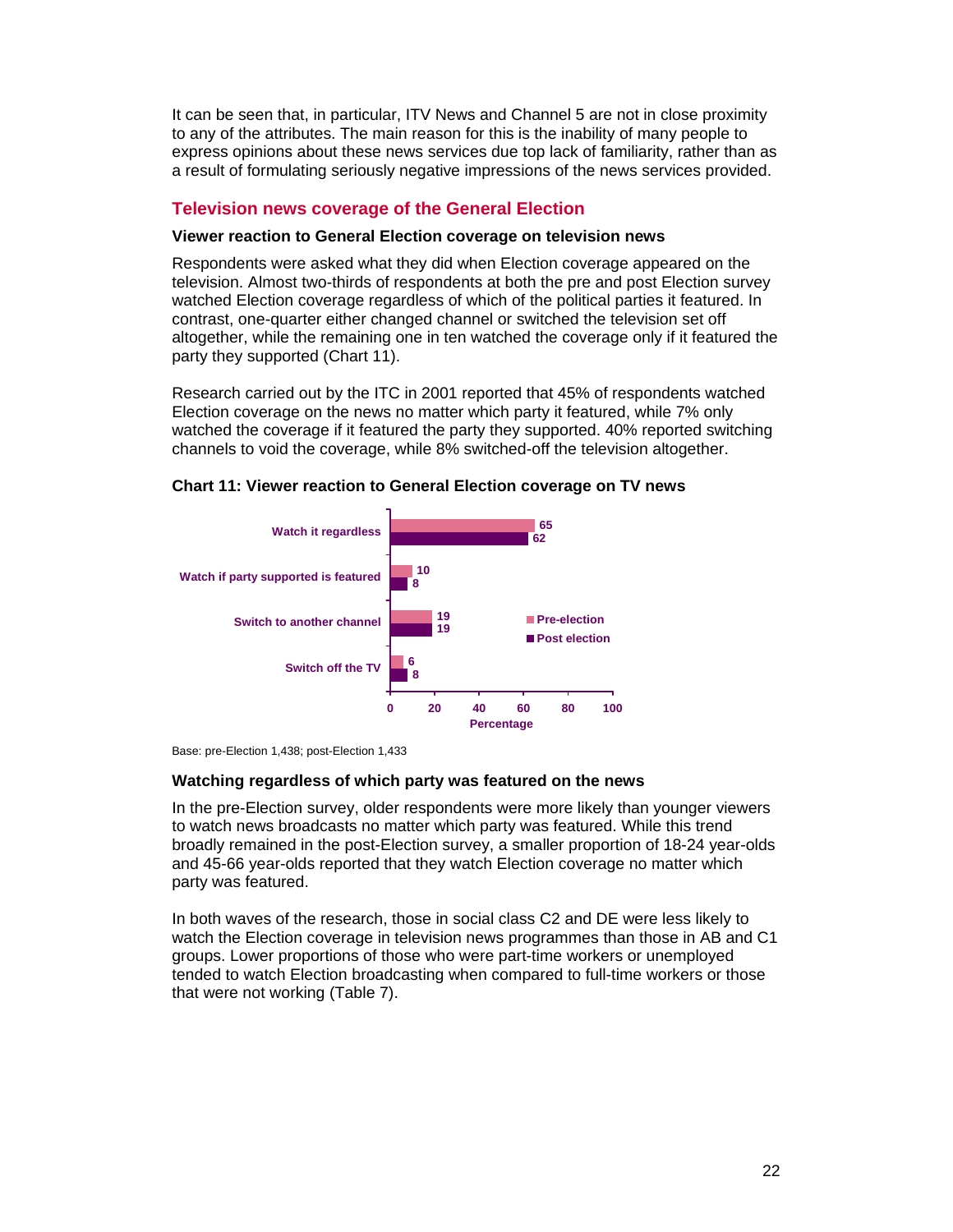It can be seen that, in particular, ITV News and Channel 5 are not in close proximity to any of the attributes. The main reason for this is the inability of many people to express opinions about these news services due top lack of familiarity, rather than as a result of formulating seriously negative impressions of the news services provided.

## Television news coverage of the General Election

### Viewer reaction to General Election coverage on television news

Respondents were asked what they did when Election coverage appeared on the television. Almost two-thirds of respondents at both the pre and post Election survey watched Election coverage regardless of which of the political parties it featured. In contrast, one-quarter either changed channel or switched the television set off altogether, while the remaining one in ten watched the coverage only if it featured the party they supported (Chart 11).

Research carried out by the ITC in 2001 reported that 45% of respondents watched Election coverage on the news no matter which party it featured, while 7% only watched the coverage if it featured the party they supported. 40% reported switching channels to void the coverage, while 8% switched-off the television altogether.

**Chart 11: Viewer reaction to General Election coverage on TV news**

| | Pre-election | Post election |
|---|---|---|
| Watch it regardless | 65 | 62 |
| Watch if party supported is featured | 10 | 8 |
| Switch to another channel | 19 | 19 |
| Switch off the TV | 6 | 8 |

Percentage

Base: pre-Election 1,438; post-Election 1,433

### Watching regardless of which party was featured on the news

In the pre-Election survey, older respondents were more likely than younger viewers to watch news broadcasts no matter which party was featured. While this trend broadly remained in the post-Election survey, a smaller proportion of 18-24 year-olds and 45-66 year-olds reported that they watch Election coverage no matter which party was featured.

In both waves of the research, those in social class C2 and DE were less likely to watch the Election coverage in television news programmes than those in AB and C1 groups. Lower proportions of those who were part-time workers or unemployed tended to watch Election broadcasting when compared to full-time workers or those that were not working (Table 7).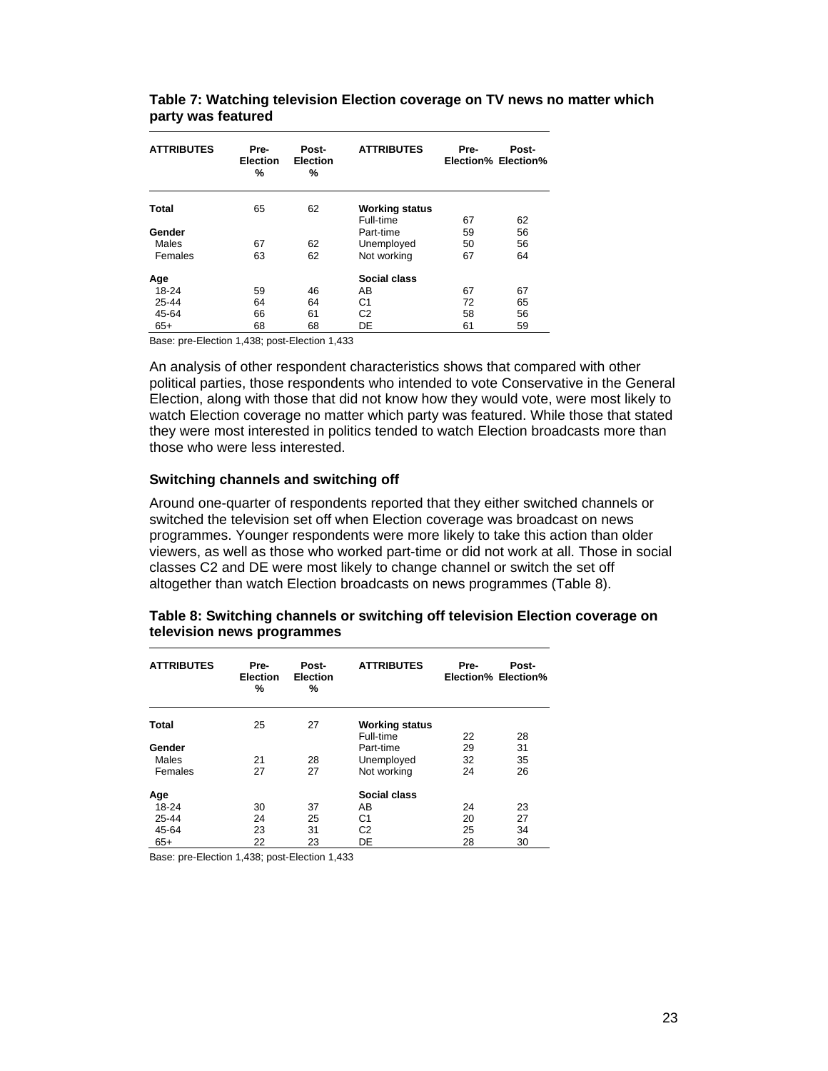**Table 7: Watching television Election coverage on TV news no matter which party was featured**

| ATTRIBUTES | Pre-Election % | Post-Election % | ATTRIBUTES | Pre-Election% | Post-Election% |
|---|---|---|---|---|---|
| **Total** | 65 | 62 | **Working status** | | |
| | | | Full-time | 67 | 62 |
| **Gender** | | | Part-time | 59 | 56 |
| Males | 67 | 62 | Unemployed | 50 | 56 |
| Females | 63 | 62 | Not working | 67 | 64 |
| **Age** | | | **Social class** | | |
| 18-24 | 59 | 46 | AB | 67 | 67 |
| 25-44 | 64 | 64 | C1 | 72 | 65 |
| 45-64 | 66 | 61 | C2 | 58 | 56 |
| 65+ | 68 | 68 | DE | 61 | 59 |

Base: pre-Election 1,438; post-Election 1,433

An analysis of other respondent characteristics shows that compared with other political parties, those respondents who intended to vote Conservative in the General Election, along with those that did not know how they would vote, were most likely to watch Election coverage no matter which party was featured. While those that stated they were most interested in politics tended to watch Election broadcasts more than those who were less interested.

### Switching channels and switching off

Around one-quarter of respondents reported that they either switched channels or switched the television set off when Election coverage was broadcast on news programmes. Younger respondents were more likely to take this action than older viewers, as well as those who worked part-time or did not work at all. Those in social classes C2 and DE were most likely to change channel or switch the set off altogether than watch Election broadcasts on news programmes (Table 8).

**Table 8: Switching channels or switching off television Election coverage on television news programmes**

| ATTRIBUTES | Pre-Election % | Post-Election % | ATTRIBUTES | Pre-Election% | Post-Election% |
|---|---|---|---|---|---|
| **Total** | 25 | 27 | **Working status** | | |
| | | | Full-time | 22 | 28 |
| **Gender** | | | Part-time | 29 | 31 |
| Males | 21 | 28 | Unemployed | 32 | 35 |
| Females | 27 | 27 | Not working | 24 | 26 |
| **Age** | | | **Social class** | | |
| 18-24 | 30 | 37 | AB | 24 | 23 |
| 25-44 | 24 | 25 | C1 | 20 | 27 |
| 45-64 | 23 | 31 | C2 | 25 | 34 |
| 65+ | 22 | 23 | DE | 28 | 30 |

Base: pre-Election 1,438; post-Election 1,433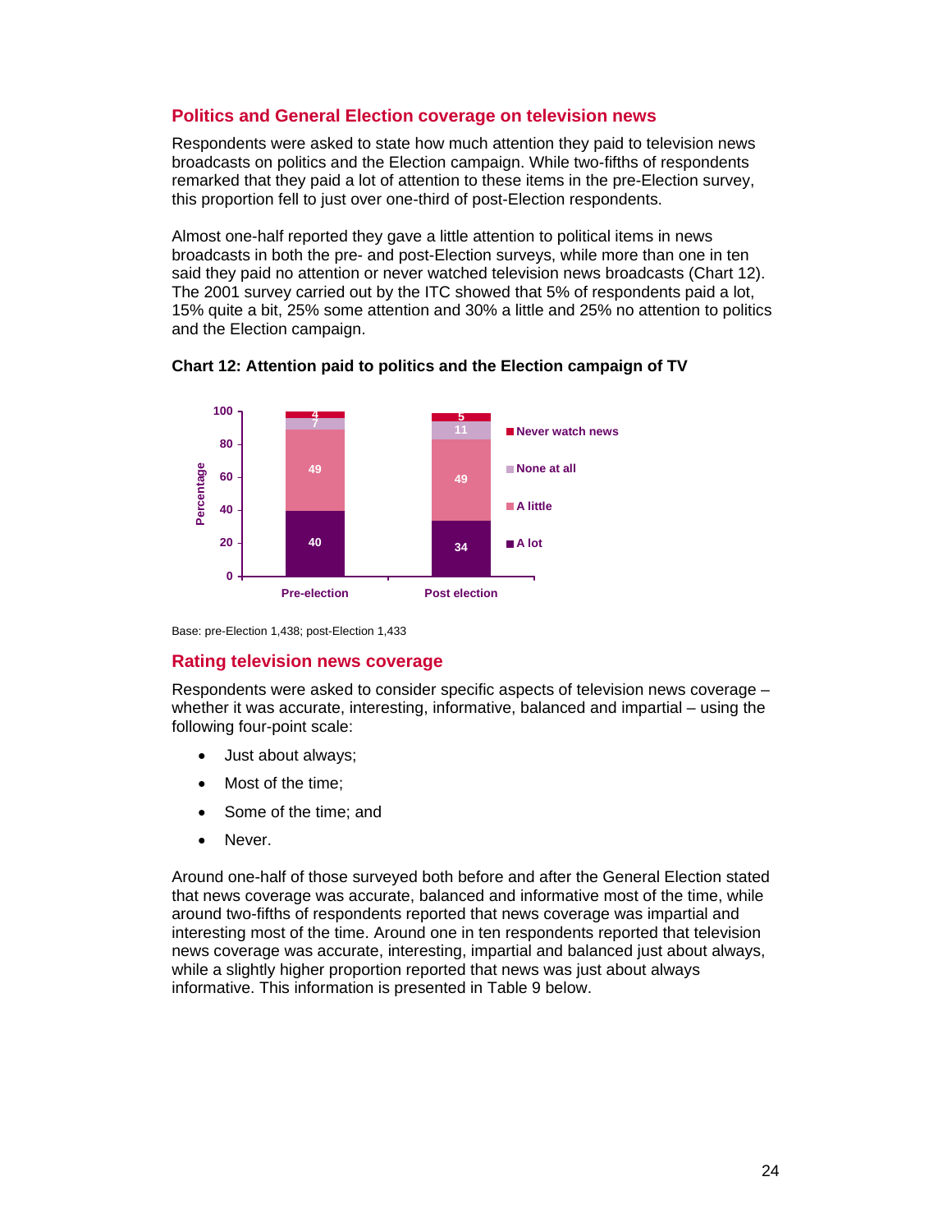## Politics and General Election coverage on television news

Respondents were asked to state how much attention they paid to television news broadcasts on politics and the Election campaign. While two-fifths of respondents remarked that they paid a lot of attention to these items in the pre-Election survey, this proportion fell to just over one-third of post-Election respondents.

Almost one-half reported they gave a little attention to political items in news broadcasts in both the pre- and post-Election surveys, while more than one in ten said they paid no attention or never watched television news broadcasts (Chart 12). The 2001 survey carried out by the ITC showed that 5% of respondents paid a lot, 15% quite a bit, 25% some attention and 30% a little and 25% no attention to politics and the Election campaign.

**Chart 12: Attention paid to politics and the Election campaign of TV**

| Percentage | Pre-election | Post election |
|---|---|---|
| Never watch news | 4 | 5 |
| None at all | 7 | 11 |
| A little | 49 | 49 |
| A lot | 40 | 34 |

Base: pre-Election 1,438; post-Election 1,433

## Rating television news coverage

Respondents were asked to consider specific aspects of television news coverage – whether it was accurate, interesting, informative, balanced and impartial – using the following four-point scale:

- Just about always;
- Most of the time;
- Some of the time; and
- Never.

Around one-half of those surveyed both before and after the General Election stated that news coverage was accurate, balanced and informative most of the time, while around two-fifths of respondents reported that news coverage was impartial and interesting most of the time. Around one in ten respondents reported that television news coverage was accurate, interesting, impartial and balanced just about always, while a slightly higher proportion reported that news was just about always informative. This information is presented in Table 9 below.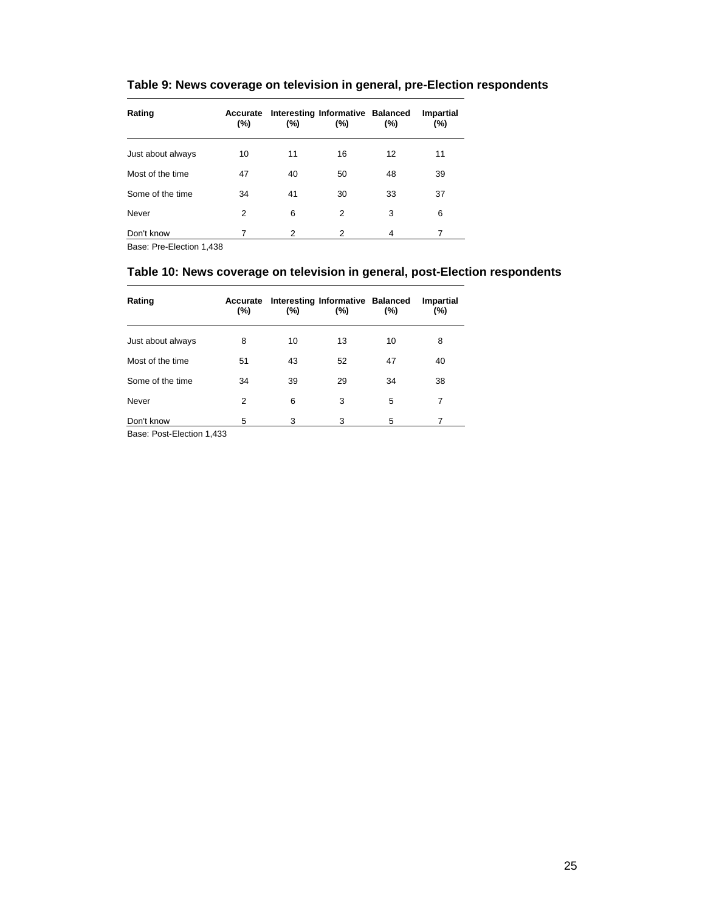### Table 9: News coverage on television in general, pre-Election respondents

| Rating | Accurate (%) | Interesting (%) | Informative (%) | Balanced (%) | Impartial (%) |
|---|---|---|---|---|---|
| Just about always | 10 | 11 | 16 | 12 | 11 |
| Most of the time | 47 | 40 | 50 | 48 | 39 |
| Some of the time | 34 | 41 | 30 | 33 | 37 |
| Never | 2 | 6 | 2 | 3 | 6 |
| Don't know | 7 | 2 | 2 | 4 | 7 |

Base: Pre-Election 1,438

### Table 10: News coverage on television in general, post-Election respondents

| Rating | Accurate (%) | Interesting (%) | Informative (%) | Balanced (%) | Impartial (%) |
|---|---|---|---|---|---|
| Just about always | 8 | 10 | 13 | 10 | 8 |
| Most of the time | 51 | 43 | 52 | 47 | 40 |
| Some of the time | 34 | 39 | 29 | 34 | 38 |
| Never | 2 | 6 | 3 | 5 | 7 |
| Don't know | 5 | 3 | 3 | 5 | 7 |

Base: Post-Election 1,433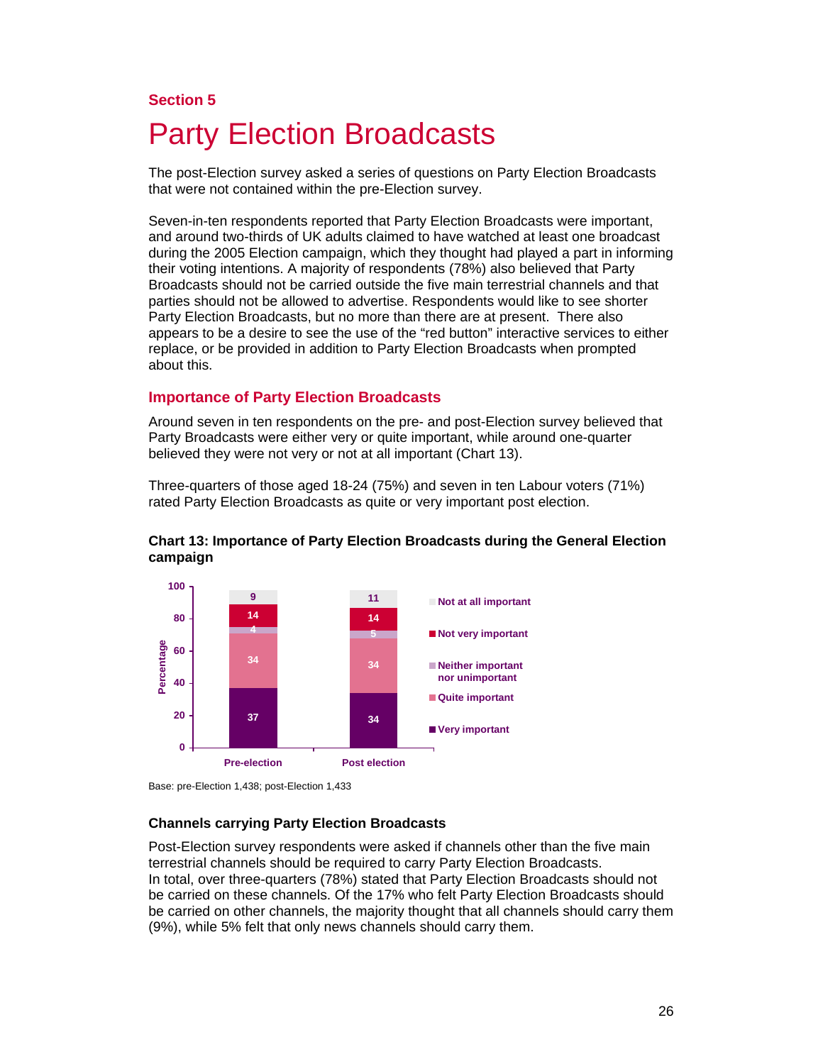## Section 5

# Party Election Broadcasts

The post-Election survey asked a series of questions on Party Election Broadcasts that were not contained within the pre-Election survey.

Seven-in-ten respondents reported that Party Election Broadcasts were important, and around two-thirds of UK adults claimed to have watched at least one broadcast during the 2005 Election campaign, which they thought had played a part in informing their voting intentions. A majority of respondents (78%) also believed that Party Broadcasts should not be carried outside the five main terrestrial channels and that parties should not be allowed to advertise. Respondents would like to see shorter Party Election Broadcasts, but no more than there are at present. There also appears to be a desire to see the use of the "red button" interactive services to either replace, or be provided in addition to Party Election Broadcasts when prompted about this.

### Importance of Party Election Broadcasts

Around seven in ten respondents on the pre- and post-Election survey believed that Party Broadcasts were either very or quite important, while around one-quarter believed they were not very or not at all important (Chart 13).

Three-quarters of those aged 18-24 (75%) and seven in ten Labour voters (71%) rated Party Election Broadcasts as quite or very important post election.

**Chart 13: Importance of Party Election Broadcasts during the General Election campaign**

| Percentage | Pre-election | Post election |
|---|---|---|
| Not at all important | 9 | 11 |
| Not very important | 14 | 14 |
| Neither important nor unimportant | 4 | 5 |
| Quite important | 34 | 34 |
| Very important | 37 | 34 |

Base: pre-Election 1,438; post-Election 1,433

#### Channels carrying Party Election Broadcasts

Post-Election survey respondents were asked if channels other than the five main terrestrial channels should be required to carry Party Election Broadcasts. In total, over three-quarters (78%) stated that Party Election Broadcasts should not be carried on these channels. Of the 17% who felt Party Election Broadcasts should be carried on other channels, the majority thought that all channels should carry them (9%), while 5% felt that only news channels should carry them.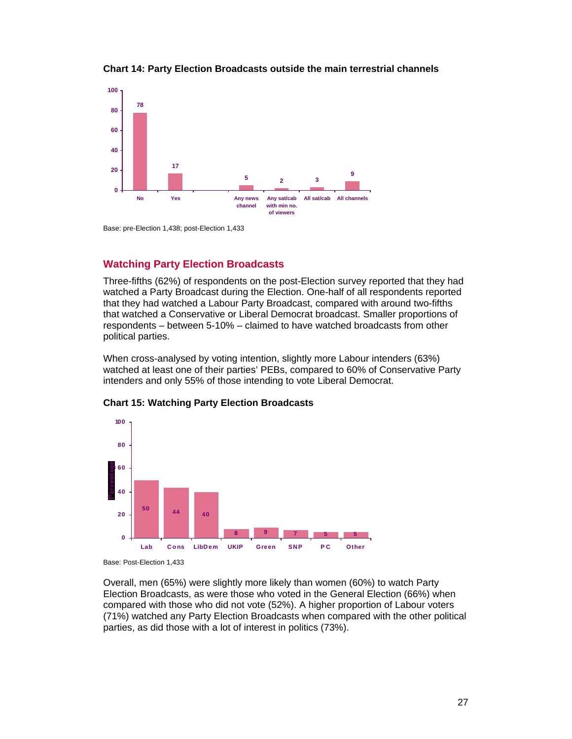**Chart 14: Party Election Broadcasts outside the main terrestrial channels**

| | Percentage |
|---|---|
| No | 78 |
| Yes | 17 |
| Any news channel | 5 |
| Any sat/cab with min no. of viewers | 2 |
| All sat/cab | 3 |
| All channels | 9 |

Base: pre-Election 1,438; post-Election 1,433

## Watching Party Election Broadcasts

Three-fifths (62%) of respondents on the post-Election survey reported that they had watched a Party Broadcast during the Election. One-half of all respondents reported that they had watched a Labour Party Broadcast, compared with around two-fifths that watched a Conservative or Liberal Democrat broadcast. Smaller proportions of respondents – between 5-10% – claimed to have watched broadcasts from other political parties.

When cross-analysed by voting intention, slightly more Labour intenders (63%) watched at least one of their parties' PEBs, compared to 60% of Conservative Party intenders and only 55% of those intending to vote Liberal Democrat.

**Chart 15: Watching Party Election Broadcasts**

| | Percentage |
|---|---|
| Lab | 50 |
| Cons | 44 |
| LibDem | 40 |
| UKIP | 8 |
| Green | 9 |
| SNP | 7 |
| PC | 5 |
| Other | 5 |

Base: Post-Election 1,433

Overall, men (65%) were slightly more likely than women (60%) to watch Party Election Broadcasts, as were those who voted in the General Election (66%) when compared with those who did not vote (52%). A higher proportion of Labour voters (71%) watched any Party Election Broadcasts when compared with the other political parties, as did those with a lot of interest in politics (73%).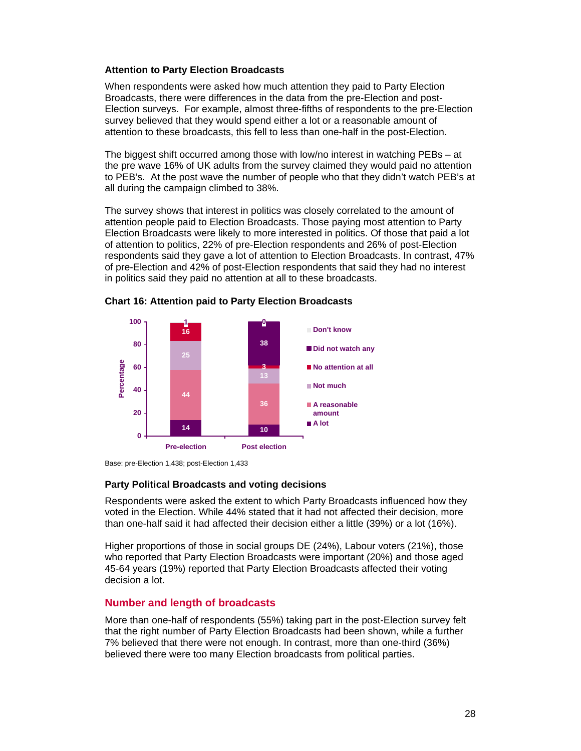### Attention to Party Election Broadcasts

When respondents were asked how much attention they paid to Party Election Broadcasts, there were differences in the data from the pre-Election and post-Election surveys. For example, almost three-fifths of respondents to the pre-Election survey believed that they would spend either a lot or a reasonable amount of attention to these broadcasts, this fell to less than one-half in the post-Election.

The biggest shift occurred among those with low/no interest in watching PEBs – at the pre wave 16% of UK adults from the survey claimed they would paid no attention to PEB's. At the post wave the number of people who that they didn't watch PEB's at all during the campaign climbed to 38%.

The survey shows that interest in politics was closely correlated to the amount of attention people paid to Election Broadcasts. Those paying most attention to Party Election Broadcasts were likely to more interested in politics. Of those that paid a lot of attention to politics, 22% of pre-Election respondents and 26% of post-Election respondents said they gave a lot of attention to Election Broadcasts. In contrast, 47% of pre-Election and 42% of post-Election respondents that said they had no interest in politics said they paid no attention at all to these broadcasts.

**Chart 16: Attention paid to Party Election Broadcasts**

| Percentage | Pre-election | Post election |
|---|---|---|
| Don't know | 1 | 0 |
| Did not watch any | | 38 |
| No attention at all | 16 | 3 |
| Not much | 25 | 13 |
| A reasonable amount | 44 | 36 |
| A lot | 14 | 10 |

Base: pre-Election 1,438; post-Election 1,433

### Party Political Broadcasts and voting decisions

Respondents were asked the extent to which Party Broadcasts influenced how they voted in the Election. While 44% stated that it had not affected their decision, more than one-half said it had affected their decision either a little (39%) or a lot (16%).

Higher proportions of those in social groups DE (24%), Labour voters (21%), those who reported that Party Election Broadcasts were important (20%) and those aged 45-64 years (19%) reported that Party Election Broadcasts affected their voting decision a lot.

## Number and length of broadcasts

More than one-half of respondents (55%) taking part in the post-Election survey felt that the right number of Party Election Broadcasts had been shown, while a further 7% believed that there were not enough. In contrast, more than one-third (36%) believed there were too many Election broadcasts from political parties.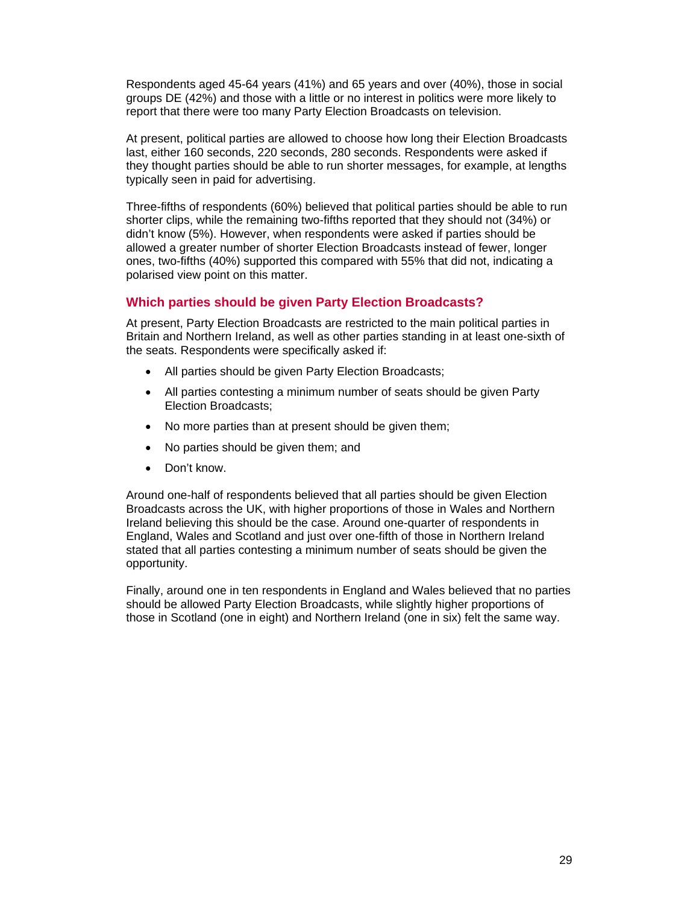Respondents aged 45-64 years (41%) and 65 years and over (40%), those in social groups DE (42%) and those with a little or no interest in politics were more likely to report that there were too many Party Election Broadcasts on television.

At present, political parties are allowed to choose how long their Election Broadcasts last, either 160 seconds, 220 seconds, 280 seconds. Respondents were asked if they thought parties should be able to run shorter messages, for example, at lengths typically seen in paid for advertising.

Three-fifths of respondents (60%) believed that political parties should be able to run shorter clips, while the remaining two-fifths reported that they should not (34%) or didn't know (5%). However, when respondents were asked if parties should be allowed a greater number of shorter Election Broadcasts instead of fewer, longer ones, two-fifths (40%) supported this compared with 55% that did not, indicating a polarised view point on this matter.

### Which parties should be given Party Election Broadcasts?

At present, Party Election Broadcasts are restricted to the main political parties in Britain and Northern Ireland, as well as other parties standing in at least one-sixth of the seats. Respondents were specifically asked if:

- All parties should be given Party Election Broadcasts;
- All parties contesting a minimum number of seats should be given Party Election Broadcasts;
- No more parties than at present should be given them;
- No parties should be given them; and
- Don't know.

Around one-half of respondents believed that all parties should be given Election Broadcasts across the UK, with higher proportions of those in Wales and Northern Ireland believing this should be the case. Around one-quarter of respondents in England, Wales and Scotland and just over one-fifth of those in Northern Ireland stated that all parties contesting a minimum number of seats should be given the opportunity.

Finally, around one in ten respondents in England and Wales believed that no parties should be allowed Party Election Broadcasts, while slightly higher proportions of those in Scotland (one in eight) and Northern Ireland (one in six) felt the same way.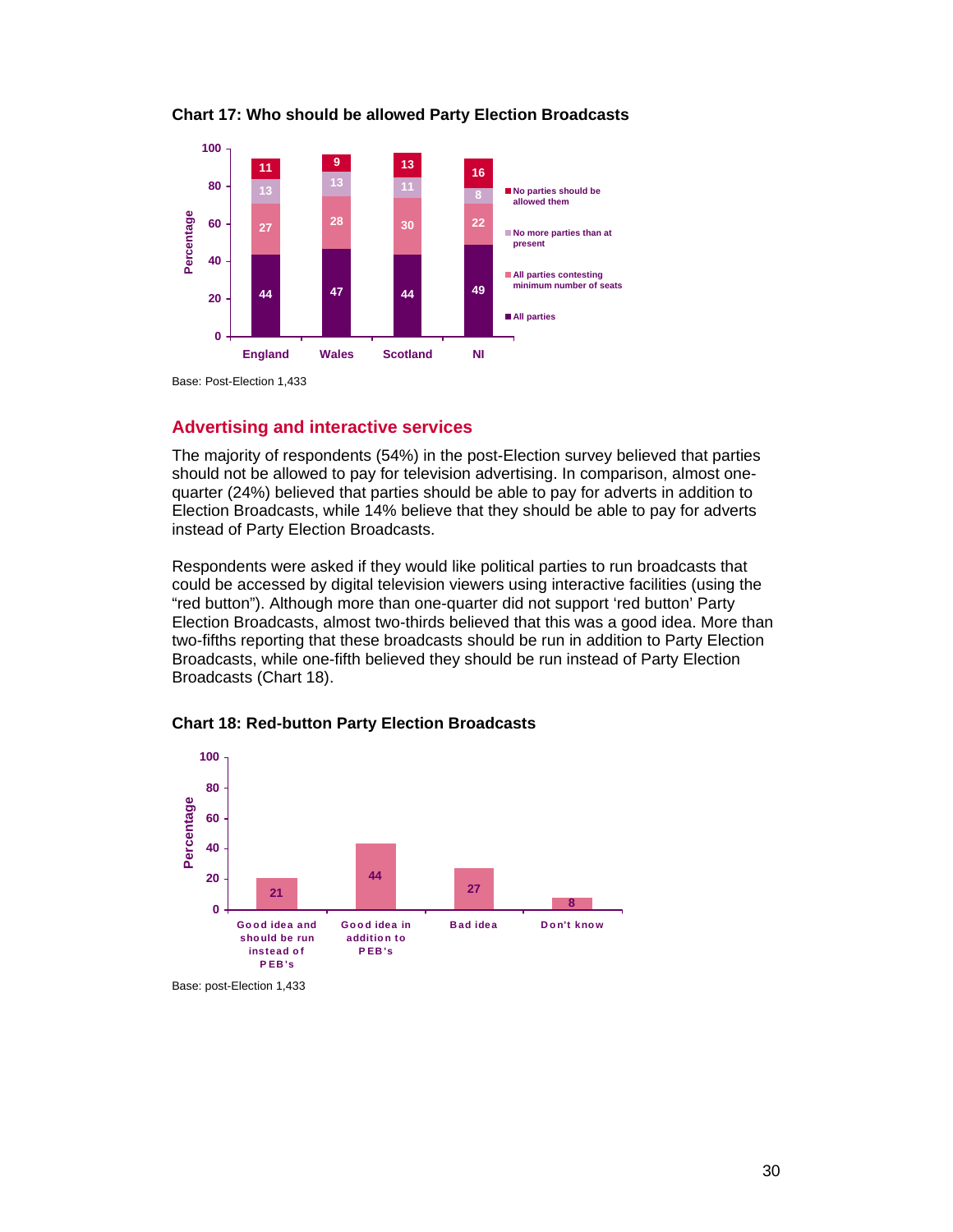**Chart 17: Who should be allowed Party Election Broadcasts**

| | England | Wales | Scotland | NI |
|---|---|---|---|---|
| No parties should be allowed them | 11 | 9 | 13 | 16 |
| No more parties than at present | 13 | 13 | 11 | 8 |
| All parties contesting minimum number of seats | 27 | 28 | 30 | 22 |
| All parties | 44 | 47 | 44 | 49 |

Base: Post-Election 1,433

## Advertising and interactive services

The majority of respondents (54%) in the post-Election survey believed that parties should not be allowed to pay for television advertising. In comparison, almost one-quarter (24%) believed that parties should be able to pay for adverts in addition to Election Broadcasts, while 14% believe that they should be able to pay for adverts instead of Party Election Broadcasts.

Respondents were asked if they would like political parties to run broadcasts that could be accessed by digital television viewers using interactive facilities (using the "red button"). Although more than one-quarter did not support 'red button' Party Election Broadcasts, almost two-thirds believed that this was a good idea. More than two-fifths reporting that these broadcasts should be run in addition to Party Election Broadcasts, while one-fifth believed they should be run instead of Party Election Broadcasts (Chart 18).

**Chart 18: Red-button Party Election Broadcasts**

| | Percentage |
|---|---|
| Good idea and should be run instead of PEB's | 21 |
| Good idea in addition to PEB's | 44 |
| Bad idea | 27 |
| Don't know | 8 |

Base: post-Election 1,433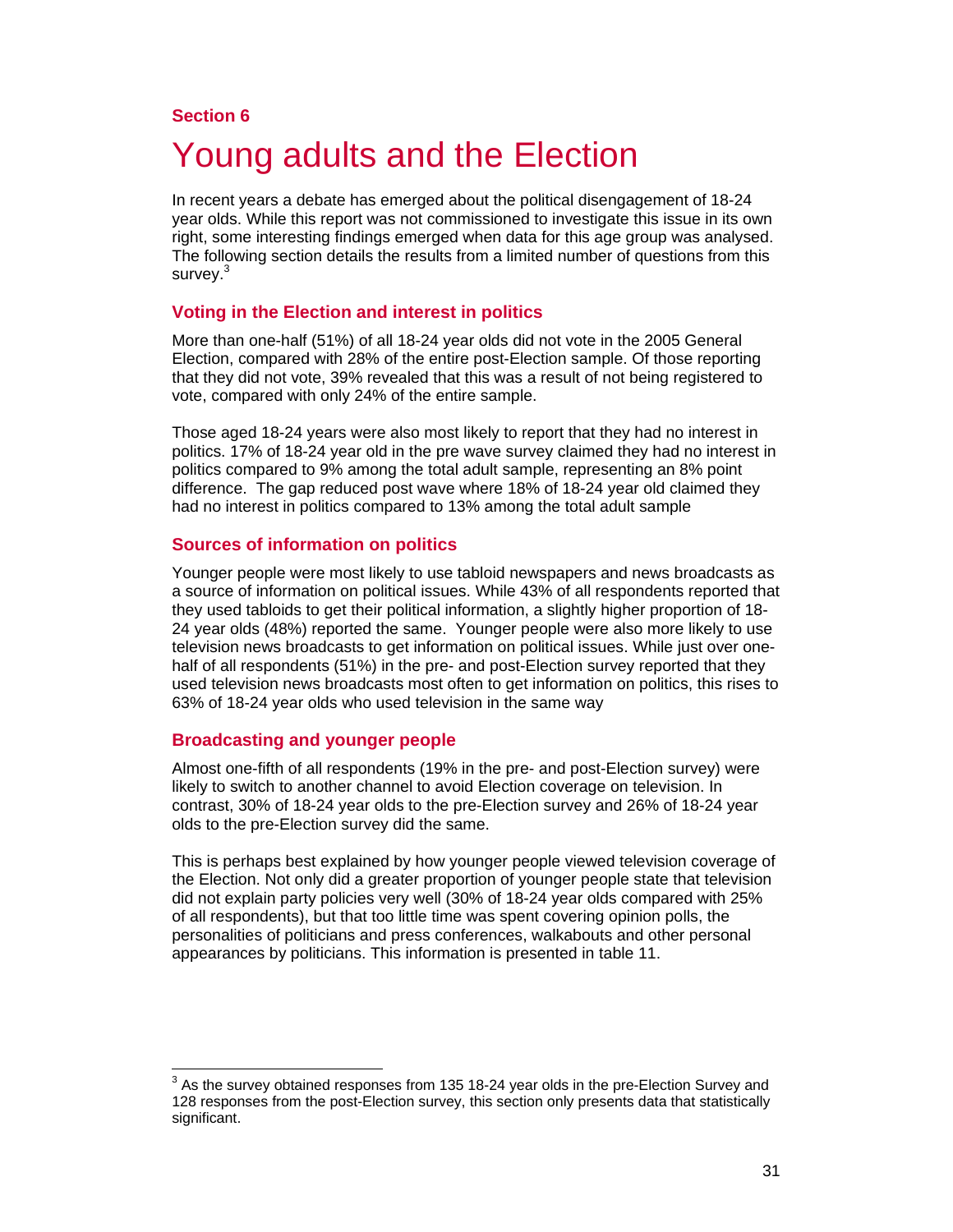**Section 6**

# Young adults and the Election

In recent years a debate has emerged about the political disengagement of 18-24 year olds. While this report was not commissioned to investigate this issue in its own right, some interesting findings emerged when data for this age group was analysed. The following section details the results from a limited number of questions from this survey.[3]

## Voting in the Election and interest in politics

More than one-half (51%) of all 18-24 year olds did not vote in the 2005 General Election, compared with 28% of the entire post-Election sample. Of those reporting that they did not vote, 39% revealed that this was a result of not being registered to vote, compared with only 24% of the entire sample.

Those aged 18-24 years were also most likely to report that they had no interest in politics. 17% of 18-24 year old in the pre wave survey claimed they had no interest in politics compared to 9% among the total adult sample, representing an 8% point difference. The gap reduced post wave where 18% of 18-24 year old claimed they had no interest in politics compared to 13% among the total adult sample

## Sources of information on politics

Younger people were most likely to use tabloid newspapers and news broadcasts as a source of information on political issues. While 43% of all respondents reported that they used tabloids to get their political information, a slightly higher proportion of 18-24 year olds (48%) reported the same. Younger people were also more likely to use television news broadcasts to get information on political issues. While just over one-half of all respondents (51%) in the pre- and post-Election survey reported that they used television news broadcasts most often to get information on politics, this rises to 63% of 18-24 year olds who used television in the same way

## Broadcasting and younger people

Almost one-fifth of all respondents (19% in the pre- and post-Election survey) were likely to switch to another channel to avoid Election coverage on television. In contrast, 30% of 18-24 year olds to the pre-Election survey and 26% of 18-24 year olds to the pre-Election survey did the same.

This is perhaps best explained by how younger people viewed television coverage of the Election. Not only did a greater proportion of younger people state that television did not explain party policies very well (30% of 18-24 year olds compared with 25% of all respondents), but that too little time was spent covering opinion polls, the personalities of politicians and press conferences, walkabouts and other personal appearances by politicians. This information is presented in table 11.

---

[3] As the survey obtained responses from 135 18-24 year olds in the pre-Election Survey and 128 responses from the post-Election survey, this section only presents data that statistically significant.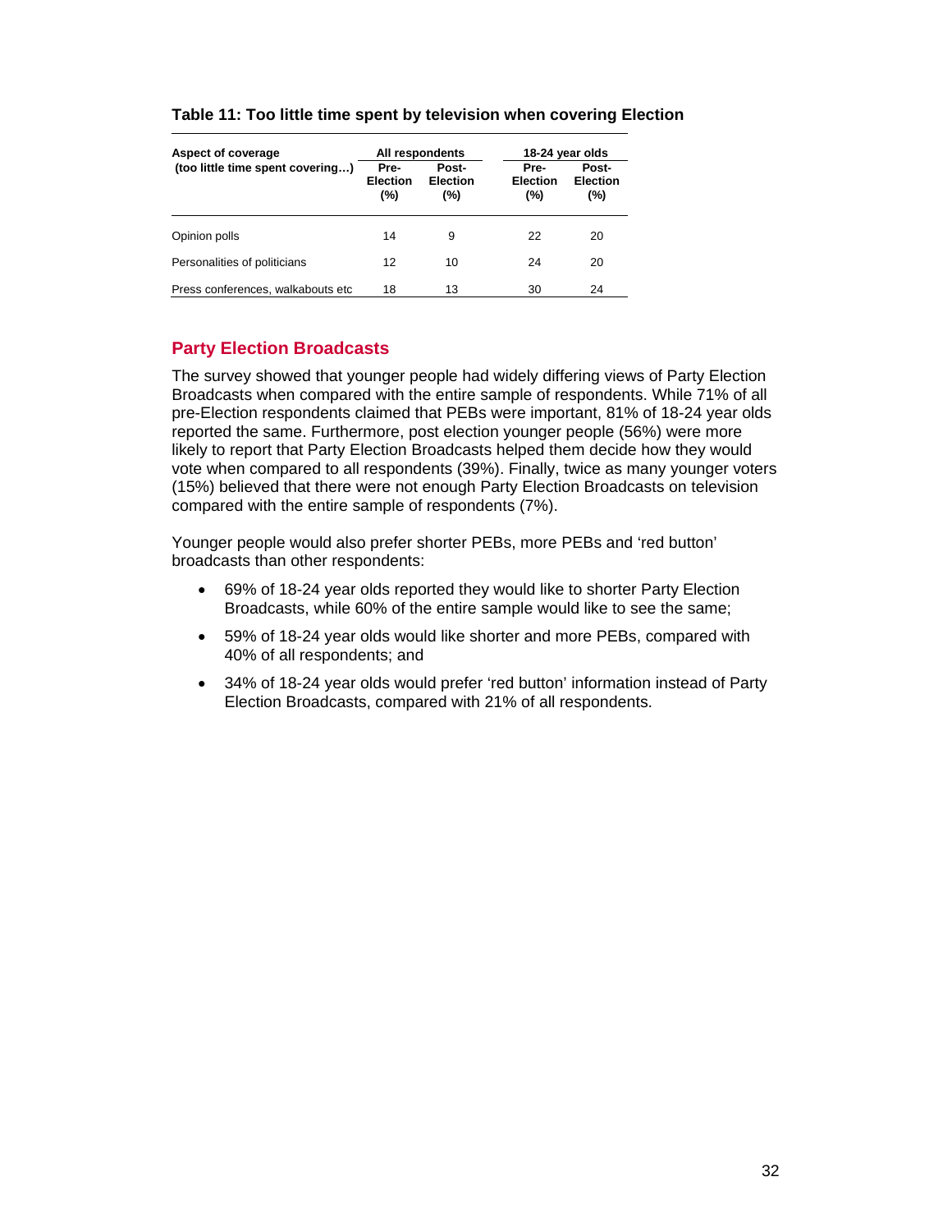**Table 11: Too little time spent by television when covering Election**

| Aspect of coverage (too little time spent covering…) | All respondents | | 18-24 year olds | |
|---|---|---|---|---|
| | Pre-Election (%) | Post-Election (%) | Pre-Election (%) | Post-Election (%) |
| Opinion polls | 14 | 9 | 22 | 20 |
| Personalities of politicians | 12 | 10 | 24 | 20 |
| Press conferences, walkabouts etc | 18 | 13 | 30 | 24 |

## Party Election Broadcasts

The survey showed that younger people had widely differing views of Party Election Broadcasts when compared with the entire sample of respondents. While 71% of all pre-Election respondents claimed that PEBs were important, 81% of 18-24 year olds reported the same. Furthermore, post election younger people (56%) were more likely to report that Party Election Broadcasts helped them decide how they would vote when compared to all respondents (39%). Finally, twice as many younger voters (15%) believed that there were not enough Party Election Broadcasts on television compared with the entire sample of respondents (7%).

Younger people would also prefer shorter PEBs, more PEBs and 'red button' broadcasts than other respondents:

- 69% of 18-24 year olds reported they would like to shorter Party Election Broadcasts, while 60% of the entire sample would like to see the same;
- 59% of 18-24 year olds would like shorter and more PEBs, compared with 40% of all respondents; and
- 34% of 18-24 year olds would prefer 'red button' information instead of Party Election Broadcasts, compared with 21% of all respondents.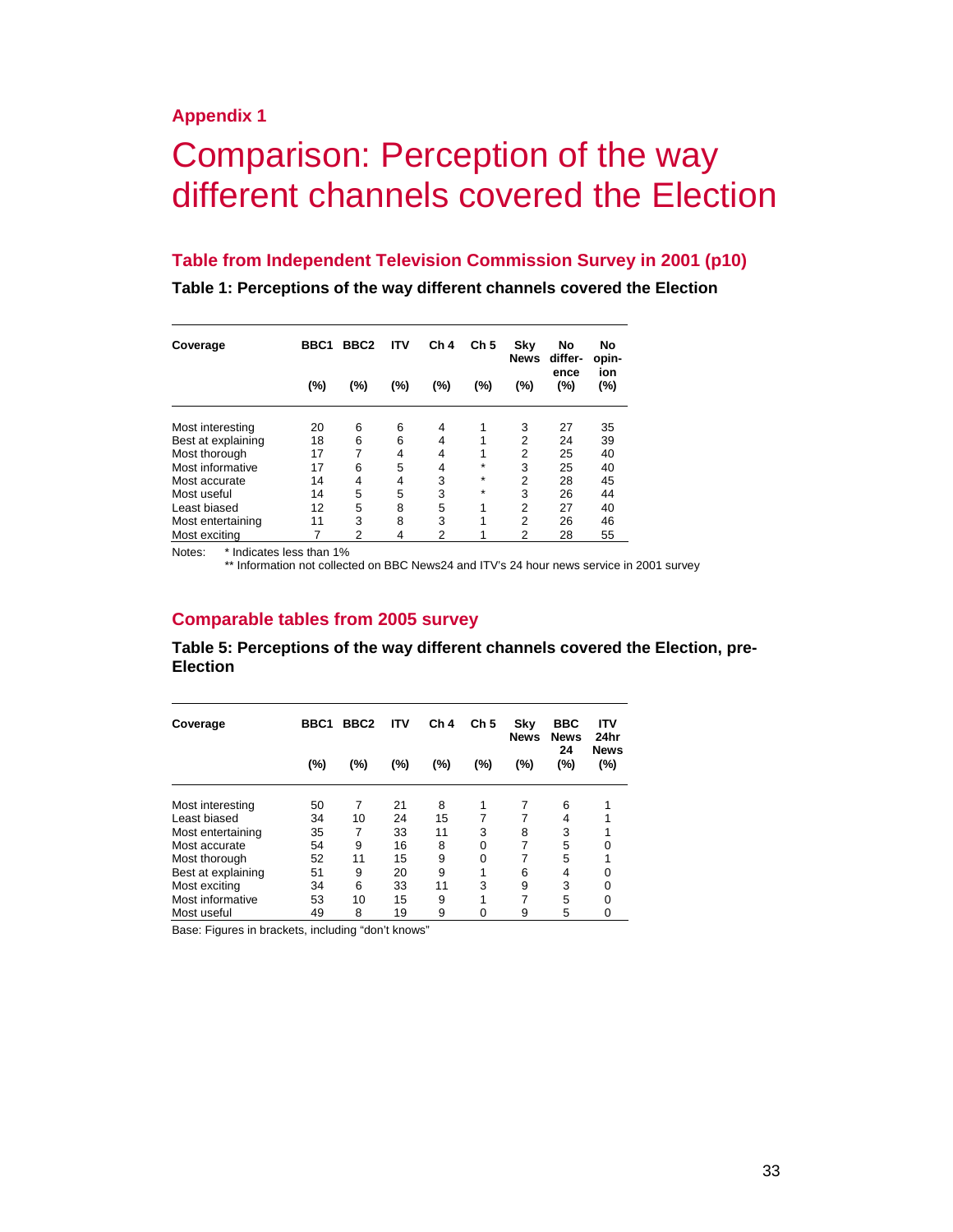**Appendix 1**

# Comparison: Perception of the way different channels covered the Election

## Table from Independent Television Commission Survey in 2001 (p10)

**Table 1: Perceptions of the way different channels covered the Election**

| Coverage | BBC1 (%) | BBC2 (%) | ITV (%) | Ch 4 (%) | Ch 5 (%) | Sky News (%) | No difference (%) | No opinion (%) |
|---|---|---|---|---|---|---|---|---|
| Most interesting | 20 | 6 | 6 | 4 | 1 | 3 | 27 | 35 |
| Best at explaining | 18 | 6 | 6 | 4 | 1 | 2 | 24 | 39 |
| Most thorough | 17 | 7 | 4 | 4 | 1 | 2 | 25 | 40 |
| Most informative | 17 | 6 | 5 | 4 | * | 3 | 25 | 40 |
| Most accurate | 14 | 4 | 4 | 3 | * | 2 | 28 | 45 |
| Most useful | 14 | 5 | 5 | 3 | * | 3 | 26 | 44 |
| Least biased | 12 | 5 | 8 | 5 | 1 | 2 | 27 | 40 |
| Most entertaining | 11 | 3 | 8 | 3 | 1 | 2 | 26 | 46 |
| Most exciting | 7 | 2 | 4 | 2 | 1 | 2 | 28 | 55 |

Notes: * Indicates less than 1%

** Information not collected on BBC News24 and ITV's 24 hour news service in 2001 survey

## Comparable tables from 2005 survey

**Table 5: Perceptions of the way different channels covered the Election, pre-Election**

| Coverage | BBC1 (%) | BBC2 (%) | ITV (%) | Ch 4 (%) | Ch 5 (%) | Sky News (%) | BBC News 24 (%) | ITV 24hr News (%) |
|---|---|---|---|---|---|---|---|---|
| Most interesting | 50 | 7 | 21 | 8 | 1 | 7 | 6 | 1 |
| Least biased | 34 | 10 | 24 | 15 | 7 | 7 | 4 | 1 |
| Most entertaining | 35 | 7 | 33 | 11 | 3 | 8 | 3 | 1 |
| Most accurate | 54 | 9 | 16 | 8 | 0 | 7 | 5 | 0 |
| Most thorough | 52 | 11 | 15 | 9 | 0 | 7 | 5 | 1 |
| Best at explaining | 51 | 9 | 20 | 9 | 1 | 6 | 4 | 0 |
| Most exciting | 34 | 6 | 33 | 11 | 3 | 9 | 3 | 0 |
| Most informative | 53 | 10 | 15 | 9 | 1 | 7 | 5 | 0 |
| Most useful | 49 | 8 | 19 | 9 | 0 | 9 | 5 | 0 |

Base: Figures in brackets, including "don't knows"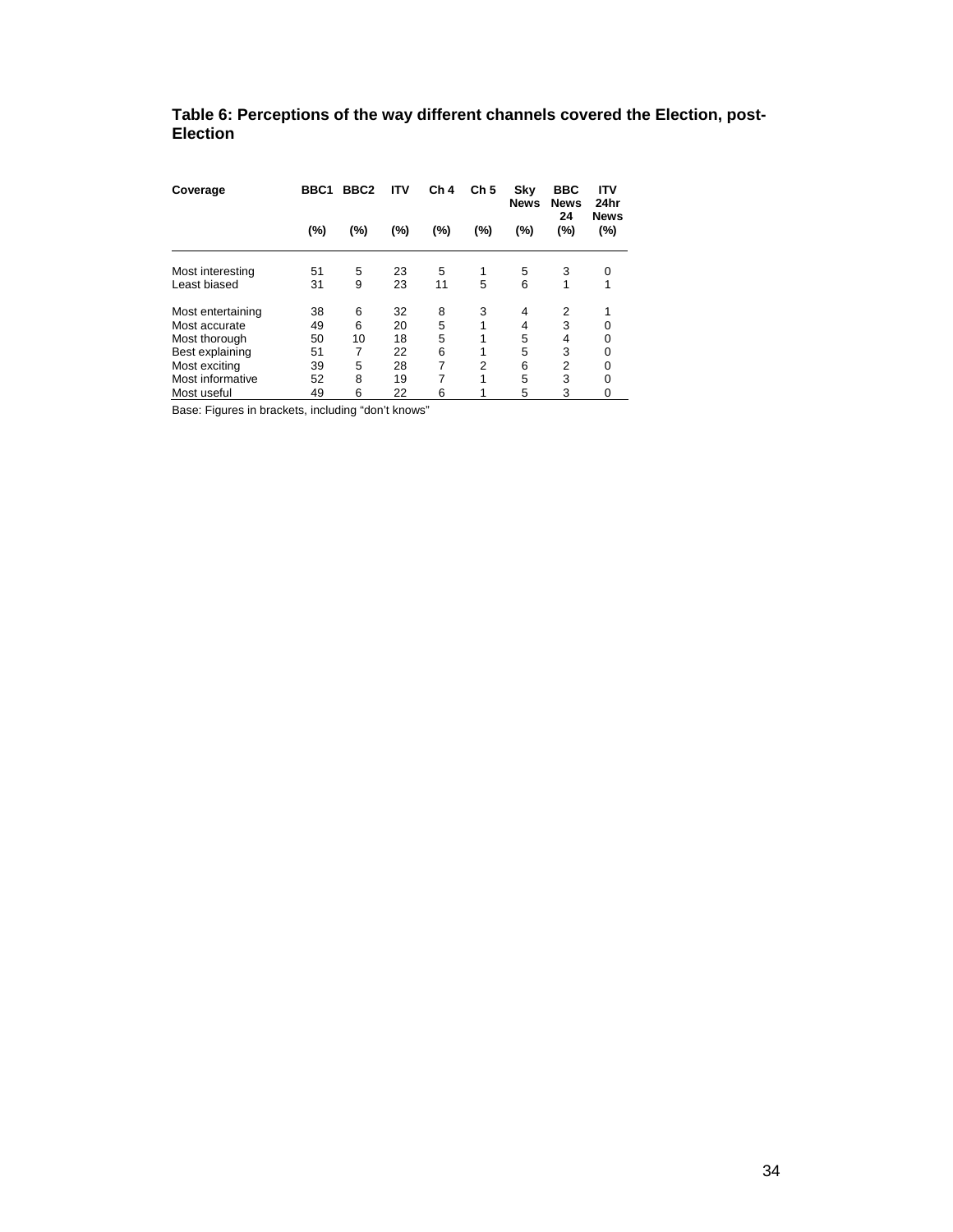**Table 6: Perceptions of the way different channels covered the Election, post-Election**

| Coverage | BBC1 (%) | BBC2 (%) | ITV (%) | Ch 4 (%) | Ch 5 (%) | Sky News (%) | BBC News 24 (%) | ITV 24hr News (%) |
|---|---|---|---|---|---|---|---|---|
| Most interesting | 51 | 5 | 23 | 5 | 1 | 5 | 3 | 0 |
| Least biased | 31 | 9 | 23 | 11 | 5 | 6 | 1 | 1 |
| Most entertaining | 38 | 6 | 32 | 8 | 3 | 4 | 2 | 1 |
| Most accurate | 49 | 6 | 20 | 5 | 1 | 4 | 3 | 0 |
| Most thorough | 50 | 10 | 18 | 5 | 1 | 5 | 4 | 0 |
| Best explaining | 51 | 7 | 22 | 6 | 1 | 5 | 3 | 0 |
| Most exciting | 39 | 5 | 28 | 7 | 2 | 6 | 2 | 0 |
| Most informative | 52 | 8 | 19 | 7 | 1 | 5 | 3 | 0 |
| Most useful | 49 | 6 | 22 | 6 | 1 | 5 | 3 | 0 |

Base: Figures in brackets, including "don't knows"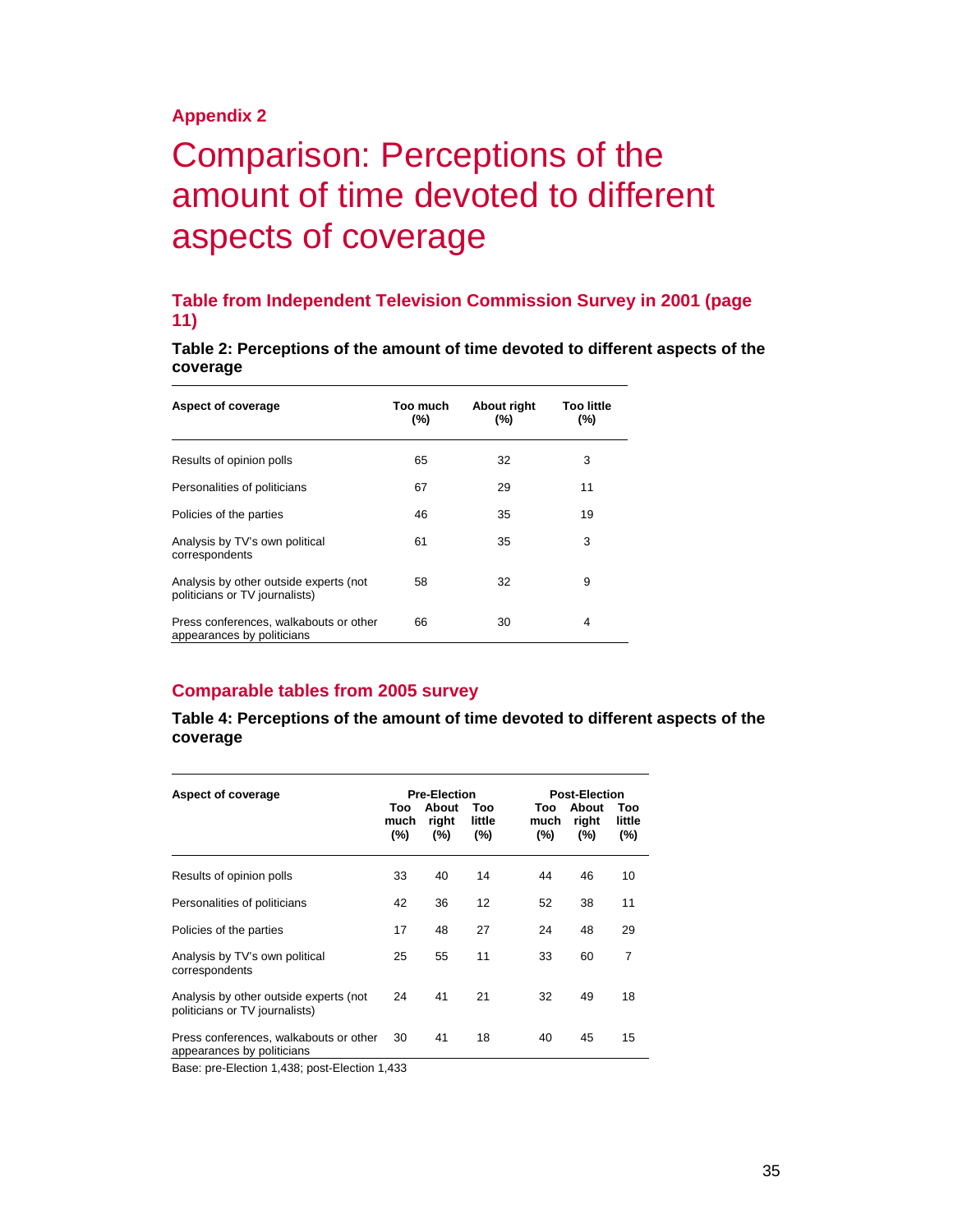**Appendix 2**

# Comparison: Perceptions of the amount of time devoted to different aspects of coverage

## Table from Independent Television Commission Survey in 2001 (page 11)

**Table 2: Perceptions of the amount of time devoted to different aspects of the coverage**

| Aspect of coverage | Too much (%) | About right (%) | Too little (%) |
|---|---|---|---|
| Results of opinion polls | 65 | 32 | 3 |
| Personalities of politicians | 67 | 29 | 11 |
| Policies of the parties | 46 | 35 | 19 |
| Analysis by TV's own political correspondents | 61 | 35 | 3 |
| Analysis by other outside experts (not politicians or TV journalists) | 58 | 32 | 9 |
| Press conferences, walkabouts or other appearances by politicians | 66 | 30 | 4 |

## Comparable tables from 2005 survey

**Table 4: Perceptions of the amount of time devoted to different aspects of the coverage**

| Aspect of coverage | Pre-Election | | | Post-Election | | |
|---|---|---|---|---|---|---|
| | Too much (%) | About right (%) | Too little (%) | Too much (%) | About right (%) | Too little (%) |
| Results of opinion polls | 33 | 40 | 14 | 44 | 46 | 10 |
| Personalities of politicians | 42 | 36 | 12 | 52 | 38 | 11 |
| Policies of the parties | 17 | 48 | 27 | 24 | 48 | 29 |
| Analysis by TV's own political correspondents | 25 | 55 | 11 | 33 | 60 | 7 |
| Analysis by other outside experts (not politicians or TV journalists) | 24 | 41 | 21 | 32 | 49 | 18 |
| Press conferences, walkabouts or other appearances by politicians | 30 | 41 | 18 | 40 | 45 | 15 |

Base: pre-Election 1,438; post-Election 1,433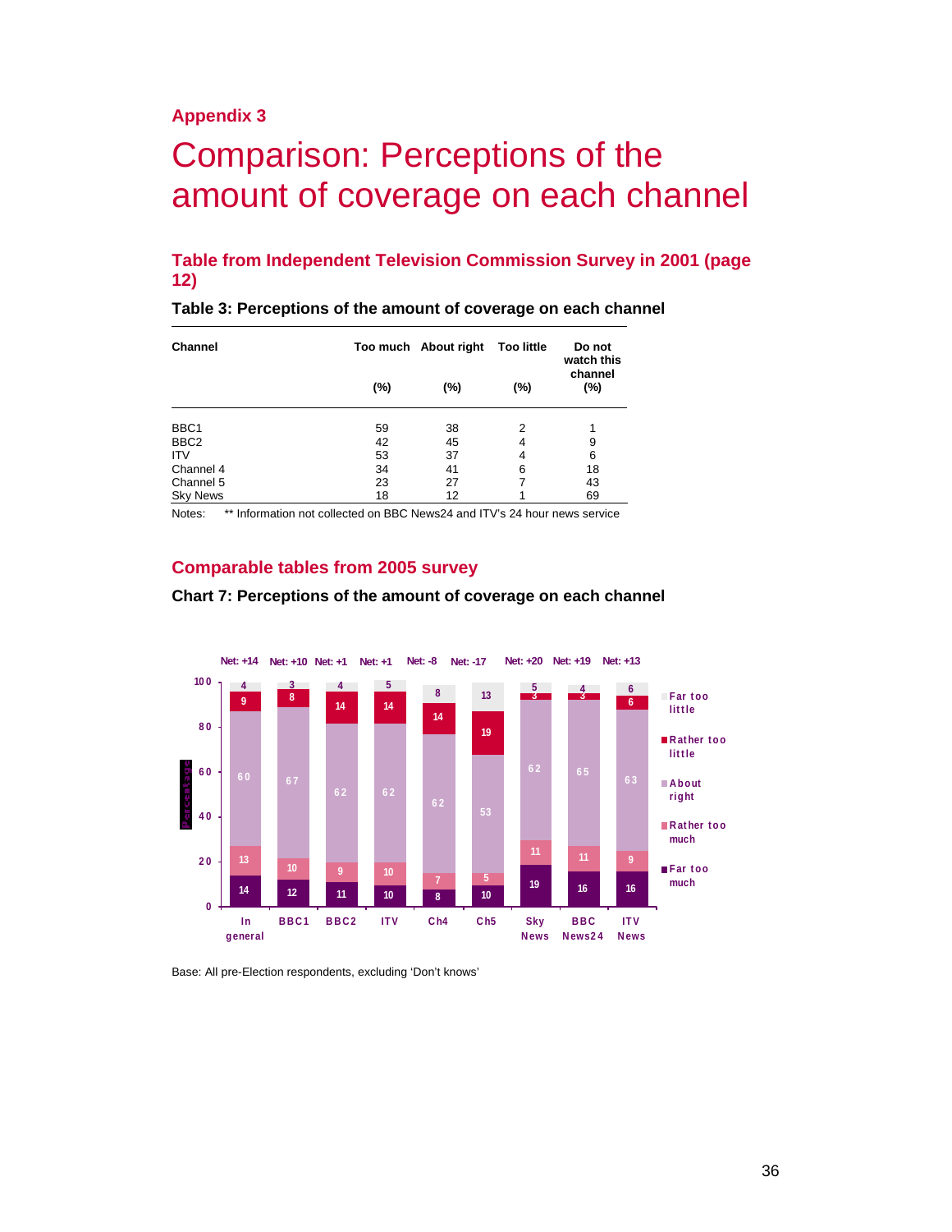## Appendix 3

# Comparison: Perceptions of the amount of coverage on each channel

### Table from Independent Television Commission Survey in 2001 (page 12)

**Table 3: Perceptions of the amount of coverage on each channel**

| Channel | Too much (%) | About right (%) | Too little (%) | Do not watch this channel (%) |
|---|---|---|---|---|
| BBC1 | 59 | 38 | 2 | 1 |
| BBC2 | 42 | 45 | 4 | 9 |
| ITV | 53 | 37 | 4 | 6 |
| Channel 4 | 34 | 41 | 6 | 18 |
| Channel 5 | 23 | 27 | 7 | 43 |
| Sky News | 18 | 12 | 1 | 69 |

Notes: ** Information not collected on BBC News24 and ITV's 24 hour news service

### Comparable tables from 2005 survey

**Chart 7: Perceptions of the amount of coverage on each channel**

| | In general | BBC1 | BBC2 | ITV | Ch4 | Ch5 | Sky News | BBC News24 | ITV News |
|---|---|---|---|---|---|---|---|---|---|
| Net | +14 | +10 | +1 | +1 | -8 | -17 | +20 | +19 | +13 |
| Far too little | 4 | 3 | 4 | 5 | 8 | 13 | 5 | 4 | 6 |
| Rather too little | 9 | 8 | 14 | 14 | 14 | 19 | 3 | 3 | 6 |
| About right | 60 | 67 | 62 | 62 | 62 | 53 | 62 | 65 | 63 |
| Rather too much | 13 | 10 | 9 | 10 | 7 | 5 | 11 | 11 | 9 |
| Far too much | 14 | 12 | 11 | 10 | 8 | 10 | 19 | 16 | 16 |

Base: All pre-Election respondents, excluding 'Don't knows'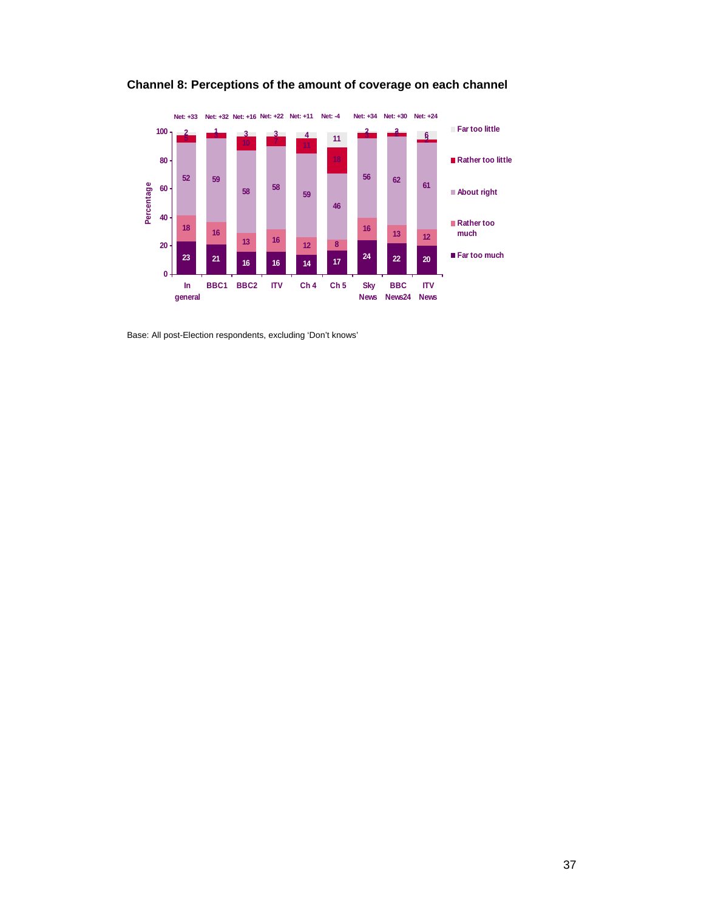## Channel 8: Perceptions of the amount of coverage on each channel

| Percentage | In general | BBC1 | BBC2 | ITV | Ch 4 | Ch 5 | Sky News | BBC News24 | ITV News |
|---|---|---|---|---|---|---|---|---|---|
| Far too much | 23 | 21 | 16 | 16 | 14 | 17 | 24 | 22 | 20 |
| Rather too much | 18 | 16 | 13 | 16 | 12 | 8 | 16 | 13 | 12 |
| About right | 52 | 59 | 58 | 58 | 59 | 46 | 56 | 62 | 61 |
| Rather too little | 5 | 3 | 10 | 7 | 11 | 18 | 3 | 2 | 2 |
| Far too little | 2 | 1 | 3 | 3 | 4 | 11 | 2 | 3 | 6 |
| Net | +33 | +32 | +16 | +22 | +11 | -4 | +34 | +30 | +24 |

Base: All post-Election respondents, excluding 'Don't knows'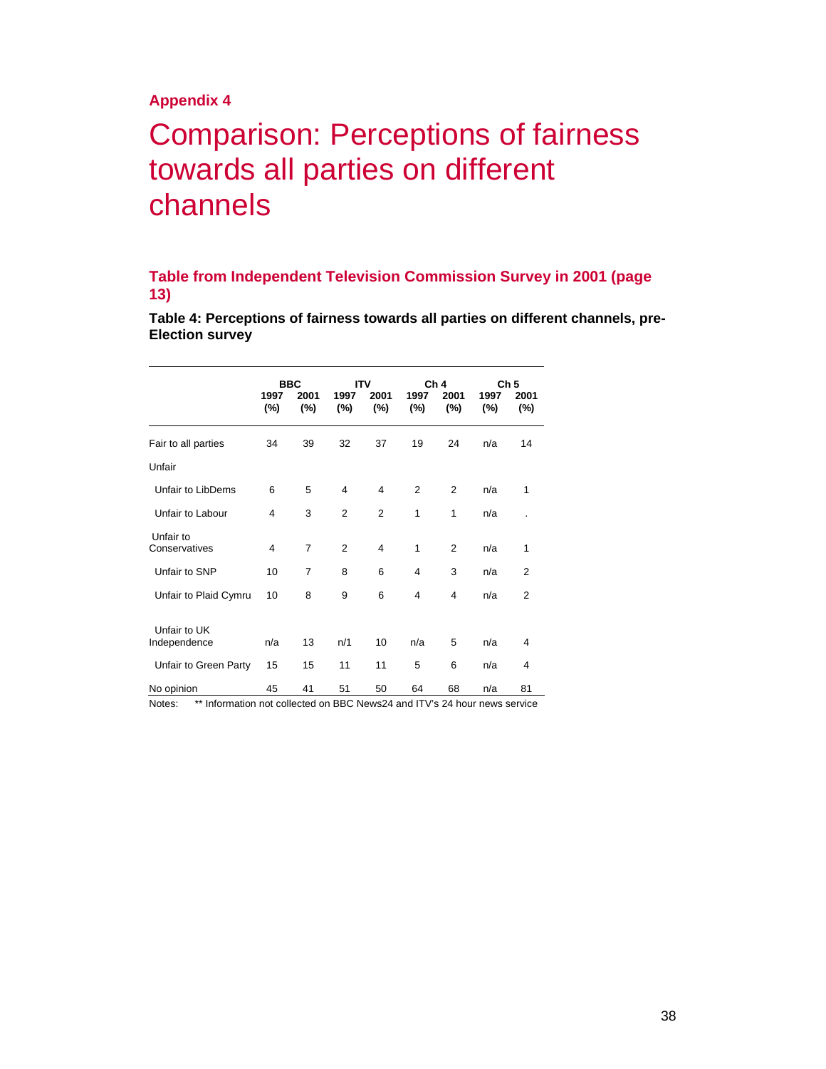**Appendix 4**

# Comparison: Perceptions of fairness towards all parties on different channels

## Table from Independent Television Commission Survey in 2001 (page 13)

**Table 4: Perceptions of fairness towards all parties on different channels, pre-Election survey**

| | BBC | | ITV | | Ch 4 | | Ch 5 | |
|---|---|---|---|---|---|---|---|---|
| | 1997 (%) | 2001 (%) | 1997 (%) | 2001 (%) | 1997 (%) | 2001 (%) | 1997 (%) | 2001 (%) |
| Fair to all parties | 34 | 39 | 32 | 37 | 19 | 24 | n/a | 14 |
| Unfair | | | | | | | | |
| Unfair to LibDems | 6 | 5 | 4 | 4 | 2 | 2 | n/a | 1 |
| Unfair to Labour | 4 | 3 | 2 | 2 | 1 | 1 | n/a | . |
| Unfair to Conservatives | 4 | 7 | 2 | 4 | 1 | 2 | n/a | 1 |
| Unfair to SNP | 10 | 7 | 8 | 6 | 4 | 3 | n/a | 2 |
| Unfair to Plaid Cymru | 10 | 8 | 9 | 6 | 4 | 4 | n/a | 2 |
| Unfair to UK Independence | n/a | 13 | n/1 | 10 | n/a | 5 | n/a | 4 |
| Unfair to Green Party | 15 | 15 | 11 | 11 | 5 | 6 | n/a | 4 |
| No opinion | 45 | 41 | 51 | 50 | 64 | 68 | n/a | 81 |

Notes: ** Information not collected on BBC News24 and ITV's 24 hour news service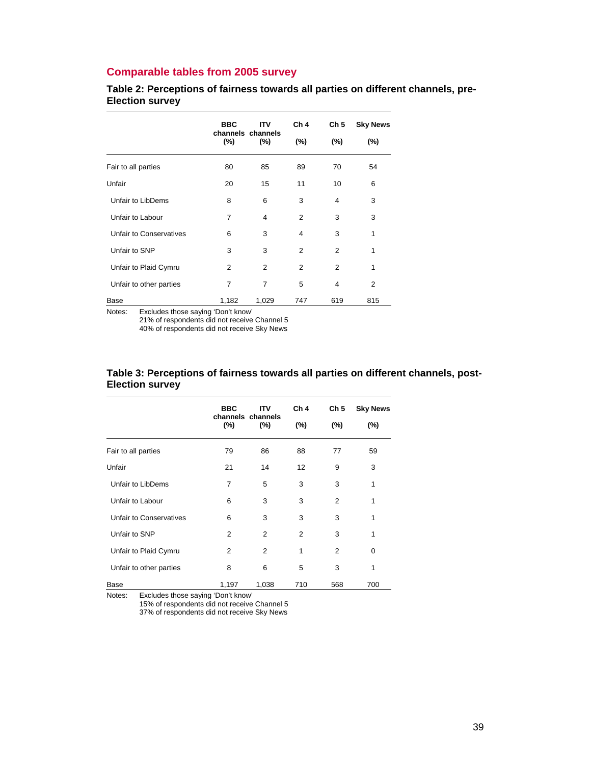## Comparable tables from 2005 survey

### Table 2: Perceptions of fairness towards all parties on different channels, pre-Election survey

| | BBC channels (%) | ITV channels (%) | Ch 4 (%) | Ch 5 (%) | Sky News (%) |
|---|---|---|---|---|---|
| Fair to all parties | 80 | 85 | 89 | 70 | 54 |
| Unfair | 20 | 15 | 11 | 10 | 6 |
| Unfair to LibDems | 8 | 6 | 3 | 4 | 3 |
| Unfair to Labour | 7 | 4 | 2 | 3 | 3 |
| Unfair to Conservatives | 6 | 3 | 4 | 3 | 1 |
| Unfair to SNP | 3 | 3 | 2 | 2 | 1 |
| Unfair to Plaid Cymru | 2 | 2 | 2 | 2 | 1 |
| Unfair to other parties | 7 | 7 | 5 | 4 | 2 |
| Base | 1,182 | 1,029 | 747 | 619 | 815 |

Notes: Excludes those saying 'Don't know'
21% of respondents did not receive Channel 5
40% of respondents did not receive Sky News

### Table 3: Perceptions of fairness towards all parties on different channels, post-Election survey

| | BBC channels (%) | ITV channels (%) | Ch 4 (%) | Ch 5 (%) | Sky News (%) |
|---|---|---|---|---|---|
| Fair to all parties | 79 | 86 | 88 | 77 | 59 |
| Unfair | 21 | 14 | 12 | 9 | 3 |
| Unfair to LibDems | 7 | 5 | 3 | 3 | 1 |
| Unfair to Labour | 6 | 3 | 3 | 2 | 1 |
| Unfair to Conservatives | 6 | 3 | 3 | 3 | 1 |
| Unfair to SNP | 2 | 2 | 2 | 3 | 1 |
| Unfair to Plaid Cymru | 2 | 2 | 1 | 2 | 0 |
| Unfair to other parties | 8 | 6 | 5 | 3 | 1 |
| Base | 1,197 | 1,038 | 710 | 568 | 700 |

Notes: Excludes those saying 'Don't know'
15% of respondents did not receive Channel 5
37% of respondents did not receive Sky News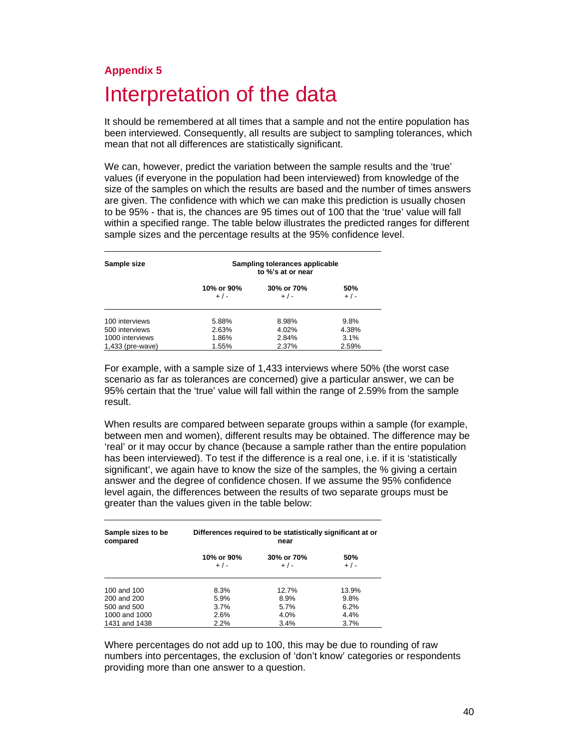**Appendix 5**

# Interpretation of the data

It should be remembered at all times that a sample and not the entire population has been interviewed. Consequently, all results are subject to sampling tolerances, which mean that not all differences are statistically significant.

We can, however, predict the variation between the sample results and the 'true' values (if everyone in the population had been interviewed) from knowledge of the size of the samples on which the results are based and the number of times answers are given. The confidence with which we can make this prediction is usually chosen to be 95% - that is, the chances are 95 times out of 100 that the 'true' value will fall within a specified range. The table below illustrates the predicted ranges for different sample sizes and the percentage results at the 95% confidence level.

| Sample size | Sampling tolerances applicable to %'s at or near | | |
|---|---|---|---|
| | 10% or 90% +/- | 30% or 70% +/- | 50% +/- |
| 100 interviews | 5.88% | 8.98% | 9.8% |
| 500 interviews | 2.63% | 4.02% | 4.38% |
| 1000 interviews | 1.86% | 2.84% | 3.1% |
| 1,433 (pre-wave) | 1.55% | 2.37% | 2.59% |

For example, with a sample size of 1,433 interviews where 50% (the worst case scenario as far as tolerances are concerned) give a particular answer, we can be 95% certain that the 'true' value will fall within the range of 2.59% from the sample result.

When results are compared between separate groups within a sample (for example, between men and women), different results may be obtained. The difference may be 'real' or it may occur by chance (because a sample rather than the entire population has been interviewed). To test if the difference is a real one, i.e. if it is 'statistically significant', we again have to know the size of the samples, the % giving a certain answer and the degree of confidence chosen. If we assume the 95% confidence level again, the differences between the results of two separate groups must be greater than the values given in the table below:

| Sample sizes to be compared | Differences required to be statistically significant at or near | | |
|---|---|---|---|
| | 10% or 90% +/- | 30% or 70% +/- | 50% +/- |
| 100 and 100 | 8.3% | 12.7% | 13.9% |
| 200 and 200 | 5.9% | 8.9% | 9.8% |
| 500 and 500 | 3.7% | 5.7% | 6.2% |
| 1000 and 1000 | 2.6% | 4.0% | 4.4% |
| 1431 and 1438 | 2.2% | 3.4% | 3.7% |

Where percentages do not add up to 100, this may be due to rounding of raw numbers into percentages, the exclusion of 'don't know' categories or respondents providing more than one answer to a question.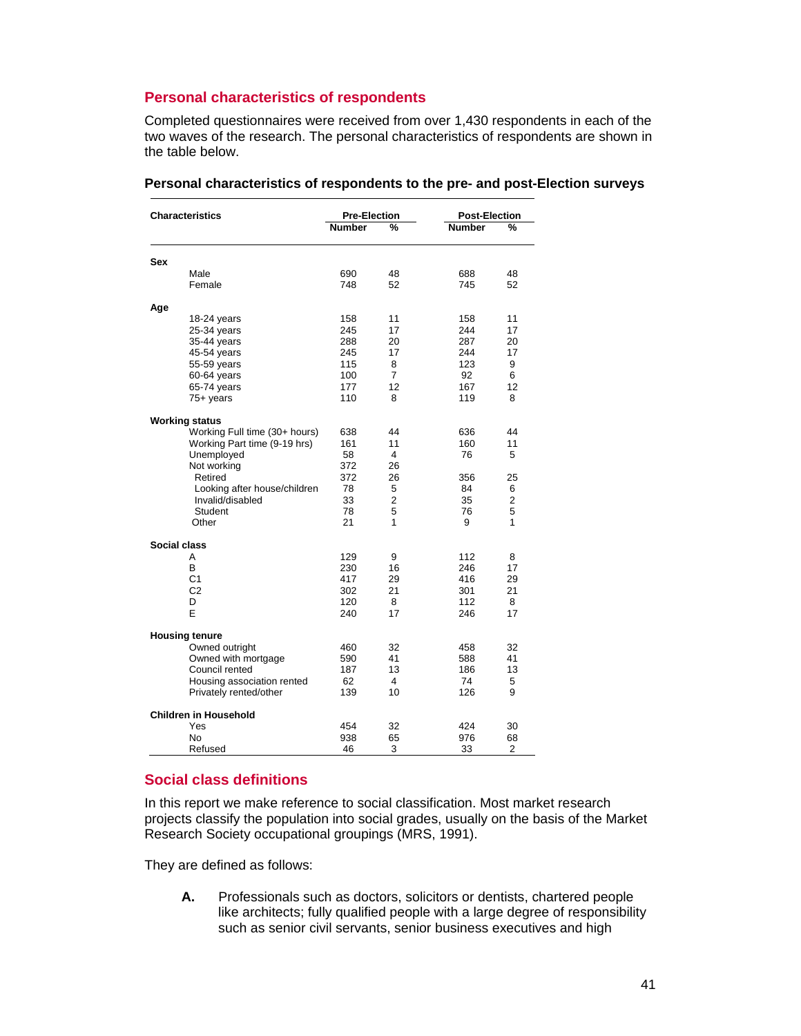## Personal characteristics of respondents

Completed questionnaires were received from over 1,430 respondents in each of the two waves of the research. The personal characteristics of respondents are shown in the table below.

**Personal characteristics of respondents to the pre- and post-Election surveys**

| Characteristics | Pre-Election | | Post-Election | |
|---|---|---|---|---|
| | Number | % | Number | % |
| **Sex** | | | | |
| Male | 690 | 48 | 688 | 48 |
| Female | 748 | 52 | 745 | 52 |
| **Age** | | | | |
| 18-24 years | 158 | 11 | 158 | 11 |
| 25-34 years | 245 | 17 | 244 | 17 |
| 35-44 years | 288 | 20 | 287 | 20 |
| 45-54 years | 245 | 17 | 244 | 17 |
| 55-59 years | 115 | 8 | 123 | 9 |
| 60-64 years | 100 | 7 | 92 | 6 |
| 65-74 years | 177 | 12 | 167 | 12 |
| 75+ years | 110 | 8 | 119 | 8 |
| **Working status** | | | | |
| Working Full time (30+ hours) | 638 | 44 | 636 | 44 |
| Working Part time (9-19 hrs) | 161 | 11 | 160 | 11 |
| Unemployed | 58 | 4 | 76 | 5 |
| Not working | 372 | 26 | | |
| Retired | 372 | 26 | 356 | 25 |
| Looking after house/children | 78 | 5 | 84 | 6 |
| Invalid/disabled | 33 | 2 | 35 | 2 |
| Student | 78 | 5 | 76 | 5 |
| Other | 21 | 1 | 9 | 1 |
| **Social class** | | | | |
| A | 129 | 9 | 112 | 8 |
| B | 230 | 16 | 246 | 17 |
| C1 | 417 | 29 | 416 | 29 |
| C2 | 302 | 21 | 301 | 21 |
| D | 120 | 8 | 112 | 8 |
| E | 240 | 17 | 246 | 17 |
| **Housing tenure** | | | | |
| Owned outright | 460 | 32 | 458 | 32 |
| Owned with mortgage | 590 | 41 | 588 | 41 |
| Council rented | 187 | 13 | 186 | 13 |
| Housing association rented | 62 | 4 | 74 | 5 |
| Privately rented/other | 139 | 10 | 126 | 9 |
| **Children in Household** | | | | |
| Yes | 454 | 32 | 424 | 30 |
| No | 938 | 65 | 976 | 68 |
| Refused | 46 | 3 | 33 | 2 |

## Social class definitions

In this report we make reference to social classification. Most market research projects classify the population into social grades, usually on the basis of the Market Research Society occupational groupings (MRS, 1991).

They are defined as follows:

**A.** Professionals such as doctors, solicitors or dentists, chartered people like architects; fully qualified people with a large degree of responsibility such as senior civil servants, senior business executives and high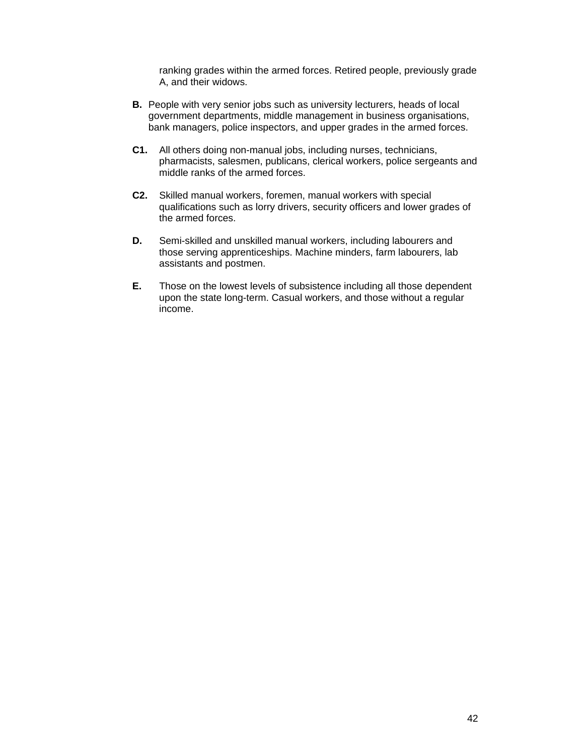ranking grades within the armed forces. Retired people, previously grade A, and their widows.

**B.** People with very senior jobs such as university lecturers, heads of local government departments, middle management in business organisations, bank managers, police inspectors, and upper grades in the armed forces.

**C1.** All others doing non-manual jobs, including nurses, technicians, pharmacists, salesmen, publicans, clerical workers, police sergeants and middle ranks of the armed forces.

**C2.** Skilled manual workers, foremen, manual workers with special qualifications such as lorry drivers, security officers and lower grades of the armed forces.

**D.** Semi-skilled and unskilled manual workers, including labourers and those serving apprenticeships. Machine minders, farm labourers, lab assistants and postmen.

**E.** Those on the lowest levels of subsistence including all those dependent upon the state long-term. Casual workers, and those without a regular income.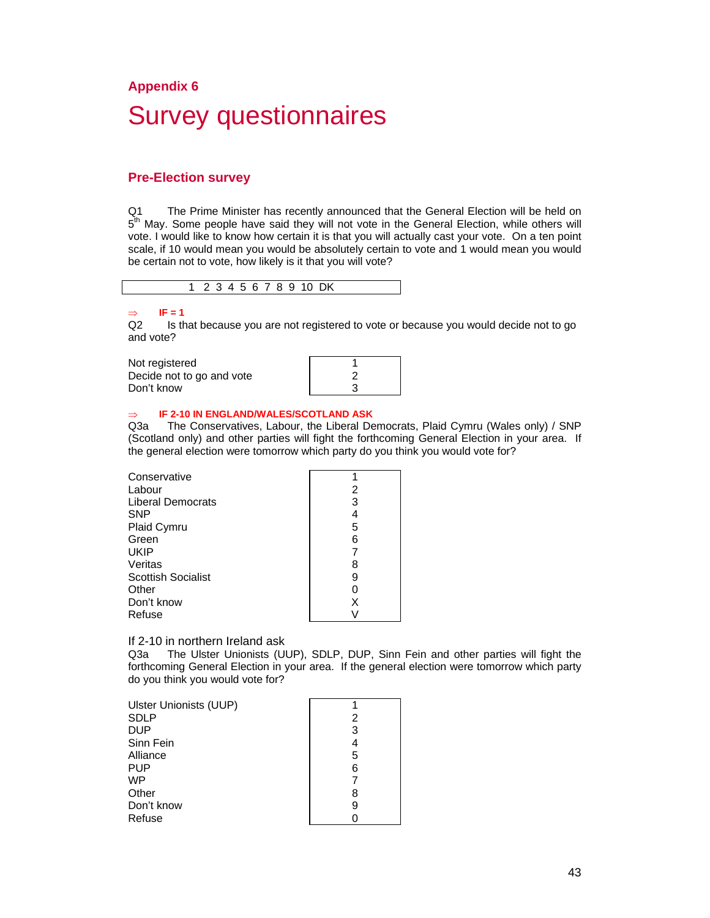**Appendix 6**

# Survey questionnaires

## Pre-Election survey

Q1 The Prime Minister has recently announced that the General Election will be held on 5th May. Some people have said they will not vote in the General Election, while others will vote. I would like to know how certain it is that you will actually cast your vote. On a ten point scale, if 10 would mean you would be absolutely certain to vote and 1 would mean you would be certain not to vote, how likely is it that you will vote?

| 1 2 3 4 5 6 7 8 9 10 DK |
|---|

⇒ **IF = 1**

Q2 Is that because you are not registered to vote or because you would decide not to go and vote?

| | |
|---|---|
| Not registered | 1 |
| Decide not to go and vote | 2 |
| Don't know | 3 |

⇒ **IF 2-10 IN ENGLAND/WALES/SCOTLAND ASK**

Q3a The Conservatives, Labour, the Liberal Democrats, Plaid Cymru (Wales only) / SNP (Scotland only) and other parties will fight the forthcoming General Election in your area. If the general election were tomorrow which party do you think you would vote for?

| | |
|---|---|
| Conservative | 1 |
| Labour | 2 |
| Liberal Democrats | 3 |
| SNP | 4 |
| Plaid Cymru | 5 |
| Green | 6 |
| UKIP | 7 |
| Veritas | 8 |
| Scottish Socialist | 9 |
| Other | 0 |
| Don't know | X |
| Refuse | V |

If 2-10 in northern Ireland ask

Q3a The Ulster Unionists (UUP), SDLP, DUP, Sinn Fein and other parties will fight the forthcoming General Election in your area. If the general election were tomorrow which party do you think you would vote for?

| | |
|---|---|
| Ulster Unionists (UUP) | 1 |
| SDLP | 2 |
| DUP | 3 |
| Sinn Fein | 4 |
| Alliance | 5 |
| PUP | 6 |
| WP | 7 |
| Other | 8 |
| Don't know | 9 |
| Refuse | 0 |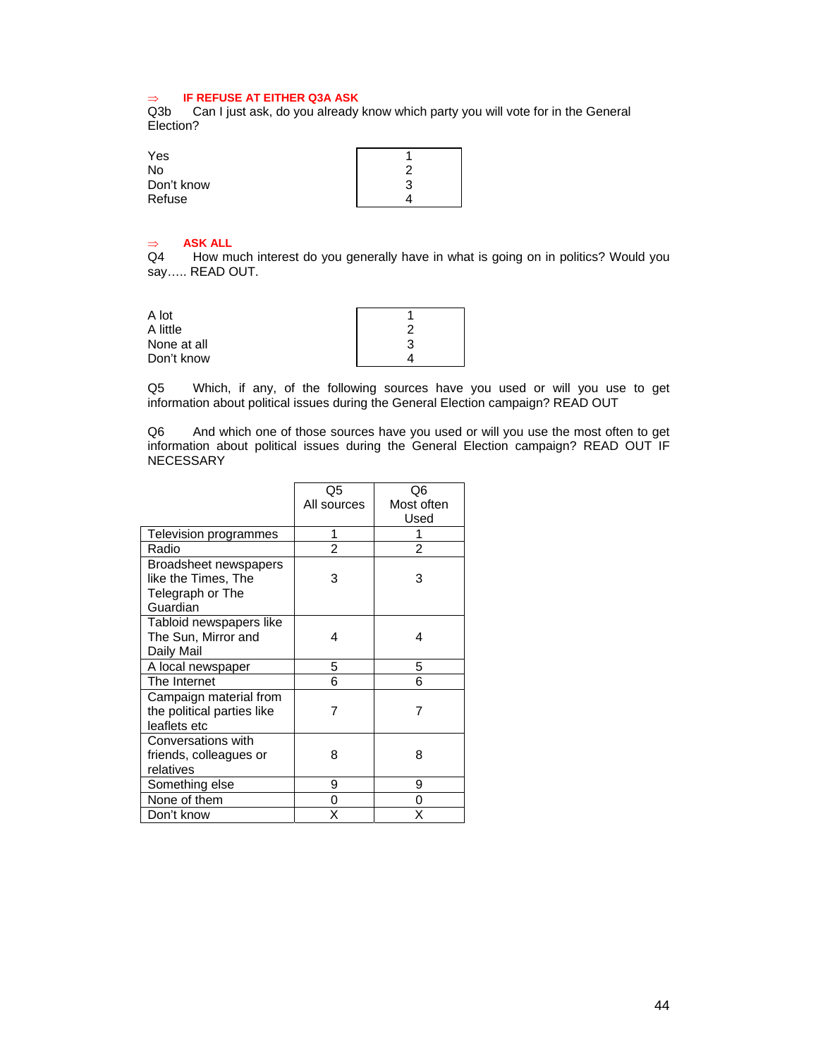⇒ **IF REFUSE AT EITHER Q3A ASK**

Q3b Can I just ask, do you already know which party you will vote for in the General Election?

| | |
|---|---|
| Yes | 1 |
| No | 2 |
| Don't know | 3 |
| Refuse | 4 |

⇒ **ASK ALL**

Q4 How much interest do you generally have in what is going on in politics? Would you say….. READ OUT.

| | |
|---|---|
| A lot | 1 |
| A little | 2 |
| None at all | 3 |
| Don't know | 4 |

Q5 Which, if any, of the following sources have you used or will you use to get information about political issues during the General Election campaign? READ OUT

Q6 And which one of those sources have you used or will you use the most often to get information about political issues during the General Election campaign? READ OUT IF NECESSARY

| | Q5 All sources | Q6 Most often Used |
|---|---|---|
| Television programmes | 1 | 1 |
| Radio | 2 | 2 |
| Broadsheet newspapers like the Times, The Telegraph or The Guardian | 3 | 3 |
| Tabloid newspapers like The Sun, Mirror and Daily Mail | 4 | 4 |
| A local newspaper | 5 | 5 |
| The Internet | 6 | 6 |
| Campaign material from the political parties like leaflets etc | 7 | 7 |
| Conversations with friends, colleagues or relatives | 8 | 8 |
| Something else | 9 | 9 |
| None of them | 0 | 0 |
| Don't know | X | X |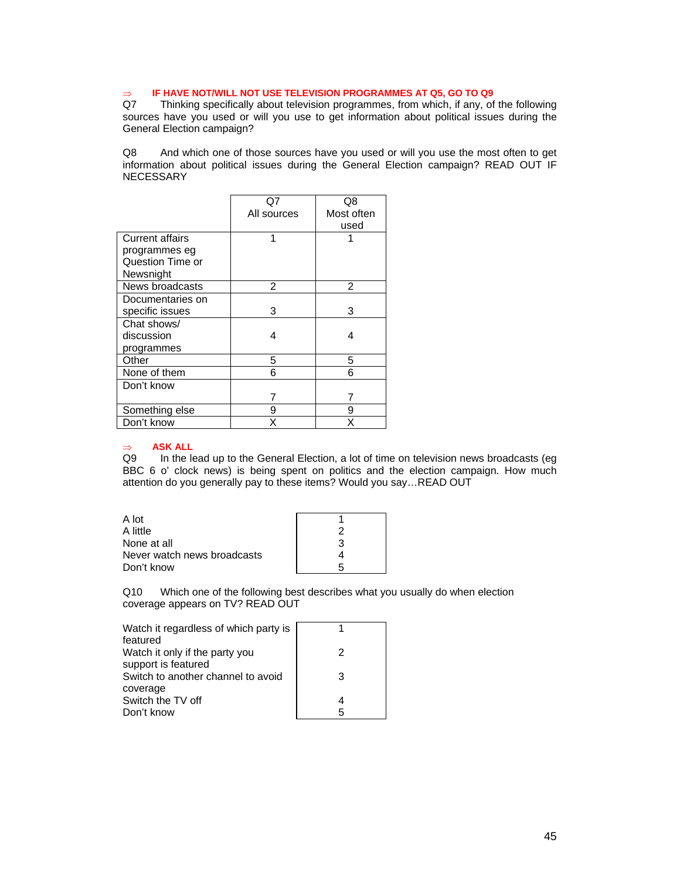⇒ **IF HAVE NOT/WILL NOT USE TELEVISION PROGRAMMES AT Q5, GO TO Q9**

Q7 Thinking specifically about television programmes, from which, if any, of the following sources have you used or will you use to get information about political issues during the General Election campaign?

Q8 And which one of those sources have you used or will you use the most often to get information about political issues during the General Election campaign? READ OUT IF NECESSARY

| | Q7 All sources | Q8 Most often used |
|---|---|---|
| Current affairs programmes eg Question Time or Newsnight | 1 | 1 |
| News broadcasts | 2 | 2 |
| Documentaries on specific issues | 3 | 3 |
| Chat shows/ discussion programmes | 4 | 4 |
| Other | 5 | 5 |
| None of them | 6 | 6 |
| Don't know | 7 | 7 |
| Something else | 9 | 9 |
| Don't know | X | X |

⇒ **ASK ALL**

Q9 In the lead up to the General Election, a lot of time on television news broadcasts (eg BBC 6 o' clock news) is being spent on politics and the election campaign. How much attention do you generally pay to these items? Would you say…READ OUT

| | |
|---|---|
| A lot | 1 |
| A little | 2 |
| None at all | 3 |
| Never watch news broadcasts | 4 |
| Don't know | 5 |

Q10 Which one of the following best describes what you usually do when election coverage appears on TV? READ OUT

| | |
|---|---|
| Watch it regardless of which party is featured | 1 |
| Watch it only if the party you support is featured | 2 |
| Switch to another channel to avoid coverage | 3 |
| Switch the TV off | 4 |
| Don't know | 5 |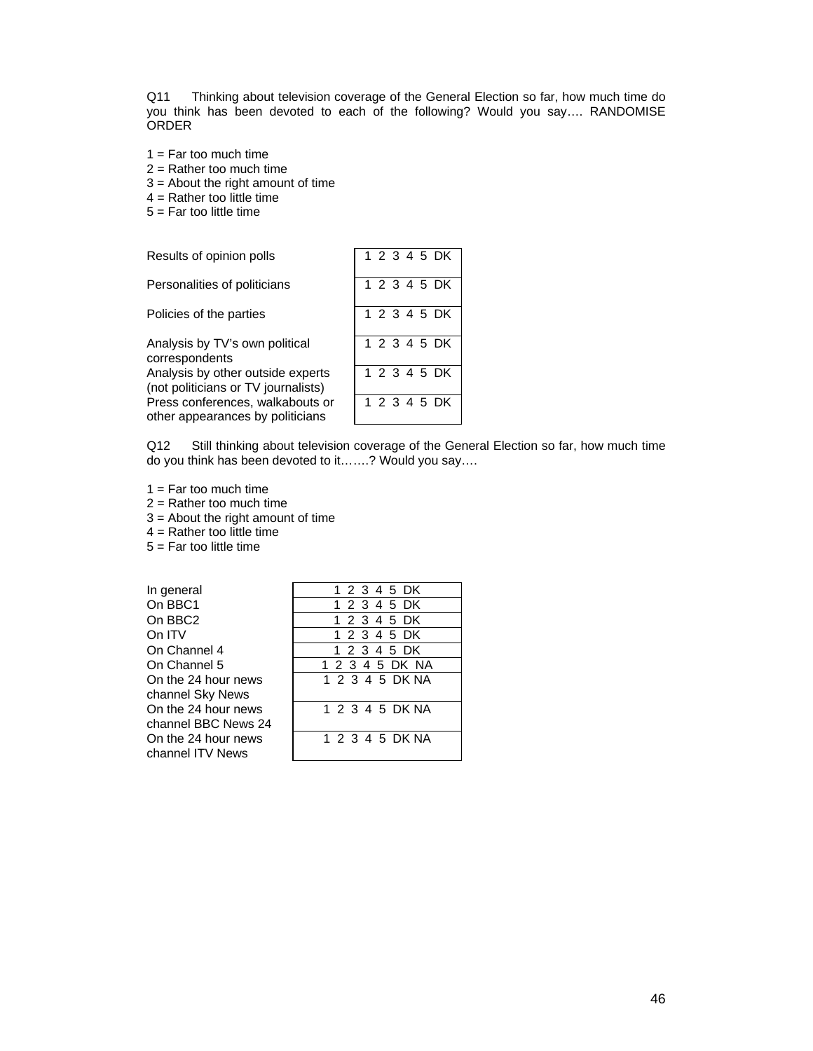Q11 Thinking about television coverage of the General Election so far, how much time do you think has been devoted to each of the following? Would you say…. RANDOMISE ORDER

1 = Far too much time
2 = Rather too much time
3 = About the right amount of time
4 = Rather too little time
5 = Far too little time

| | |
|---|---|
| Results of opinion polls | 1 2 3 4 5 DK |
| Personalities of politicians | 1 2 3 4 5 DK |
| Policies of the parties | 1 2 3 4 5 DK |
| Analysis by TV's own political correspondents | 1 2 3 4 5 DK |
| Analysis by other outside experts (not politicians or TV journalists) | 1 2 3 4 5 DK |
| Press conferences, walkabouts or other appearances by politicians | 1 2 3 4 5 DK |

Q12 Still thinking about television coverage of the General Election so far, how much time do you think has been devoted to it…….? Would you say….

1 = Far too much time
2 = Rather too much time
3 = About the right amount of time
4 = Rather too little time
5 = Far too little time

| | |
|---|---|
| In general | 1 2 3 4 5 DK |
| On BBC1 | 1 2 3 4 5 DK |
| On BBC2 | 1 2 3 4 5 DK |
| On ITV | 1 2 3 4 5 DK |
| On Channel 4 | 1 2 3 4 5 DK |
| On Channel 5 | 1 2 3 4 5 DK NA |
| On the 24 hour news channel Sky News | 1 2 3 4 5 DK NA |
| On the 24 hour news channel BBC News 24 | 1 2 3 4 5 DK NA |
| On the 24 hour news channel ITV News | 1 2 3 4 5 DK NA |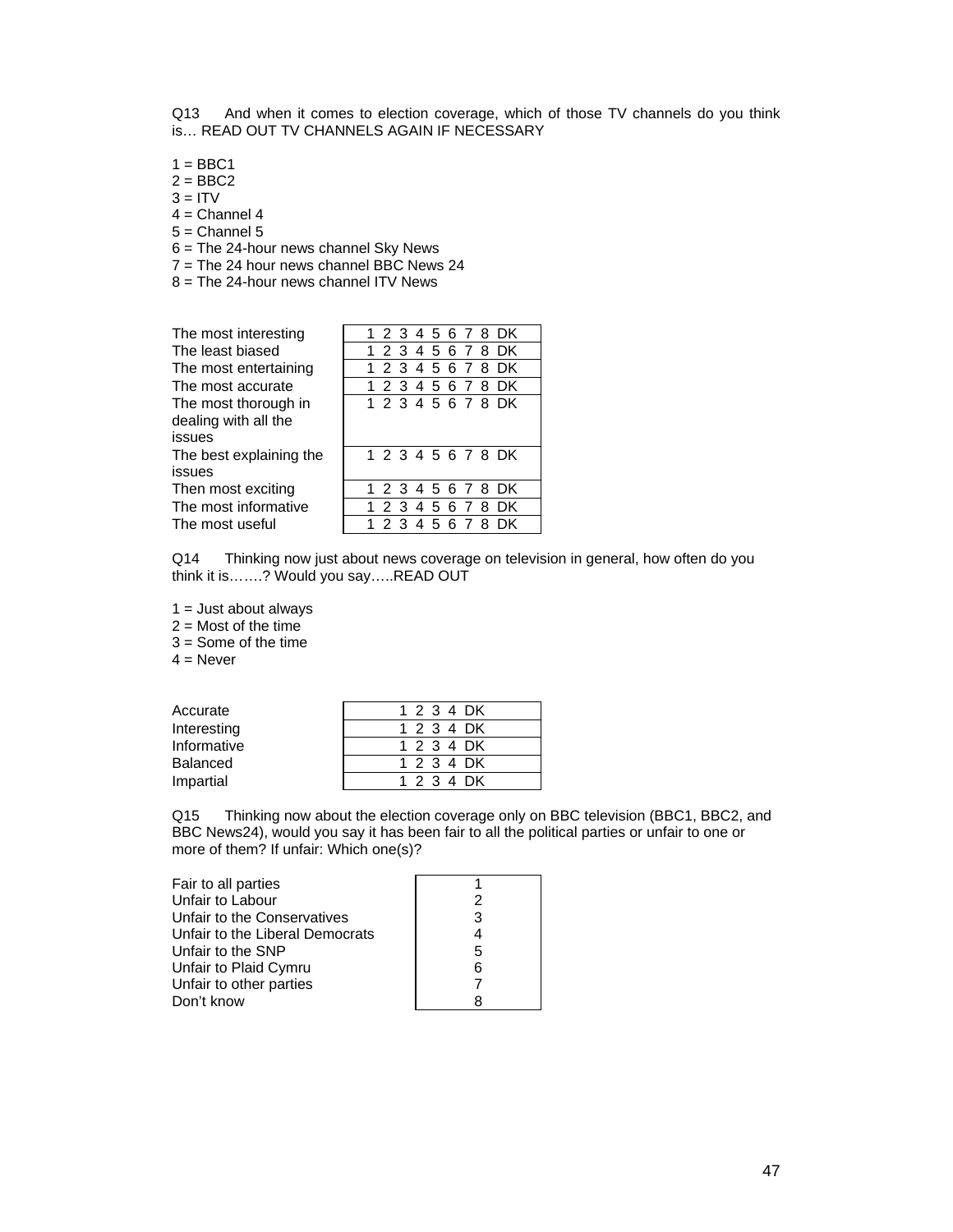Q13 And when it comes to election coverage, which of those TV channels do you think is… READ OUT TV CHANNELS AGAIN IF NECESSARY

1 = BBC1
2 = BBC2
3 = ITV
4 = Channel 4
5 = Channel 5
6 = The 24-hour news channel Sky News
7 = The 24 hour news channel BBC News 24
8 = The 24-hour news channel ITV News

| | |
|---|---|
| The most interesting | 1 2 3 4 5 6 7 8 DK |
| The least biased | 1 2 3 4 5 6 7 8 DK |
| The most entertaining | 1 2 3 4 5 6 7 8 DK |
| The most accurate | 1 2 3 4 5 6 7 8 DK |
| The most thorough in dealing with all the issues | 1 2 3 4 5 6 7 8 DK |
| The best explaining the issues | 1 2 3 4 5 6 7 8 DK |
| Then most exciting | 1 2 3 4 5 6 7 8 DK |
| The most informative | 1 2 3 4 5 6 7 8 DK |
| The most useful | 1 2 3 4 5 6 7 8 DK |

Q14 Thinking now just about news coverage on television in general, how often do you think it is…….? Would you say…..READ OUT

1 = Just about always
2 = Most of the time
3 = Some of the time
4 = Never

| | |
|---|---|
| Accurate | 1 2 3 4 DK |
| Interesting | 1 2 3 4 DK |
| Informative | 1 2 3 4 DK |
| Balanced | 1 2 3 4 DK |
| Impartial | 1 2 3 4 DK |

Q15 Thinking now about the election coverage only on BBC television (BBC1, BBC2, and BBC News24), would you say it has been fair to all the political parties or unfair to one or more of them? If unfair: Which one(s)?

| | |
|---|---|
| Fair to all parties | 1 |
| Unfair to Labour | 2 |
| Unfair to the Conservatives | 3 |
| Unfair to the Liberal Democrats | 4 |
| Unfair to the SNP | 5 |
| Unfair to Plaid Cymru | 6 |
| Unfair to other parties | 7 |
| Don't know | 8 |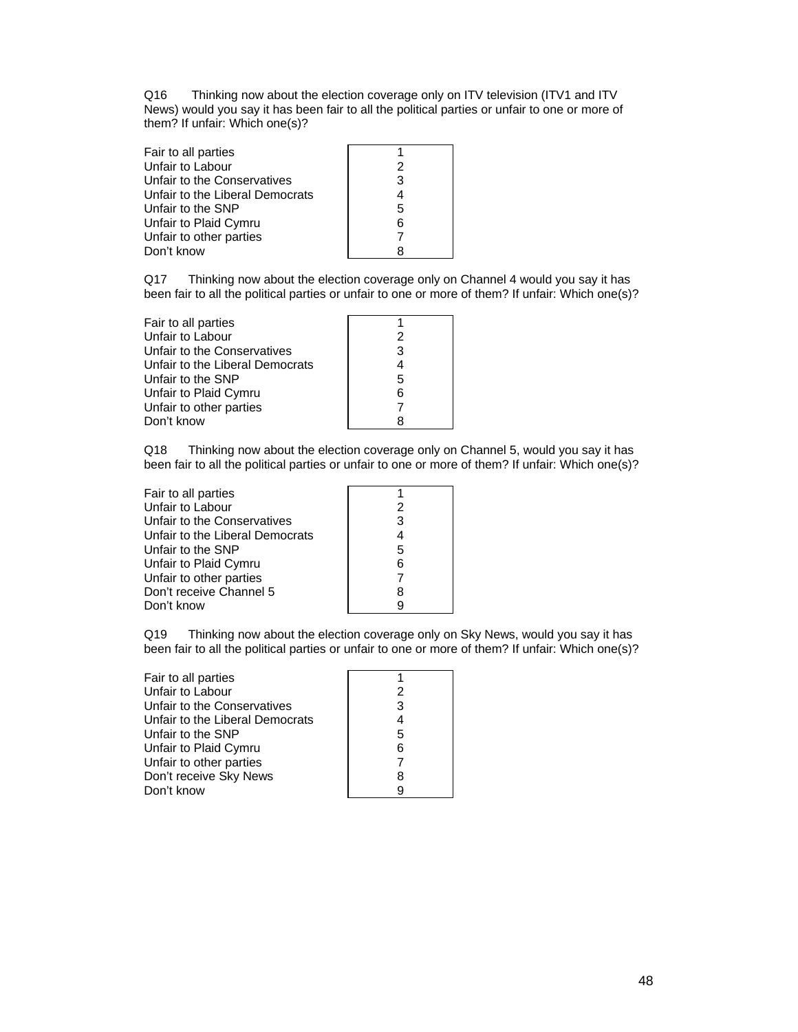Q16 Thinking now about the election coverage only on ITV television (ITV1 and ITV News) would you say it has been fair to all the political parties or unfair to one or more of them? If unfair: Which one(s)?

| | |
|---|---|
| Fair to all parties | 1 |
| Unfair to Labour | 2 |
| Unfair to the Conservatives | 3 |
| Unfair to the Liberal Democrats | 4 |
| Unfair to the SNP | 5 |
| Unfair to Plaid Cymru | 6 |
| Unfair to other parties | 7 |
| Don't know | 8 |

Q17 Thinking now about the election coverage only on Channel 4 would you say it has been fair to all the political parties or unfair to one or more of them? If unfair: Which one(s)?

| | |
|---|---|
| Fair to all parties | 1 |
| Unfair to Labour | 2 |
| Unfair to the Conservatives | 3 |
| Unfair to the Liberal Democrats | 4 |
| Unfair to the SNP | 5 |
| Unfair to Plaid Cymru | 6 |
| Unfair to other parties | 7 |
| Don't know | 8 |

Q18 Thinking now about the election coverage only on Channel 5, would you say it has been fair to all the political parties or unfair to one or more of them? If unfair: Which one(s)?

| | |
|---|---|
| Fair to all parties | 1 |
| Unfair to Labour | 2 |
| Unfair to the Conservatives | 3 |
| Unfair to the Liberal Democrats | 4 |
| Unfair to the SNP | 5 |
| Unfair to Plaid Cymru | 6 |
| Unfair to other parties | 7 |
| Don't receive Channel 5 | 8 |
| Don't know | 9 |

Q19 Thinking now about the election coverage only on Sky News, would you say it has been fair to all the political parties or unfair to one or more of them? If unfair: Which one(s)?

| | |
|---|---|
| Fair to all parties | 1 |
| Unfair to Labour | 2 |
| Unfair to the Conservatives | 3 |
| Unfair to the Liberal Democrats | 4 |
| Unfair to the SNP | 5 |
| Unfair to Plaid Cymru | 6 |
| Unfair to other parties | 7 |
| Don't receive Sky News | 8 |
| Don't know | 9 |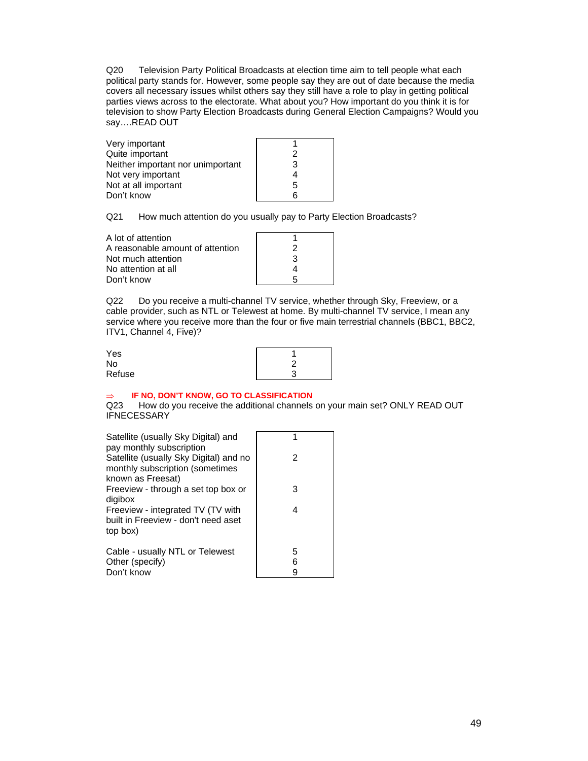Q20 Television Party Political Broadcasts at election time aim to tell people what each political party stands for. However, some people say they are out of date because the media covers all necessary issues whilst others say they still have a role to play in getting political parties views across to the electorate. What about you? How important do you think it is for television to show Party Election Broadcasts during General Election Campaigns? Would you say….READ OUT

| | |
|---|---|
| Very important | 1 |
| Quite important | 2 |
| Neither important nor unimportant | 3 |
| Not very important | 4 |
| Not at all important | 5 |
| Don't know | 6 |

Q21 How much attention do you usually pay to Party Election Broadcasts?

| | |
|---|---|
| A lot of attention | 1 |
| A reasonable amount of attention | 2 |
| Not much attention | 3 |
| No attention at all | 4 |
| Don't know | 5 |

Q22 Do you receive a multi-channel TV service, whether through Sky, Freeview, or a cable provider, such as NTL or Telewest at home. By multi-channel TV service, I mean any service where you receive more than the four or five main terrestrial channels (BBC1, BBC2, ITV1, Channel 4, Five)?

| | |
|---|---|
| Yes | 1 |
| No | 2 |
| Refuse | 3 |

⇒ **IF NO, DON'T KNOW, GO TO CLASSIFICATION**

Q23 How do you receive the additional channels on your main set? ONLY READ OUT IFNECESSARY

| | |
|---|---|
| Satellite (usually Sky Digital) and pay monthly subscription | 1 |
| Satellite (usually Sky Digital) and no monthly subscription (sometimes known as Freesat) | 2 |
| Freeview - through a set top box or digibox | 3 |
| Freeview - integrated TV (TV with built in Freeview - don't need aset top box) | 4 |
| Cable - usually NTL or Telewest | 5 |
| Other (specify) | 6 |
| Don't know | 9 |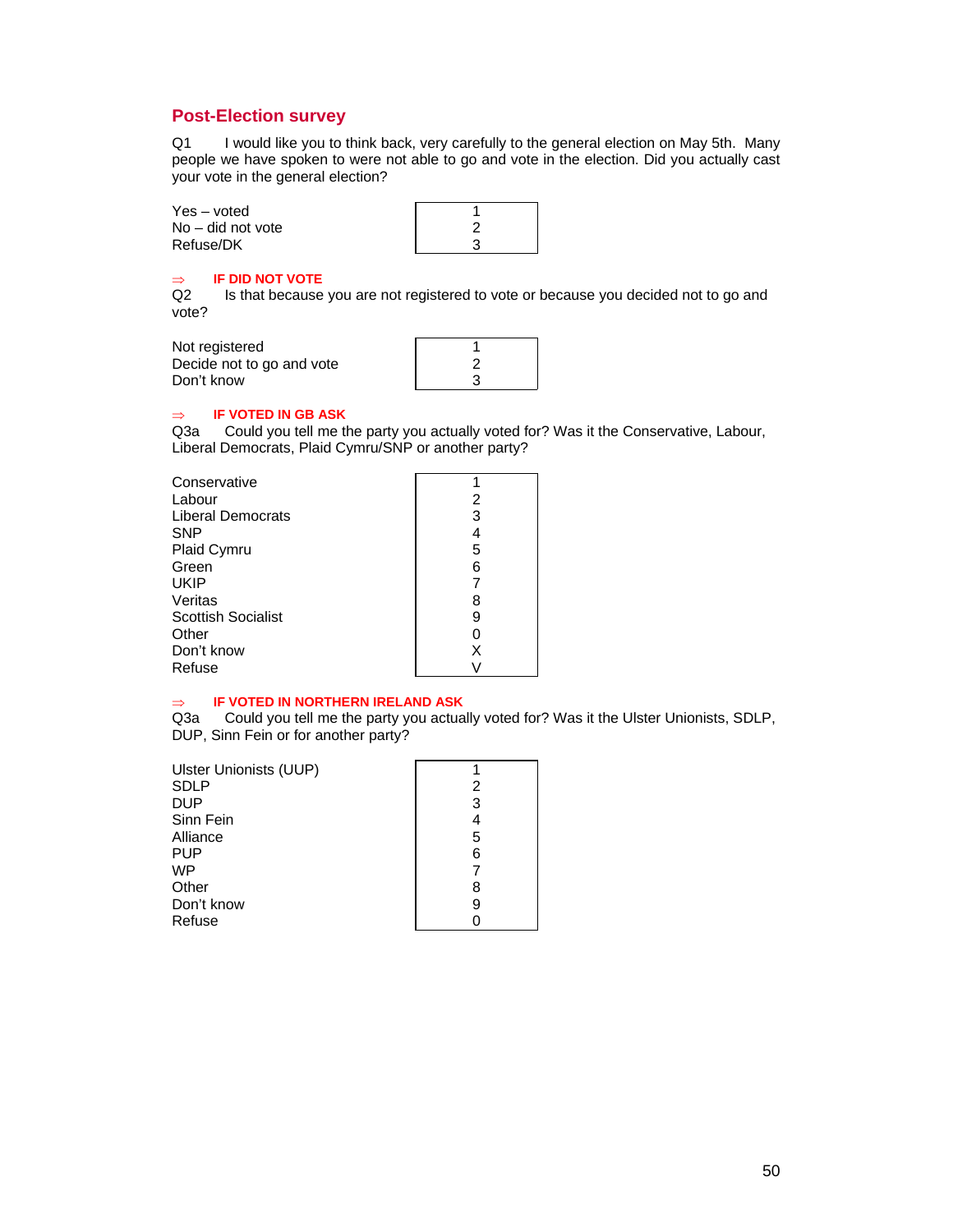## Post-Election survey

Q1 I would like you to think back, very carefully to the general election on May 5th. Many people we have spoken to were not able to go and vote in the election. Did you actually cast your vote in the general election?

| | |
|---|---|
| Yes – voted | 1 |
| No – did not vote | 2 |
| Refuse/DK | 3 |

⇒ **IF DID NOT VOTE**

Q2 Is that because you are not registered to vote or because you decided not to go and vote?

| | |
|---|---|
| Not registered | 1 |
| Decide not to go and vote | 2 |
| Don't know | 3 |

⇒ **IF VOTED IN GB ASK**

Q3a Could you tell me the party you actually voted for? Was it the Conservative, Labour, Liberal Democrats, Plaid Cymru/SNP or another party?

| | |
|---|---|
| Conservative | 1 |
| Labour | 2 |
| Liberal Democrats | 3 |
| SNP | 4 |
| Plaid Cymru | 5 |
| Green | 6 |
| UKIP | 7 |
| Veritas | 8 |
| Scottish Socialist | 9 |
| Other | 0 |
| Don't know | X |
| Refuse | V |

⇒ **IF VOTED IN NORTHERN IRELAND ASK**

Q3a Could you tell me the party you actually voted for? Was it the Ulster Unionists, SDLP, DUP, Sinn Fein or for another party?

| | |
|---|---|
| Ulster Unionists (UUP) | 1 |
| SDLP | 2 |
| DUP | 3 |
| Sinn Fein | 4 |
| Alliance | 5 |
| PUP | 6 |
| WP | 7 |
| Other | 8 |
| Don't know | 9 |
| Refuse | 0 |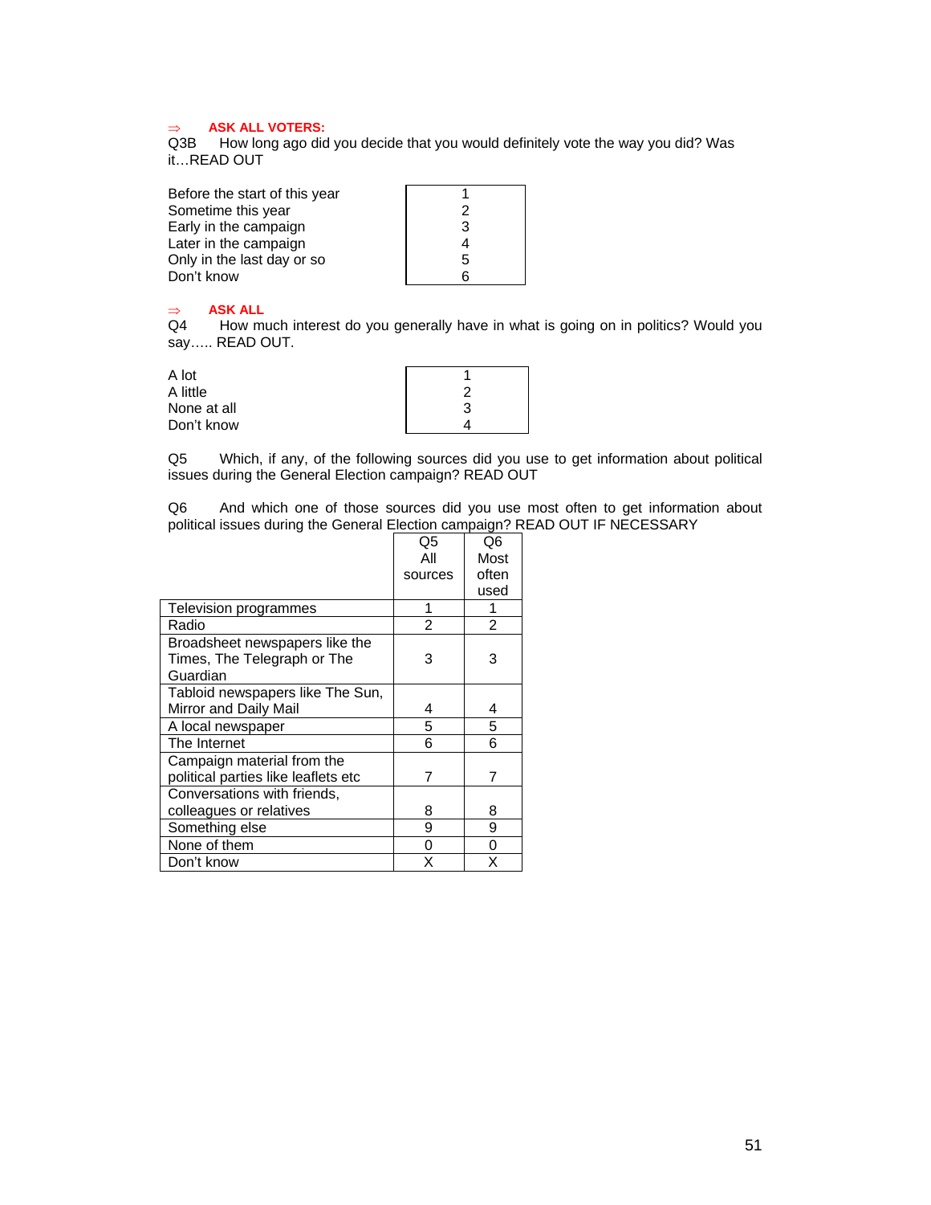⇒ **ASK ALL VOTERS:**

Q3B How long ago did you decide that you would definitely vote the way you did? Was it…READ OUT

| | |
|---|---|
| Before the start of this year | 1 |
| Sometime this year | 2 |
| Early in the campaign | 3 |
| Later in the campaign | 4 |
| Only in the last day or so | 5 |
| Don't know | 6 |

⇒ **ASK ALL**

Q4 How much interest do you generally have in what is going on in politics? Would you say….. READ OUT.

| | |
|---|---|
| A lot | 1 |
| A little | 2 |
| None at all | 3 |
| Don't know | 4 |

Q5 Which, if any, of the following sources did you use to get information about political issues during the General Election campaign? READ OUT

Q6 And which one of those sources did you use most often to get information about political issues during the General Election campaign? READ OUT IF NECESSARY

| | Q5 All sources | Q6 Most often used |
|---|---|---|
| Television programmes | 1 | 1 |
| Radio | 2 | 2 |
| Broadsheet newspapers like the Times, The Telegraph or The Guardian | 3 | 3 |
| Tabloid newspapers like The Sun, Mirror and Daily Mail | 4 | 4 |
| A local newspaper | 5 | 5 |
| The Internet | 6 | 6 |
| Campaign material from the political parties like leaflets etc | 7 | 7 |
| Conversations with friends, colleagues or relatives | 8 | 8 |
| Something else | 9 | 9 |
| None of them | 0 | 0 |
| Don't know | X | X |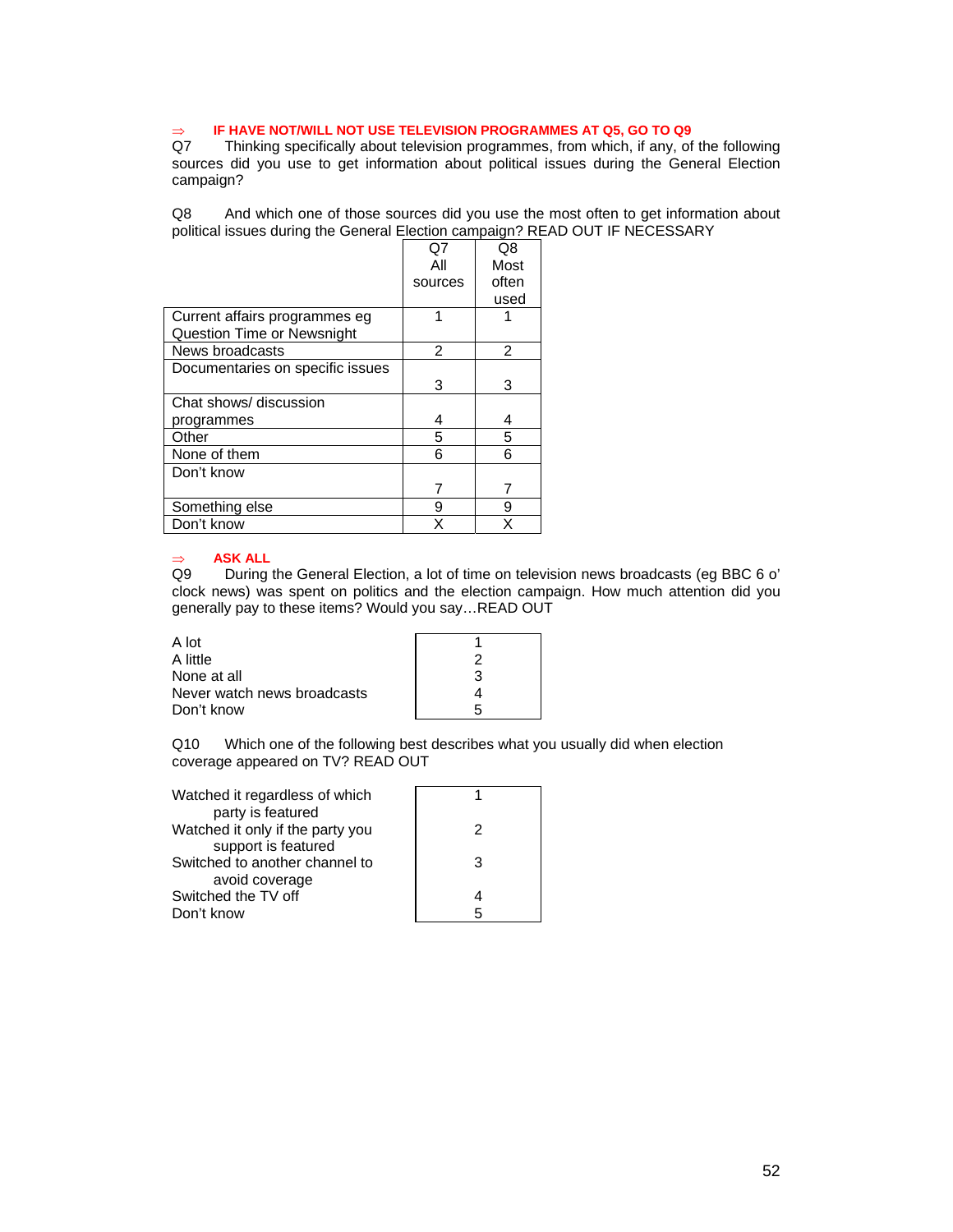⇒ **IF HAVE NOT/WILL NOT USE TELEVISION PROGRAMMES AT Q5, GO TO Q9**

Q7 Thinking specifically about television programmes, from which, if any, of the following sources did you use to get information about political issues during the General Election campaign?

Q8 And which one of those sources did you use the most often to get information about political issues during the General Election campaign? READ OUT IF NECESSARY

| | Q7 All sources | Q8 Most often used |
|---|---|---|
| Current affairs programmes eg Question Time or Newsnight | 1 | 1 |
| News broadcasts | 2 | 2 |
| Documentaries on specific issues | 3 | 3 |
| Chat shows/ discussion programmes | 4 | 4 |
| Other | 5 | 5 |
| None of them | 6 | 6 |
| Don't know | 7 | 7 |
| Something else | 9 | 9 |
| Don't know | X | X |

⇒ **ASK ALL**

Q9 During the General Election, a lot of time on television news broadcasts (eg BBC 6 o' clock news) was spent on politics and the election campaign. How much attention did you generally pay to these items? Would you say…READ OUT

| | |
|---|---|
| A lot | 1 |
| A little | 2 |
| None at all | 3 |
| Never watch news broadcasts | 4 |
| Don't know | 5 |

Q10 Which one of the following best describes what you usually did when election coverage appeared on TV? READ OUT

| | |
|---|---|
| Watched it regardless of which party is featured | 1 |
| Watched it only if the party you support is featured | 2 |
| Switched to another channel to avoid coverage | 3 |
| Switched the TV off | 4 |
| Don't know | 5 |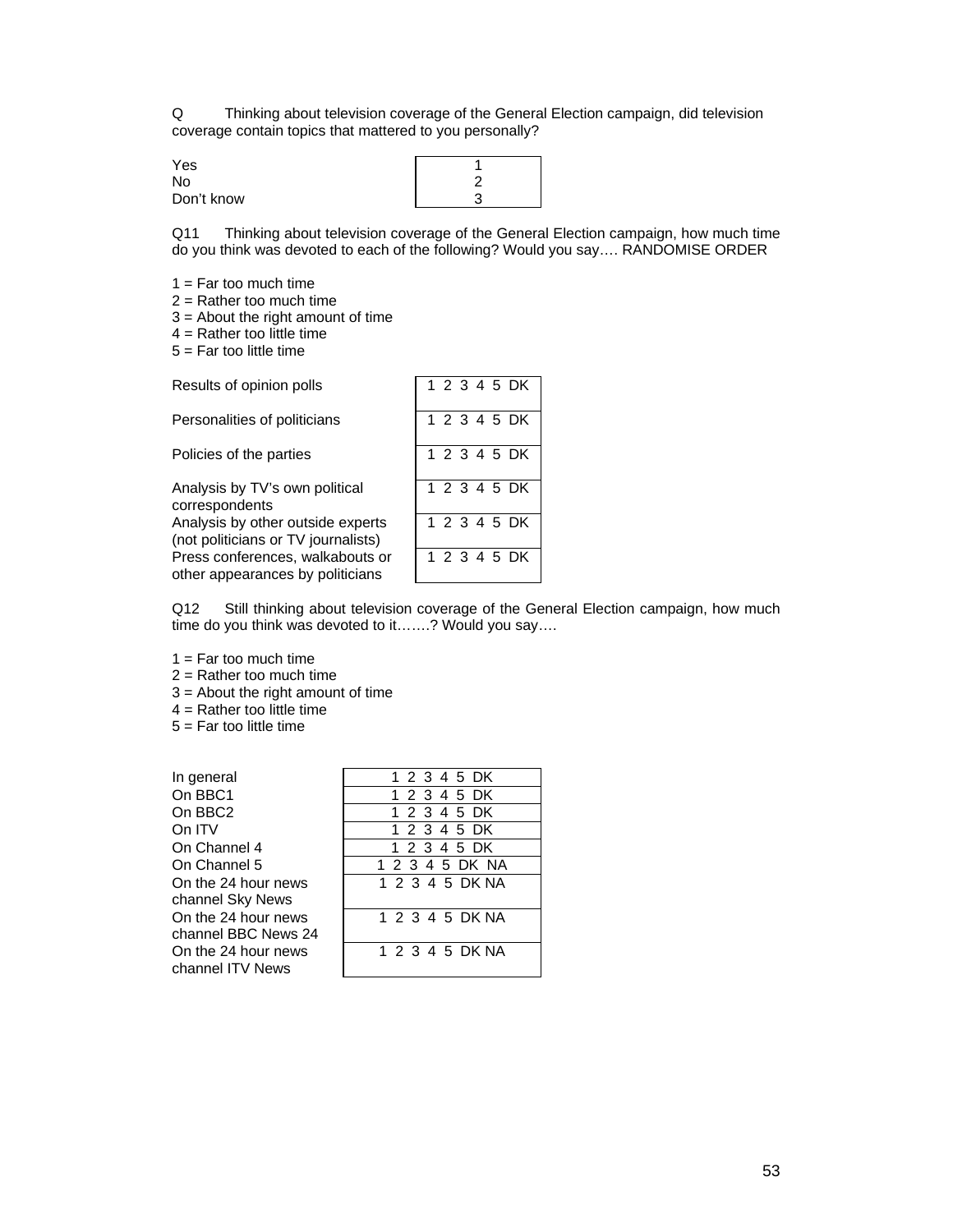Q	Thinking about television coverage of the General Election campaign, did television coverage contain topics that mattered to you personally?

| | |
|---|---|
| Yes | 1 |
| No | 2 |
| Don't know | 3 |

Q11	Thinking about television coverage of the General Election campaign, how much time do you think was devoted to each of the following? Would you say…. RANDOMISE ORDER

1 = Far too much time
2 = Rather too much time
3 = About the right amount of time
4 = Rather too little time
5 = Far too little time

| | |
|---|---|
| Results of opinion polls | 1 2 3 4 5 DK |
| Personalities of politicians | 1 2 3 4 5 DK |
| Policies of the parties | 1 2 3 4 5 DK |
| Analysis by TV's own political correspondents | 1 2 3 4 5 DK |
| Analysis by other outside experts (not politicians or TV journalists) | 1 2 3 4 5 DK |
| Press conferences, walkabouts or other appearances by politicians | 1 2 3 4 5 DK |

Q12	Still thinking about television coverage of the General Election campaign, how much time do you think was devoted to it…….? Would you say….

1 = Far too much time
2 = Rather too much time
3 = About the right amount of time
4 = Rather too little time
5 = Far too little time

| | |
|---|---|
| In general | 1 2 3 4 5 DK |
| On BBC1 | 1 2 3 4 5 DK |
| On BBC2 | 1 2 3 4 5 DK |
| On ITV | 1 2 3 4 5 DK |
| On Channel 4 | 1 2 3 4 5 DK |
| On Channel 5 | 1 2 3 4 5 DK NA |
| On the 24 hour news channel Sky News | 1 2 3 4 5 DK NA |
| On the 24 hour news channel BBC News 24 | 1 2 3 4 5 DK NA |
| On the 24 hour news channel ITV News | 1 2 3 4 5 DK NA |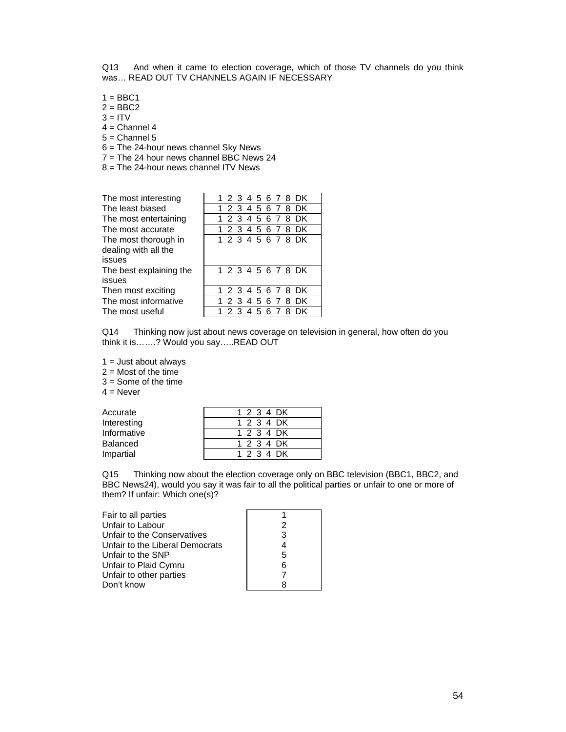Q13 And when it came to election coverage, which of those TV channels do you think was… READ OUT TV CHANNELS AGAIN IF NECESSARY

1 = BBC1
2 = BBC2
3 = ITV
4 = Channel 4
5 = Channel 5
6 = The 24-hour news channel Sky News
7 = The 24 hour news channel BBC News 24
8 = The 24-hour news channel ITV News

| | |
|---|---|
| The most interesting | 1 2 3 4 5 6 7 8 DK |
| The least biased | 1 2 3 4 5 6 7 8 DK |
| The most entertaining | 1 2 3 4 5 6 7 8 DK |
| The most accurate | 1 2 3 4 5 6 7 8 DK |
| The most thorough in dealing with all the issues | 1 2 3 4 5 6 7 8 DK |
| The best explaining the issues | 1 2 3 4 5 6 7 8 DK |
| Then most exciting | 1 2 3 4 5 6 7 8 DK |
| The most informative | 1 2 3 4 5 6 7 8 DK |
| The most useful | 1 2 3 4 5 6 7 8 DK |

Q14 Thinking now just about news coverage on television in general, how often do you think it is…….? Would you say…..READ OUT

1 = Just about always
2 = Most of the time
3 = Some of the time
4 = Never

| | |
|---|---|
| Accurate | 1 2 3 4 DK |
| Interesting | 1 2 3 4 DK |
| Informative | 1 2 3 4 DK |
| Balanced | 1 2 3 4 DK |
| Impartial | 1 2 3 4 DK |

Q15 Thinking now about the election coverage only on BBC television (BBC1, BBC2, and BBC News24), would you say it was fair to all the political parties or unfair to one or more of them? If unfair: Which one(s)?

| | |
|---|---|
| Fair to all parties | 1 |
| Unfair to Labour | 2 |
| Unfair to the Conservatives | 3 |
| Unfair to the Liberal Democrats | 4 |
| Unfair to the SNP | 5 |
| Unfair to Plaid Cymru | 6 |
| Unfair to other parties | 7 |
| Don't know | 8 |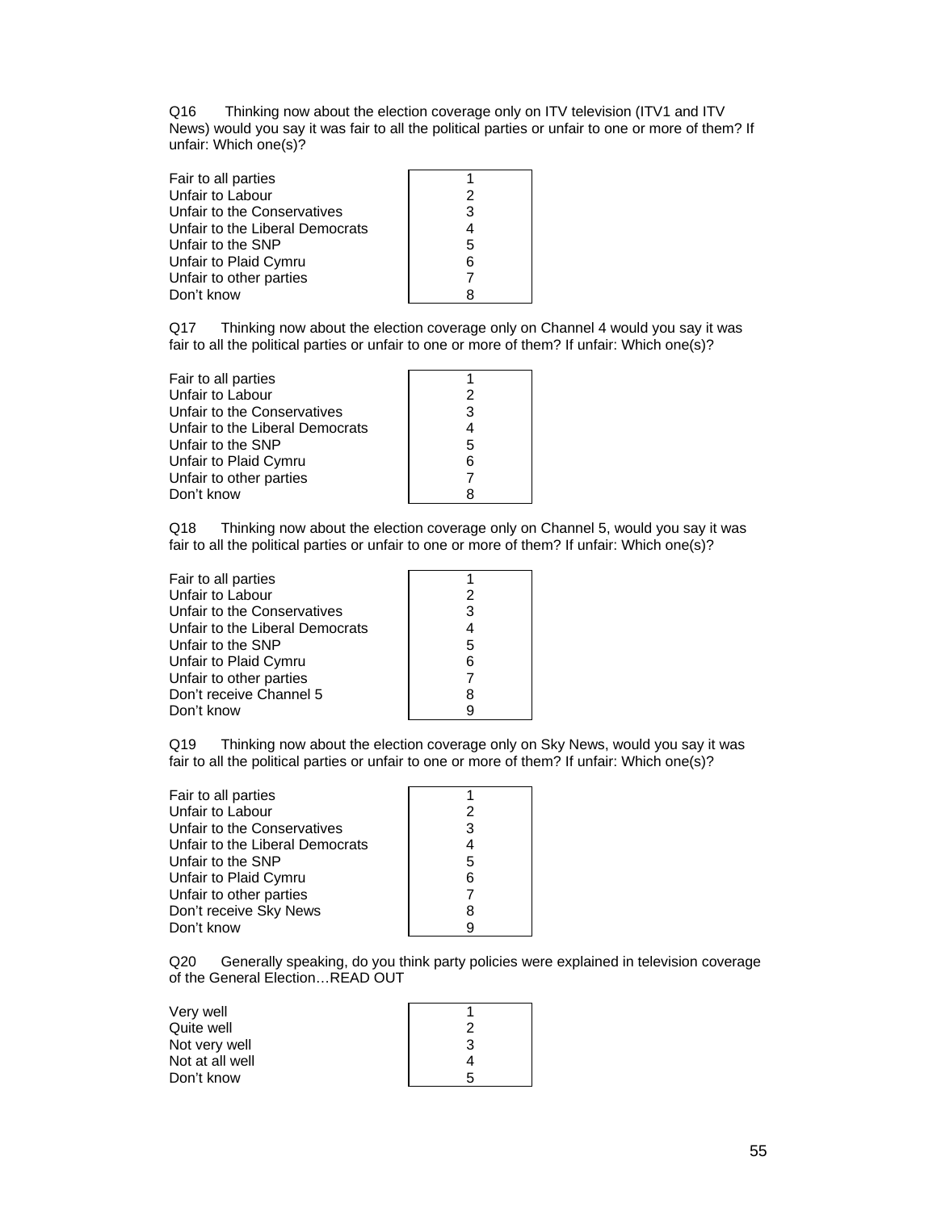Q16 Thinking now about the election coverage only on ITV television (ITV1 and ITV News) would you say it was fair to all the political parties or unfair to one or more of them? If unfair: Which one(s)?

| | |
|---|---|
| Fair to all parties | 1 |
| Unfair to Labour | 2 |
| Unfair to the Conservatives | 3 |
| Unfair to the Liberal Democrats | 4 |
| Unfair to the SNP | 5 |
| Unfair to Plaid Cymru | 6 |
| Unfair to other parties | 7 |
| Don't know | 8 |

Q17 Thinking now about the election coverage only on Channel 4 would you say it was fair to all the political parties or unfair to one or more of them? If unfair: Which one(s)?

| | |
|---|---|
| Fair to all parties | 1 |
| Unfair to Labour | 2 |
| Unfair to the Conservatives | 3 |
| Unfair to the Liberal Democrats | 4 |
| Unfair to the SNP | 5 |
| Unfair to Plaid Cymru | 6 |
| Unfair to other parties | 7 |
| Don't know | 8 |

Q18 Thinking now about the election coverage only on Channel 5, would you say it was fair to all the political parties or unfair to one or more of them? If unfair: Which one(s)?

| | |
|---|---|
| Fair to all parties | 1 |
| Unfair to Labour | 2 |
| Unfair to the Conservatives | 3 |
| Unfair to the Liberal Democrats | 4 |
| Unfair to the SNP | 5 |
| Unfair to Plaid Cymru | 6 |
| Unfair to other parties | 7 |
| Don't receive Channel 5 | 8 |
| Don't know | 9 |

Q19 Thinking now about the election coverage only on Sky News, would you say it was fair to all the political parties or unfair to one or more of them? If unfair: Which one(s)?

| | |
|---|---|
| Fair to all parties | 1 |
| Unfair to Labour | 2 |
| Unfair to the Conservatives | 3 |
| Unfair to the Liberal Democrats | 4 |
| Unfair to the SNP | 5 |
| Unfair to Plaid Cymru | 6 |
| Unfair to other parties | 7 |
| Don't receive Sky News | 8 |
| Don't know | 9 |

Q20 Generally speaking, do you think party policies were explained in television coverage of the General Election…READ OUT

| | |
|---|---|
| Very well | 1 |
| Quite well | 2 |
| Not very well | 3 |
| Not at all well | 4 |
| Don't know | 5 |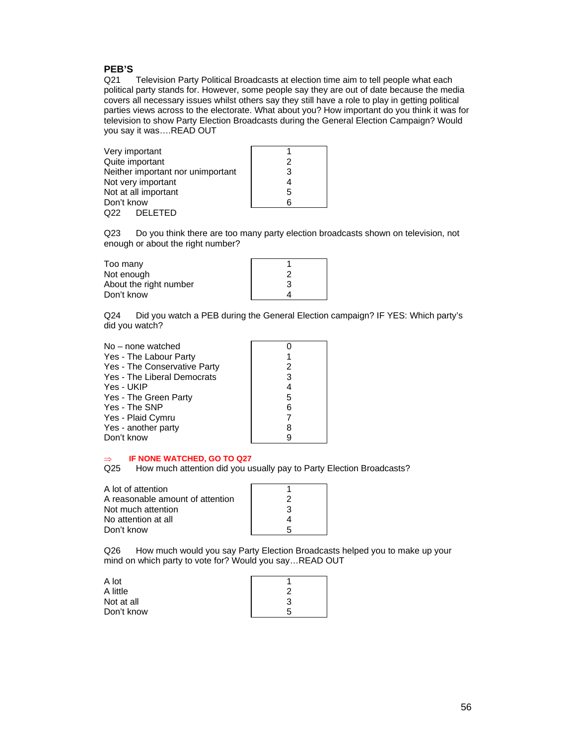**PEB'S**

Q21 Television Party Political Broadcasts at election time aim to tell people what each political party stands for. However, some people say they are out of date because the media covers all necessary issues whilst others say they still have a role to play in getting political parties views across to the electorate. What about you? How important do you think it was for television to show Party Election Broadcasts during the General Election Campaign? Would you say it was….READ OUT

| | |
|---|---|
| Very important | 1 |
| Quite important | 2 |
| Neither important nor unimportant | 3 |
| Not very important | 4 |
| Not at all important | 5 |
| Don't know | 6 |

Q22 DELETED

Q23 Do you think there are too many party election broadcasts shown on television, not enough or about the right number?

| | |
|---|---|
| Too many | 1 |
| Not enough | 2 |
| About the right number | 3 |
| Don't know | 4 |

Q24 Did you watch a PEB during the General Election campaign? IF YES: Which party's did you watch?

| | |
|---|---|
| No – none watched | 0 |
| Yes - The Labour Party | 1 |
| Yes - The Conservative Party | 2 |
| Yes - The Liberal Democrats | 3 |
| Yes - UKIP | 4 |
| Yes - The Green Party | 5 |
| Yes - The SNP | 6 |
| Yes - Plaid Cymru | 7 |
| Yes - another party | 8 |
| Don't know | 9 |

⇒ **IF NONE WATCHED, GO TO Q27**

Q25 How much attention did you usually pay to Party Election Broadcasts?

| | |
|---|---|
| A lot of attention | 1 |
| A reasonable amount of attention | 2 |
| Not much attention | 3 |
| No attention at all | 4 |
| Don't know | 5 |

Q26 How much would you say Party Election Broadcasts helped you to make up your mind on which party to vote for? Would you say…READ OUT

| | |
|---|---|
| A lot | 1 |
| A little | 2 |
| Not at all | 3 |
| Don't know | 5 |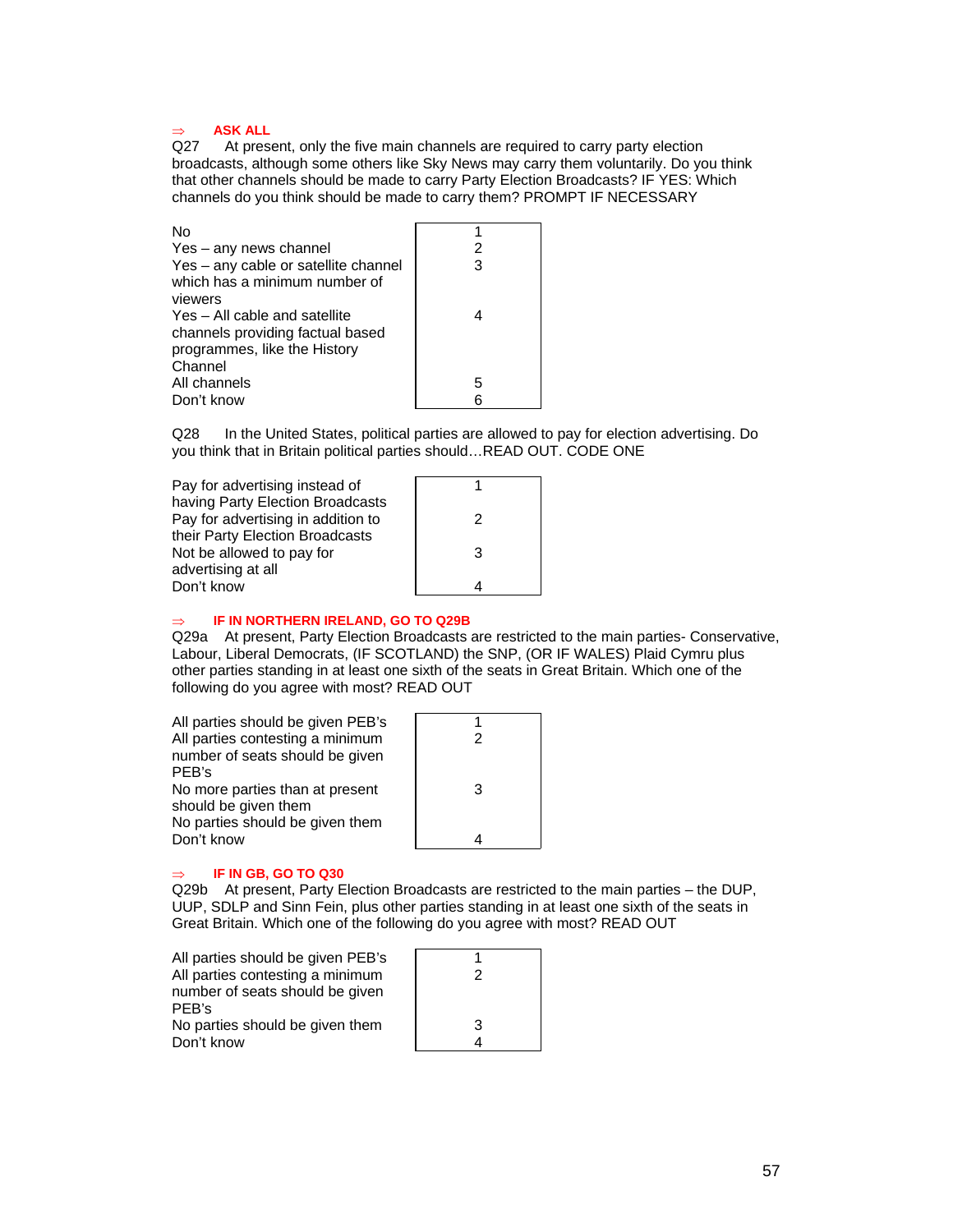⇒ **ASK ALL**

Q27 At present, only the five main channels are required to carry party election broadcasts, although some others like Sky News may carry them voluntarily. Do you think that other channels should be made to carry Party Election Broadcasts? IF YES: Which channels do you think should be made to carry them? PROMPT IF NECESSARY

| | |
|---|---|
| No | 1 |
| Yes – any news channel | 2 |
| Yes – any cable or satellite channel which has a minimum number of viewers | 3 |
| Yes – All cable and satellite channels providing factual based programmes, like the History Channel | 4 |
| All channels | 5 |
| Don't know | 6 |

Q28 In the United States, political parties are allowed to pay for election advertising. Do you think that in Britain political parties should…READ OUT. CODE ONE

| | |
|---|---|
| Pay for advertising instead of having Party Election Broadcasts | 1 |
| Pay for advertising in addition to their Party Election Broadcasts | 2 |
| Not be allowed to pay for advertising at all | 3 |
| Don't know | 4 |

⇒ **IF IN NORTHERN IRELAND, GO TO Q29B**

Q29a At present, Party Election Broadcasts are restricted to the main parties- Conservative, Labour, Liberal Democrats, (IF SCOTLAND) the SNP, (OR IF WALES) Plaid Cymru plus other parties standing in at least one sixth of the seats in Great Britain. Which one of the following do you agree with most? READ OUT

| | |
|---|---|
| All parties should be given PEB's | 1 |
| All parties contesting a minimum number of seats should be given PEB's | 2 |
| No more parties than at present should be given them | 3 |
| No parties should be given them | |
| Don't know | 4 |

⇒ **IF IN GB, GO TO Q30**

Q29b At present, Party Election Broadcasts are restricted to the main parties – the DUP, UUP, SDLP and Sinn Fein, plus other parties standing in at least one sixth of the seats in Great Britain. Which one of the following do you agree with most? READ OUT

| | |
|---|---|
| All parties should be given PEB's | 1 |
| All parties contesting a minimum number of seats should be given PEB's | 2 |
| No parties should be given them | 3 |
| Don't know | 4 |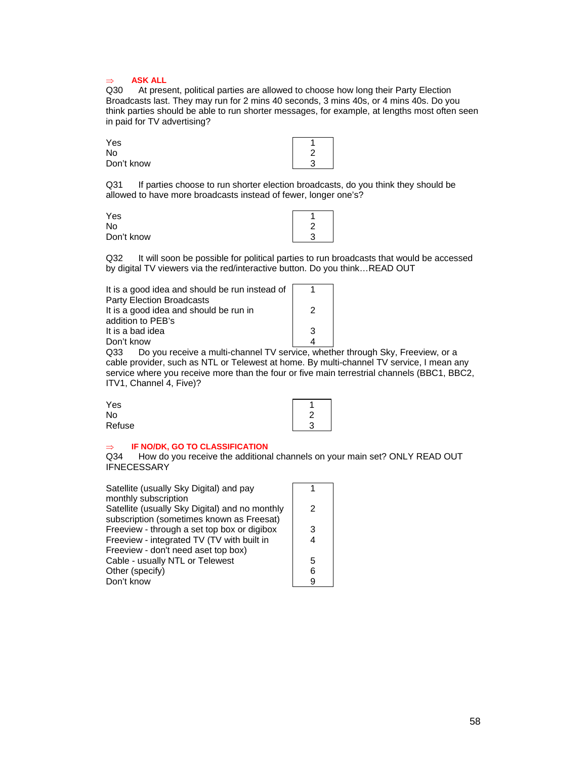⇒ **ASK ALL**

Q30 At present, political parties are allowed to choose how long their Party Election Broadcasts last. They may run for 2 mins 40 seconds, 3 mins 40s, or 4 mins 40s. Do you think parties should be able to run shorter messages, for example, at lengths most often seen in paid for TV advertising?

| | |
|---|---|
| Yes | 1 |
| No | 2 |
| Don't know | 3 |

Q31 If parties choose to run shorter election broadcasts, do you think they should be allowed to have more broadcasts instead of fewer, longer one's?

| | |
|---|---|
| Yes | 1 |
| No | 2 |
| Don't know | 3 |

Q32 It will soon be possible for political parties to run broadcasts that would be accessed by digital TV viewers via the red/interactive button. Do you think…READ OUT

| | |
|---|---|
| It is a good idea and should be run instead of Party Election Broadcasts | 1 |
| It is a good idea and should be run in addition to PEB's | 2 |
| It is a bad idea | 3 |
| Don't know | 4 |

Q33 Do you receive a multi-channel TV service, whether through Sky, Freeview, or a cable provider, such as NTL or Telewest at home. By multi-channel TV service, I mean any service where you receive more than the four or five main terrestrial channels (BBC1, BBC2, ITV1, Channel 4, Five)?

| | |
|---|---|
| Yes | 1 |
| No | 2 |
| Refuse | 3 |

⇒ **IF NO/DK, GO TO CLASSIFICATION**

Q34 How do you receive the additional channels on your main set? ONLY READ OUT IFNECESSARY

| | |
|---|---|
| Satellite (usually Sky Digital) and pay monthly subscription | 1 |
| Satellite (usually Sky Digital) and no monthly subscription (sometimes known as Freesat) | 2 |
| Freeview - through a set top box or digibox | 3 |
| Freeview - integrated TV (TV with built in Freeview - don't need aset top box) | 4 |
| Cable - usually NTL or Telewest | 5 |
| Other (specify) | 6 |
| Don't know | 9 |